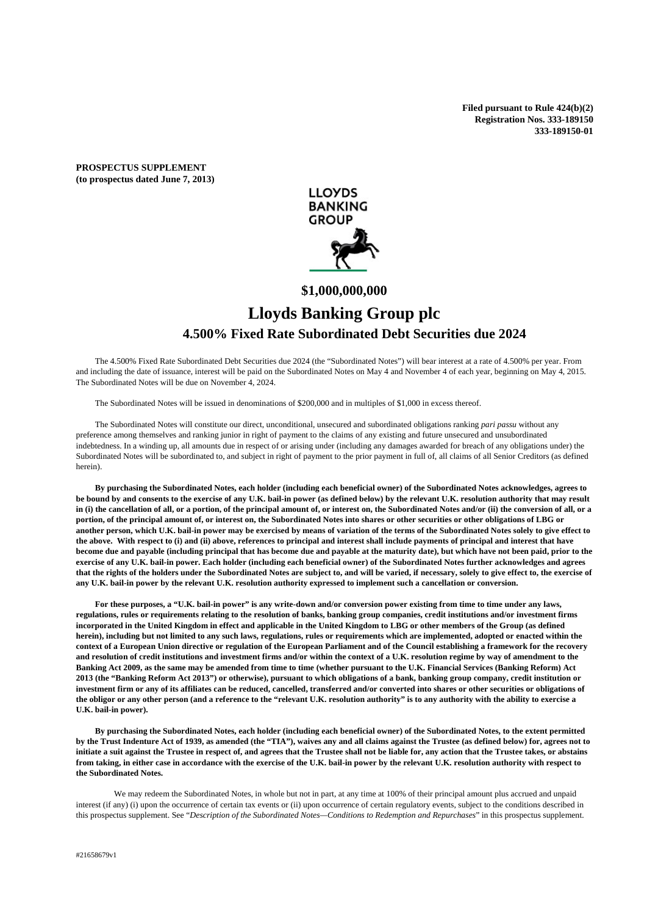**Filed pursuant to Rule 424(b)(2)**
**Registration Nos. 333-189150**
**333-189150-01**

**PROSPECTUS SUPPLEMENT**
**(to prospectus dated June 7, 2013)**

LLOYDS BANKING GROUP

# $1,000,000,000

# Lloyds Banking Group plc

## 4.500% Fixed Rate Subordinated Debt Securities due 2024

The 4.500% Fixed Rate Subordinated Debt Securities due 2024 (the "Subordinated Notes") will bear interest at a rate of 4.500% per year. From and including the date of issuance, interest will be paid on the Subordinated Notes on May 4 and November 4 of each year, beginning on May 4, 2015. The Subordinated Notes will be due on November 4, 2024.

The Subordinated Notes will be issued in denominations of $200,000 and in multiples of $1,000 in excess thereof.

The Subordinated Notes will constitute our direct, unconditional, unsecured and subordinated obligations ranking *pari passu* without any preference among themselves and ranking junior in right of payment to the claims of any existing and future unsecured and unsubordinated indebtedness. In a winding up, all amounts due in respect of or arising under (including any damages awarded for breach of any obligations under) the Subordinated Notes will be subordinated to, and subject in right of payment to the prior payment in full of, all claims of all Senior Creditors (as defined herein).

**By purchasing the Subordinated Notes, each holder (including each beneficial owner) of the Subordinated Notes acknowledges, agrees to be bound by and consents to the exercise of any U.K. bail-in power (as defined below) by the relevant U.K. resolution authority that may result in (i) the cancellation of all, or a portion, of the principal amount of, or interest on, the Subordinated Notes and/or (ii) the conversion of all, or a portion, of the principal amount of, or interest on, the Subordinated Notes into shares or other securities or other obligations of LBG or another person, which U.K. bail-in power may be exercised by means of variation of the terms of the Subordinated Notes solely to give effect to the above. With respect to (i) and (ii) above, references to principal and interest shall include payments of principal and interest that have become due and payable (including principal that has become due and payable at the maturity date), but which have not been paid, prior to the exercise of any U.K. bail-in power. Each holder (including each beneficial owner) of the Subordinated Notes further acknowledges and agrees that the rights of the holders under the Subordinated Notes are subject to, and will be varied, if necessary, solely to give effect to, the exercise of any U.K. bail-in power by the relevant U.K. resolution authority expressed to implement such a cancellation or conversion.**

**For these purposes, a "U.K. bail-in power" is any write-down and/or conversion power existing from time to time under any laws, regulations, rules or requirements relating to the resolution of banks, banking group companies, credit institutions and/or investment firms incorporated in the United Kingdom in effect and applicable in the United Kingdom to LBG or other members of the Group (as defined herein), including but not limited to any such laws, regulations, rules or requirements which are implemented, adopted or enacted within the context of a European Union directive or regulation of the European Parliament and of the Council establishing a framework for the recovery and resolution of credit institutions and investment firms and/or within the context of a U.K. resolution regime by way of amendment to the Banking Act 2009, as the same may be amended from time to time (whether pursuant to the U.K. Financial Services (Banking Reform) Act 2013 (the "Banking Reform Act 2013") or otherwise), pursuant to which obligations of a bank, banking group company, credit institution or investment firm or any of its affiliates can be reduced, cancelled, transferred and/or converted into shares or other securities or obligations of the obligor or any other person (and a reference to the "relevant U.K. resolution authority" is to any authority with the ability to exercise a U.K. bail-in power).**

**By purchasing the Subordinated Notes, each holder (including each beneficial owner) of the Subordinated Notes, to the extent permitted by the Trust Indenture Act of 1939, as amended (the "TIA"), waives any and all claims against the Trustee (as defined below) for, agrees not to initiate a suit against the Trustee in respect of, and agrees that the Trustee shall not be liable for, any action that the Trustee takes, or abstains from taking, in either case in accordance with the exercise of the U.K. bail-in power by the relevant U.K. resolution authority with respect to the Subordinated Notes.**

We may redeem the Subordinated Notes, in whole but not in part, at any time at 100% of their principal amount plus accrued and unpaid interest (if any) (i) upon the occurrence of certain tax events or (ii) upon occurrence of certain regulatory events, subject to the conditions described in this prospectus supplement. See "*Description of the Subordinated Notes—Conditions to Redemption and Repurchases*" in this prospectus supplement.

#21658679v1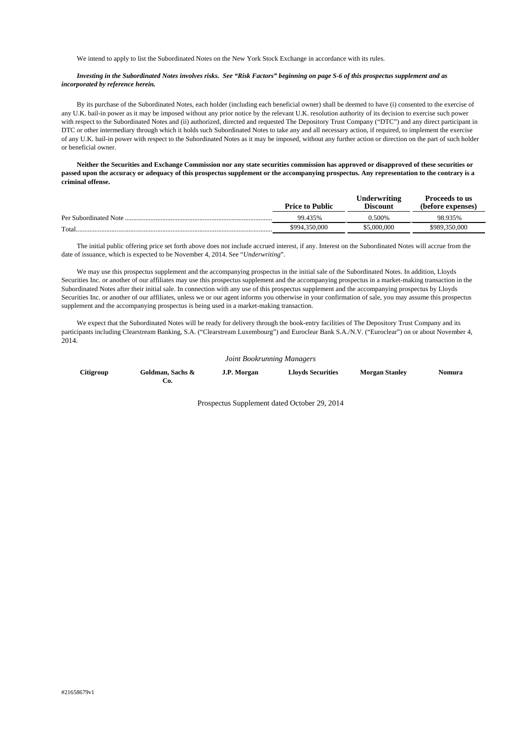We intend to apply to list the Subordinated Notes on the New York Stock Exchange in accordance with its rules.

***Investing in the Subordinated Notes involves risks. See "Risk Factors" beginning on page S-6 of this prospectus supplement and as incorporated by reference herein.***

By its purchase of the Subordinated Notes, each holder (including each beneficial owner) shall be deemed to have (i) consented to the exercise of any U.K. bail-in power as it may be imposed without any prior notice by the relevant U.K. resolution authority of its decision to exercise such power with respect to the Subordinated Notes and (ii) authorized, directed and requested The Depository Trust Company ("DTC") and any direct participant in DTC or other intermediary through which it holds such Subordinated Notes to take any and all necessary action, if required, to implement the exercise of any U.K. bail-in power with respect to the Subordinated Notes as it may be imposed, without any further action or direction on the part of such holder or beneficial owner.

**Neither the Securities and Exchange Commission nor any state securities commission has approved or disapproved of these securities or passed upon the accuracy or adequacy of this prospectus supplement or the accompanying prospectus. Any representation to the contrary is a criminal offense.**

| | Price to Public | Underwriting Discount | Proceeds to us (before expenses) |
|---|---|---|---|
| Per Subordinated Note | 99.435% | 0.500% | 98.935% |
| Total | $994,350,000 | $5,000,000 | $989,350,000 |

The initial public offering price set forth above does not include accrued interest, if any. Interest on the Subordinated Notes will accrue from the date of issuance, which is expected to be November 4, 2014. See "*Underwriting*".

We may use this prospectus supplement and the accompanying prospectus in the initial sale of the Subordinated Notes. In addition, Lloyds Securities Inc. or another of our affiliates may use this prospectus supplement and the accompanying prospectus in a market-making transaction in the Subordinated Notes after their initial sale. In connection with any use of this prospectus supplement and the accompanying prospectus by Lloyds Securities Inc. or another of our affiliates, unless we or our agent informs you otherwise in your confirmation of sale, you may assume this prospectus supplement and the accompanying prospectus is being used in a market-making transaction.

We expect that the Subordinated Notes will be ready for delivery through the book-entry facilities of The Depository Trust Company and its participants including Clearstream Banking, S.A. ("Clearstream Luxembourg") and Euroclear Bank S.A./N.V. ("Euroclear") on or about November 4, 2014.

*Joint Bookrunning Managers*

**Citigroup** **Goldman, Sachs & Co.** **J.P. Morgan** **Lloyds Securities** **Morgan Stanley** **Nomura**

Prospectus Supplement dated October 29, 2014

#21658679v1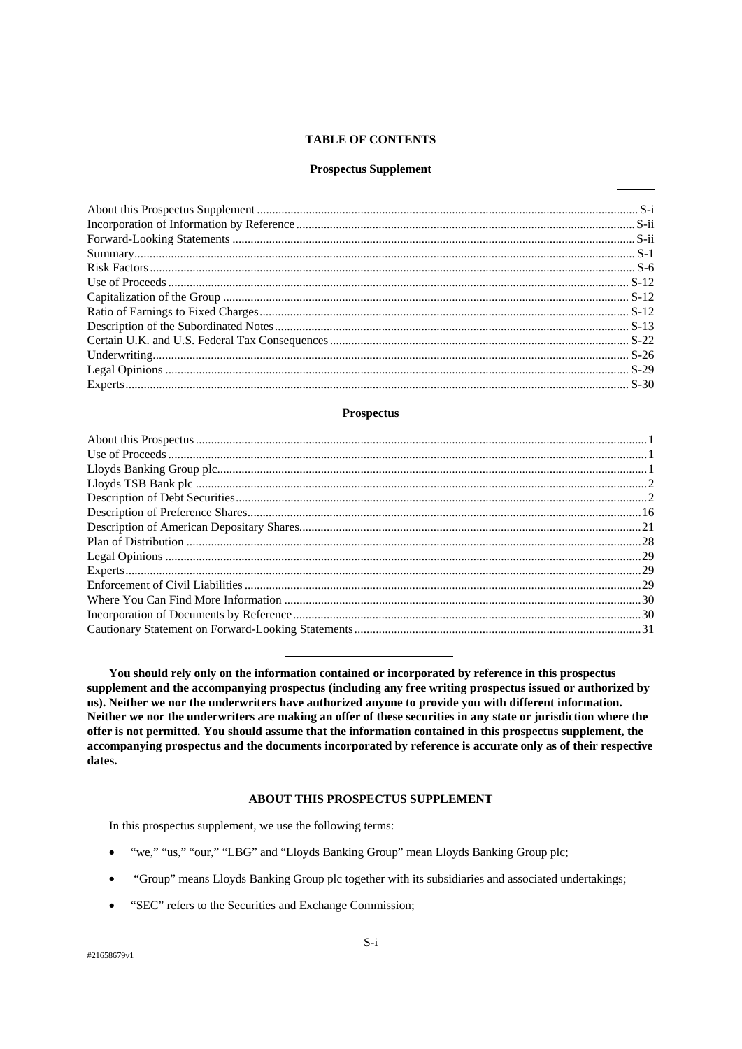## TABLE OF CONTENTS

### Prospectus Supplement

| | |
|---|---|
| About this Prospectus Supplement | S-i |
| Incorporation of Information by Reference | S-ii |
| Forward-Looking Statements | S-ii |
| Summary | S-1 |
| Risk Factors | S-6 |
| Use of Proceeds | S-12 |
| Capitalization of the Group | S-12 |
| Ratio of Earnings to Fixed Charges | S-12 |
| Description of the Subordinated Notes | S-13 |
| Certain U.K. and U.S. Federal Tax Consequences | S-22 |
| Underwriting | S-26 |
| Legal Opinions | S-29 |
| Experts | S-30 |

### Prospectus

| | |
|---|---|
| About this Prospectus | 1 |
| Use of Proceeds | 1 |
| Lloyds Banking Group plc | 1 |
| Lloyds TSB Bank plc | 2 |
| Description of Debt Securities | 2 |
| Description of Preference Shares | 16 |
| Description of American Depositary Shares | 21 |
| Plan of Distribution | 28 |
| Legal Opinions | 29 |
| Experts | 29 |
| Enforcement of Civil Liabilities | 29 |
| Where You Can Find More Information | 30 |
| Incorporation of Documents by Reference | 30 |
| Cautionary Statement on Forward-Looking Statements | 31 |

**You should rely only on the information contained or incorporated by reference in this prospectus supplement and the accompanying prospectus (including any free writing prospectus issued or authorized by us). Neither we nor the underwriters have authorized anyone to provide you with different information. Neither we nor the underwriters are making an offer of these securities in any state or jurisdiction where the offer is not permitted. You should assume that the information contained in this prospectus supplement, the accompanying prospectus and the documents incorporated by reference is accurate only as of their respective dates.**

## ABOUT THIS PROSPECTUS SUPPLEMENT

In this prospectus supplement, we use the following terms:

- "we," "us," "our," "LBG" and "Lloyds Banking Group" mean Lloyds Banking Group plc;
- "Group" means Lloyds Banking Group plc together with its subsidiaries and associated undertakings;
- "SEC" refers to the Securities and Exchange Commission;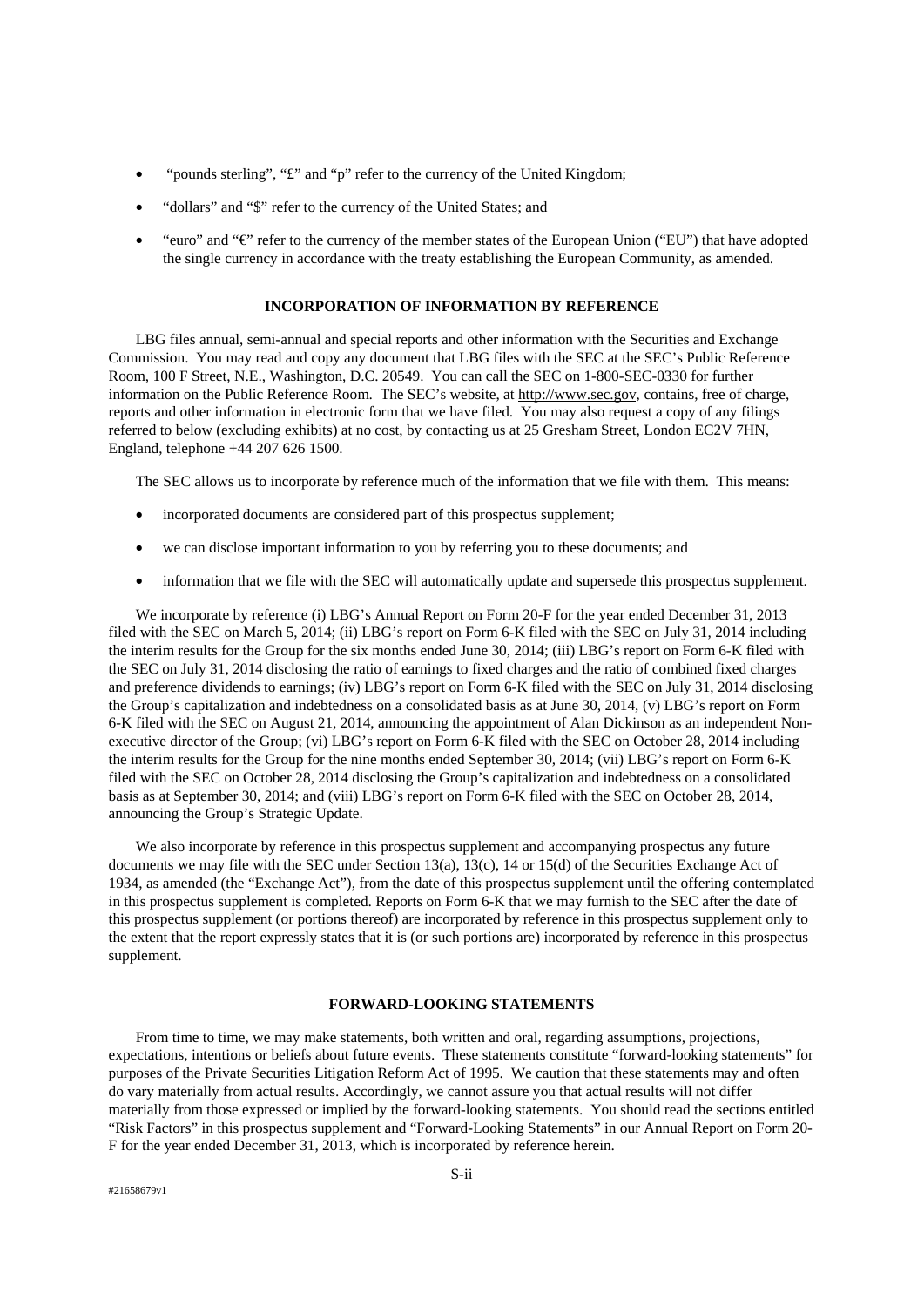- "pounds sterling", "£" and "p" refer to the currency of the United Kingdom;
- "dollars" and "$" refer to the currency of the United States; and
- "euro" and "€" refer to the currency of the member states of the European Union ("EU") that have adopted the single currency in accordance with the treaty establishing the European Community, as amended.

## INCORPORATION OF INFORMATION BY REFERENCE

LBG files annual, semi-annual and special reports and other information with the Securities and Exchange Commission. You may read and copy any document that LBG files with the SEC at the SEC's Public Reference Room, 100 F Street, N.E., Washington, D.C. 20549. You can call the SEC on 1-800-SEC-0330 for further information on the Public Reference Room. The SEC's website, at http://www.sec.gov, contains, free of charge, reports and other information in electronic form that we have filed. You may also request a copy of any filings referred to below (excluding exhibits) at no cost, by contacting us at 25 Gresham Street, London EC2V 7HN, England, telephone +44 207 626 1500.

The SEC allows us to incorporate by reference much of the information that we file with them. This means:

- incorporated documents are considered part of this prospectus supplement;
- we can disclose important information to you by referring you to these documents; and
- information that we file with the SEC will automatically update and supersede this prospectus supplement.

We incorporate by reference (i) LBG's Annual Report on Form 20-F for the year ended December 31, 2013 filed with the SEC on March 5, 2014; (ii) LBG's report on Form 6-K filed with the SEC on July 31, 2014 including the interim results for the Group for the six months ended June 30, 2014; (iii) LBG's report on Form 6-K filed with the SEC on July 31, 2014 disclosing the ratio of earnings to fixed charges and the ratio of combined fixed charges and preference dividends to earnings; (iv) LBG's report on Form 6-K filed with the SEC on July 31, 2014 disclosing the Group's capitalization and indebtedness on a consolidated basis as at June 30, 2014, (v) LBG's report on Form 6-K filed with the SEC on August 21, 2014, announcing the appointment of Alan Dickinson as an independent Non-executive director of the Group; (vi) LBG's report on Form 6-K filed with the SEC on October 28, 2014 including the interim results for the Group for the nine months ended September 30, 2014; (vii) LBG's report on Form 6-K filed with the SEC on October 28, 2014 disclosing the Group's capitalization and indebtedness on a consolidated basis as at September 30, 2014; and (viii) LBG's report on Form 6-K filed with the SEC on October 28, 2014, announcing the Group's Strategic Update.

We also incorporate by reference in this prospectus supplement and accompanying prospectus any future documents we may file with the SEC under Section 13(a), 13(c), 14 or 15(d) of the Securities Exchange Act of 1934, as amended (the "Exchange Act"), from the date of this prospectus supplement until the offering contemplated in this prospectus supplement is completed. Reports on Form 6-K that we may furnish to the SEC after the date of this prospectus supplement (or portions thereof) are incorporated by reference in this prospectus supplement only to the extent that the report expressly states that it is (or such portions are) incorporated by reference in this prospectus supplement.

## FORWARD-LOOKING STATEMENTS

From time to time, we may make statements, both written and oral, regarding assumptions, projections, expectations, intentions or beliefs about future events. These statements constitute "forward-looking statements" for purposes of the Private Securities Litigation Reform Act of 1995. We caution that these statements may and often do vary materially from actual results. Accordingly, we cannot assure you that actual results will not differ materially from those expressed or implied by the forward-looking statements. You should read the sections entitled "Risk Factors" in this prospectus supplement and "Forward-Looking Statements" in our Annual Report on Form 20-F for the year ended December 31, 2013, which is incorporated by reference herein.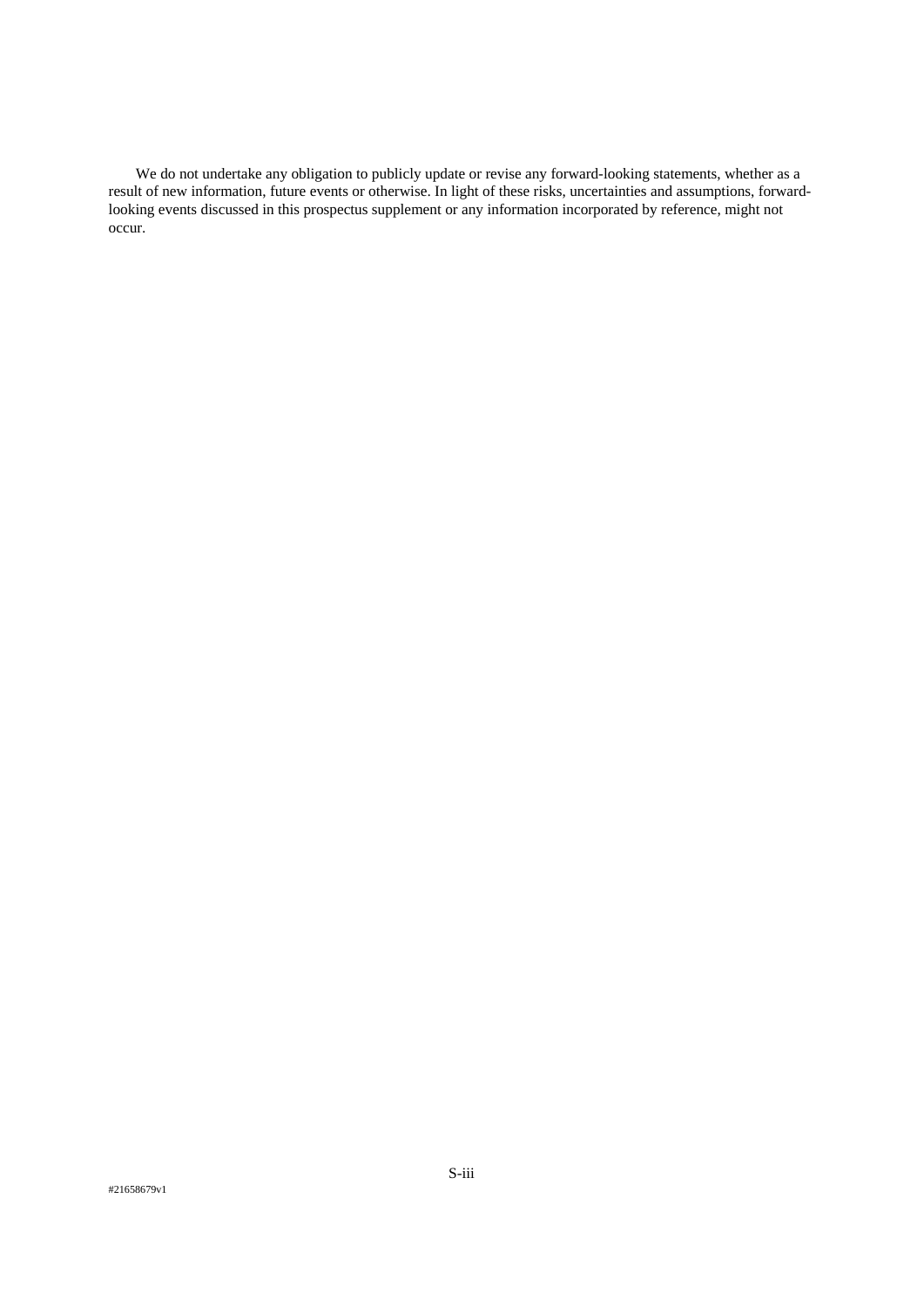We do not undertake any obligation to publicly update or revise any forward-looking statements, whether as a result of new information, future events or otherwise. In light of these risks, uncertainties and assumptions, forward-looking events discussed in this prospectus supplement or any information incorporated by reference, might not occur.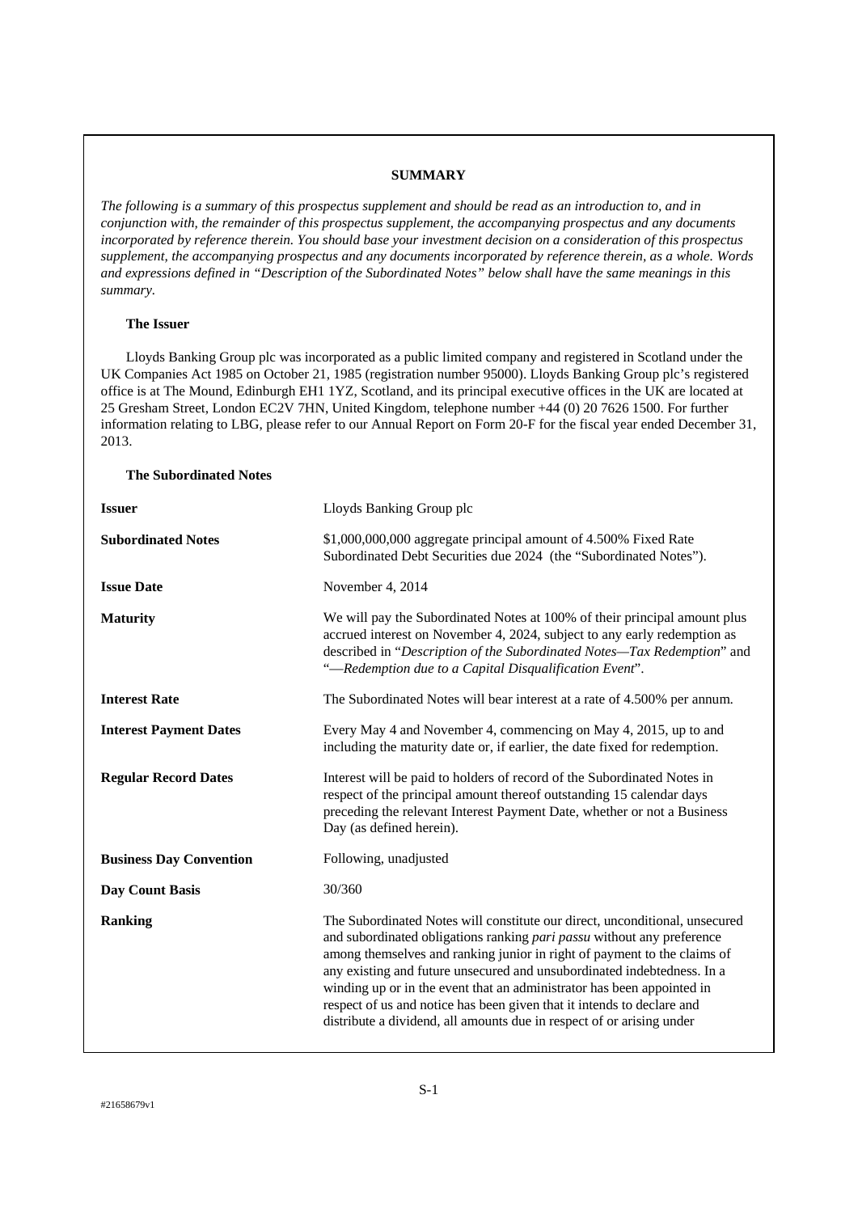## SUMMARY

*The following is a summary of this prospectus supplement and should be read as an introduction to, and in conjunction with, the remainder of this prospectus supplement, the accompanying prospectus and any documents incorporated by reference therein. You should base your investment decision on a consideration of this prospectus supplement, the accompanying prospectus and any documents incorporated by reference therein, as a whole. Words and expressions defined in "Description of the Subordinated Notes" below shall have the same meanings in this summary.*

### The Issuer

Lloyds Banking Group plc was incorporated as a public limited company and registered in Scotland under the UK Companies Act 1985 on October 21, 1985 (registration number 95000). Lloyds Banking Group plc's registered office is at The Mound, Edinburgh EH1 1YZ, Scotland, and its principal executive offices in the UK are located at 25 Gresham Street, London EC2V 7HN, United Kingdom, telephone number +44 (0) 20 7626 1500. For further information relating to LBG, please refer to our Annual Report on Form 20-F for the fiscal year ended December 31, 2013.

### The Subordinated Notes

| | |
|---|---|
| **Issuer** | Lloyds Banking Group plc |
| **Subordinated Notes** | $1,000,000,000 aggregate principal amount of 4.500% Fixed Rate Subordinated Debt Securities due 2024 (the "Subordinated Notes"). |
| **Issue Date** | November 4, 2014 |
| **Maturity** | We will pay the Subordinated Notes at 100% of their principal amount plus accrued interest on November 4, 2024, subject to any early redemption as described in "*Description of the Subordinated Notes—Tax Redemption*" and "*—Redemption due to a Capital Disqualification Event*". |
| **Interest Rate** | The Subordinated Notes will bear interest at a rate of 4.500% per annum. |
| **Interest Payment Dates** | Every May 4 and November 4, commencing on May 4, 2015, up to and including the maturity date or, if earlier, the date fixed for redemption. |
| **Regular Record Dates** | Interest will be paid to holders of record of the Subordinated Notes in respect of the principal amount thereof outstanding 15 calendar days preceding the relevant Interest Payment Date, whether or not a Business Day (as defined herein). |
| **Business Day Convention** | Following, unadjusted |
| **Day Count Basis** | 30/360 |
| **Ranking** | The Subordinated Notes will constitute our direct, unconditional, unsecured and subordinated obligations ranking *pari passu* without any preference among themselves and ranking junior in right of payment to the claims of any existing and future unsecured and unsubordinated indebtedness. In a winding up or in the event that an administrator has been appointed in respect of us and notice has been given that it intends to declare and distribute a dividend, all amounts due in respect of or arising under |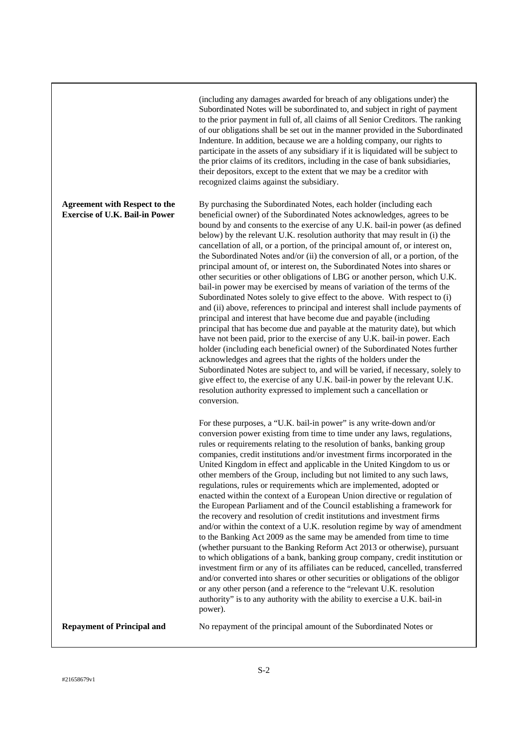| | |
|---|---|
| | (including any damages awarded for breach of any obligations under) the Subordinated Notes will be subordinated to, and subject in right of payment to the prior payment in full of, all claims of all Senior Creditors. The ranking of our obligations shall be set out in the manner provided in the Subordinated Indenture. In addition, because we are a holding company, our rights to participate in the assets of any subsidiary if it is liquidated will be subject to the prior claims of its creditors, including in the case of bank subsidiaries, their depositors, except to the extent that we may be a creditor with recognized claims against the subsidiary. |
| **Agreement with Respect to the Exercise of U.K. Bail-in Power** | By purchasing the Subordinated Notes, each holder (including each beneficial owner) of the Subordinated Notes acknowledges, agrees to be bound by and consents to the exercise of any U.K. bail-in power (as defined below) by the relevant U.K. resolution authority that may result in (i) the cancellation of all, or a portion, of the principal amount of, or interest on, the Subordinated Notes and/or (ii) the conversion of all, or a portion, of the principal amount of, or interest on, the Subordinated Notes into shares or other securities or other obligations of LBG or another person, which U.K. bail-in power may be exercised by means of variation of the terms of the Subordinated Notes solely to give effect to the above. With respect to (i) and (ii) above, references to principal and interest shall include payments of principal and interest that have become due and payable (including principal that has become due and payable at the maturity date), but which have not been paid, prior to the exercise of any U.K. bail-in power. Each holder (including each beneficial owner) of the Subordinated Notes further acknowledges and agrees that the rights of the holders under the Subordinated Notes are subject to, and will be varied, if necessary, solely to give effect to, the exercise of any U.K. bail-in power by the relevant U.K. resolution authority expressed to implement such a cancellation or conversion.<br><br>For these purposes, a "U.K. bail-in power" is any write-down and/or conversion power existing from time to time under any laws, regulations, rules or requirements relating to the resolution of banks, banking group companies, credit institutions and/or investment firms incorporated in the United Kingdom in effect and applicable in the United Kingdom to us or other members of the Group, including but not limited to any such laws, regulations, rules or requirements which are implemented, adopted or enacted within the context of a European Union directive or regulation of the European Parliament and of the Council establishing a framework for the recovery and resolution of credit institutions and investment firms and/or within the context of a U.K. resolution regime by way of amendment to the Banking Act 2009 as the same may be amended from time to time (whether pursuant to the Banking Reform Act 2013 or otherwise), pursuant to which obligations of a bank, banking group company, credit institution or investment firm or any of its affiliates can be reduced, cancelled, transferred and/or converted into shares or other securities or obligations of the obligor or any other person (and a reference to the "relevant U.K. resolution authority" is to any authority with the ability to exercise a U.K. bail-in power). |
| **Repayment of Principal and** | No repayment of the principal amount of the Subordinated Notes or |

#21658679v1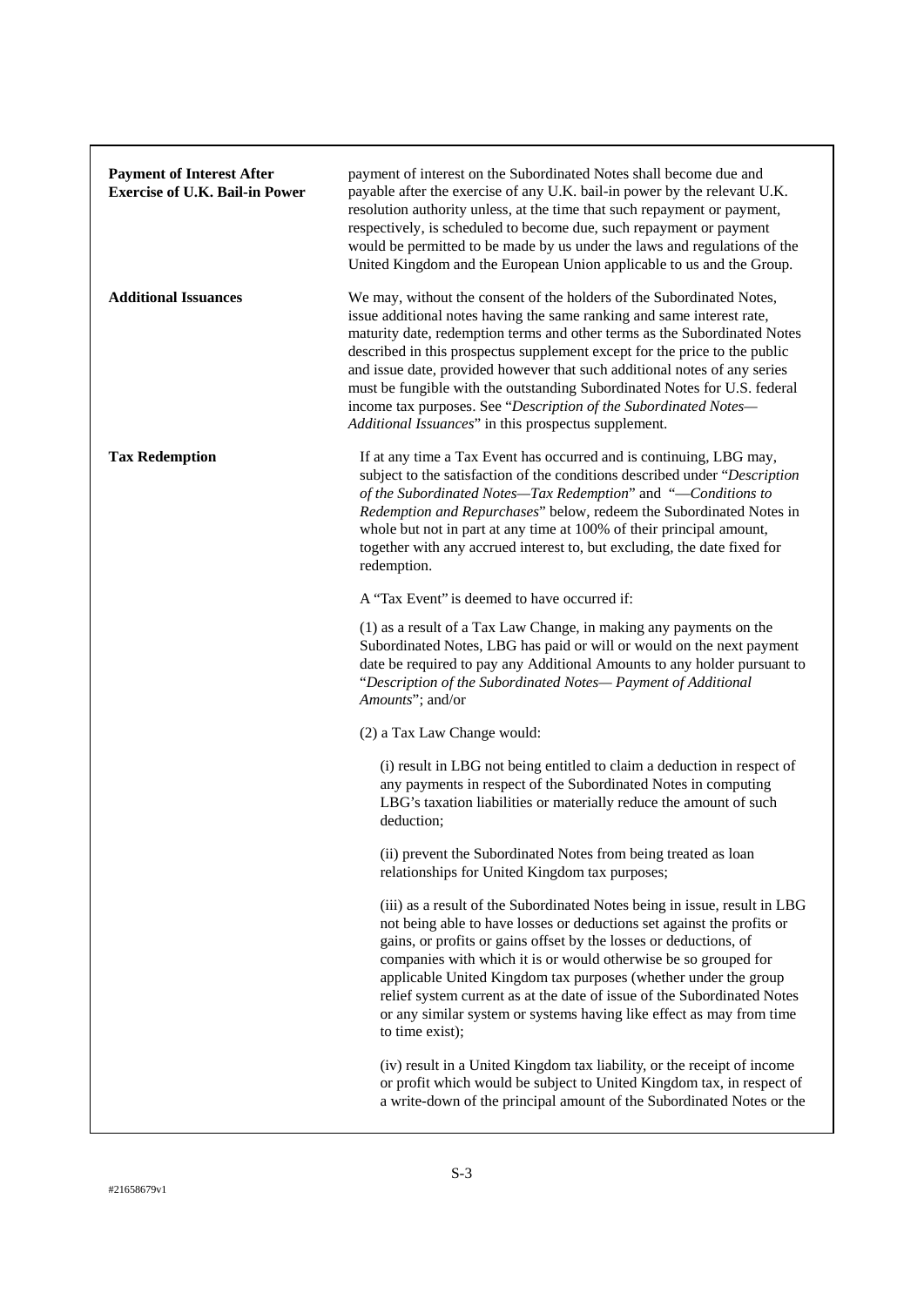| | |
|---|---|
| **Payment of Interest After Exercise of U.K. Bail-in Power** | payment of interest on the Subordinated Notes shall become due and payable after the exercise of any U.K. bail-in power by the relevant U.K. resolution authority unless, at the time that such repayment or payment, respectively, is scheduled to become due, such repayment or payment would be permitted to be made by us under the laws and regulations of the United Kingdom and the European Union applicable to us and the Group. |
| **Additional Issuances** | We may, without the consent of the holders of the Subordinated Notes, issue additional notes having the same ranking and same interest rate, maturity date, redemption terms and other terms as the Subordinated Notes described in this prospectus supplement except for the price to the public and issue date, provided however that such additional notes of any series must be fungible with the outstanding Subordinated Notes for U.S. federal income tax purposes. See "*Description of the Subordinated Notes—Additional Issuances*" in this prospectus supplement. |
| **Tax Redemption** | If at any time a Tax Event has occurred and is continuing, LBG may, subject to the satisfaction of the conditions described under "*Description of the Subordinated Notes—Tax Redemption*" and "*—Conditions to Redemption and Repurchases*" below, redeem the Subordinated Notes in whole but not in part at any time at 100% of their principal amount, together with any accrued interest to, but excluding, the date fixed for redemption.<br><br>A "Tax Event" is deemed to have occurred if:<br><br>(1) as a result of a Tax Law Change, in making any payments on the Subordinated Notes, LBG has paid or will or would on the next payment date be required to pay any Additional Amounts to any holder pursuant to "*Description of the Subordinated Notes— Payment of Additional Amounts*"; and/or<br><br>(2) a Tax Law Change would:<br><br>(i) result in LBG not being entitled to claim a deduction in respect of any payments in respect of the Subordinated Notes in computing LBG's taxation liabilities or materially reduce the amount of such deduction;<br><br>(ii) prevent the Subordinated Notes from being treated as loan relationships for United Kingdom tax purposes;<br><br>(iii) as a result of the Subordinated Notes being in issue, result in LBG not being able to have losses or deductions set against the profits or gains, or profits or gains offset by the losses or deductions, of companies with which it is or would otherwise be so grouped for applicable United Kingdom tax purposes (whether under the group relief system current as at the date of issue of the Subordinated Notes or any similar system or systems having like effect as may from time to time exist);<br><br>(iv) result in a United Kingdom tax liability, or the receipt of income or profit which would be subject to United Kingdom tax, in respect of a write-down of the principal amount of the Subordinated Notes or the |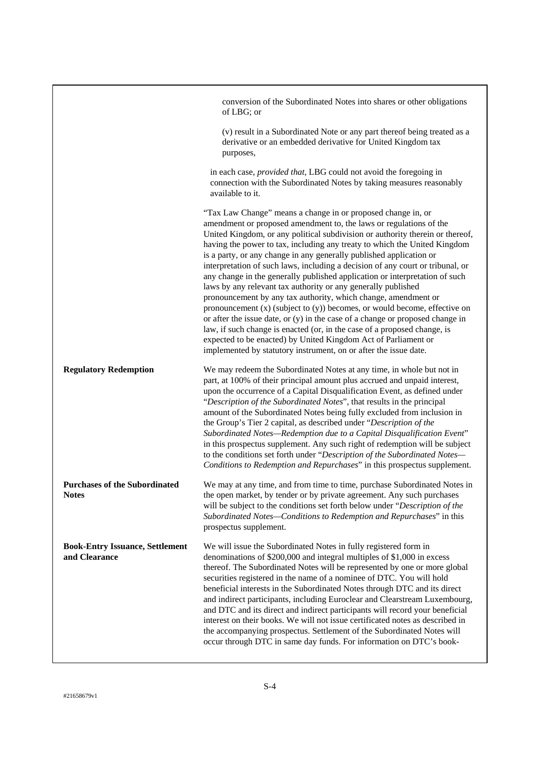| | |
|---|---|
| | conversion of the Subordinated Notes into shares or other obligations of LBG; or<br><br>(v) result in a Subordinated Note or any part thereof being treated as a derivative or an embedded derivative for United Kingdom tax purposes,<br><br>in each case, *provided that*, LBG could not avoid the foregoing in connection with the Subordinated Notes by taking measures reasonably available to it.<br><br>"Tax Law Change" means a change in or proposed change in, or amendment or proposed amendment to, the laws or regulations of the United Kingdom, or any political subdivision or authority therein or thereof, having the power to tax, including any treaty to which the United Kingdom is a party, or any change in any generally published application or interpretation of such laws, including a decision of any court or tribunal, or any change in the generally published application or interpretation of such laws by any relevant tax authority or any generally published pronouncement by any tax authority, which change, amendment or pronouncement (x) (subject to (y)) becomes, or would become, effective on or after the issue date, or (y) in the case of a change or proposed change in law, if such change is enacted (or, in the case of a proposed change, is expected to be enacted) by United Kingdom Act of Parliament or implemented by statutory instrument, on or after the issue date. |
| **Regulatory Redemption** | We may redeem the Subordinated Notes at any time, in whole but not in part, at 100% of their principal amount plus accrued and unpaid interest, upon the occurrence of a Capital Disqualification Event, as defined under "*Description of the Subordinated Notes*", that results in the principal amount of the Subordinated Notes being fully excluded from inclusion in the Group's Tier 2 capital, as described under "*Description of the Subordinated Notes—Redemption due to a Capital Disqualification Event*" in this prospectus supplement. Any such right of redemption will be subject to the conditions set forth under "*Description of the Subordinated Notes—Conditions to Redemption and Repurchases*" in this prospectus supplement. |
| **Purchases of the Subordinated Notes** | We may at any time, and from time to time, purchase Subordinated Notes in the open market, by tender or by private agreement. Any such purchases will be subject to the conditions set forth below under "*Description of the Subordinated Notes—Conditions to Redemption and Repurchases*" in this prospectus supplement. |
| **Book-Entry Issuance, Settlement and Clearance** | We will issue the Subordinated Notes in fully registered form in denominations of $200,000 and integral multiples of $1,000 in excess thereof. The Subordinated Notes will be represented by one or more global securities registered in the name of a nominee of DTC. You will hold beneficial interests in the Subordinated Notes through DTC and its direct and indirect participants, including Euroclear and Clearstream Luxembourg, and DTC and its direct and indirect participants will record your beneficial interest on their books. We will not issue certificated notes as described in the accompanying prospectus. Settlement of the Subordinated Notes will occur through DTC in same day funds. For information on DTC's book- |

#21658679v1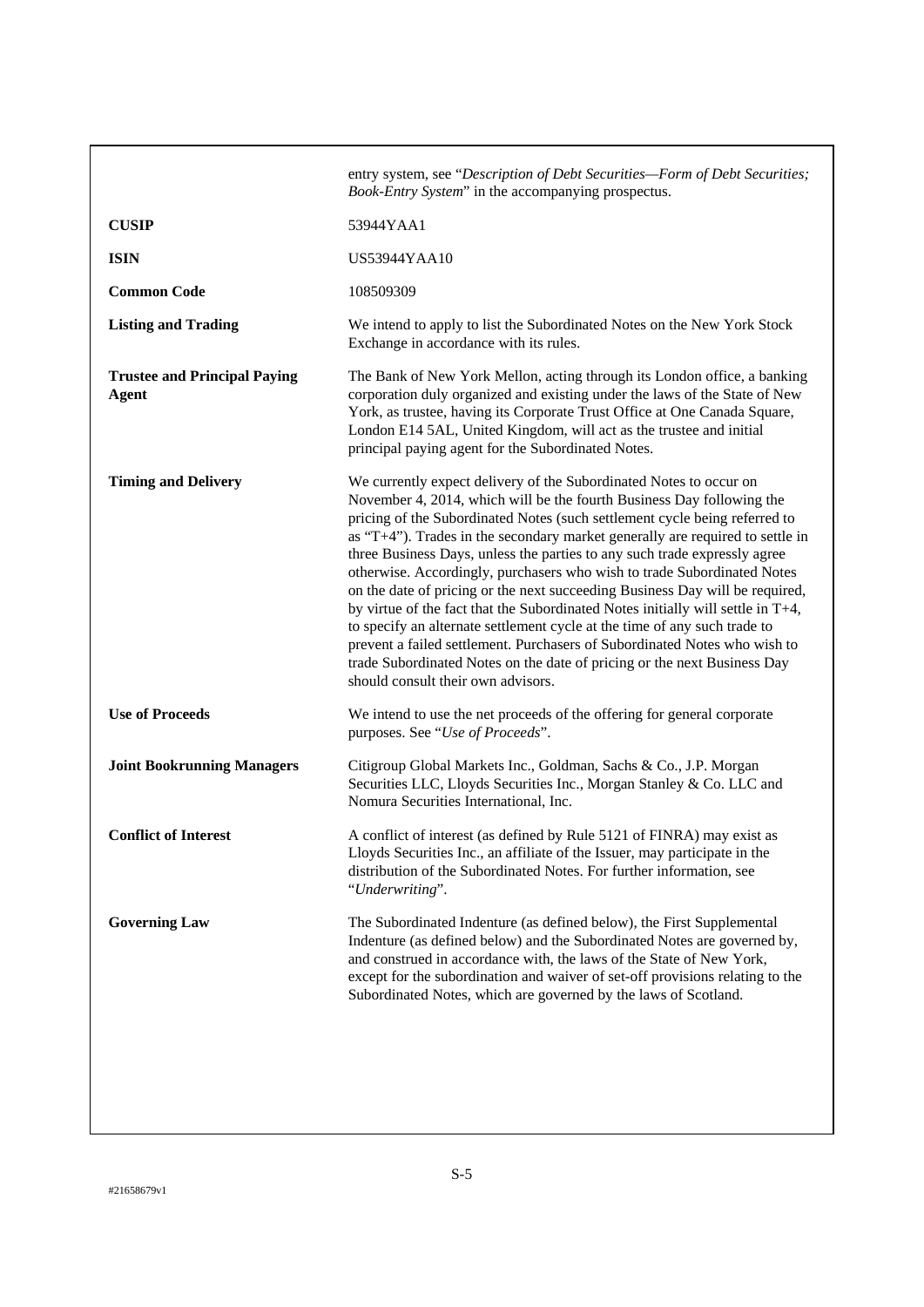| | |
|---|---|
| | entry system, see "*Description of Debt Securities—Form of Debt Securities; Book-Entry System*" in the accompanying prospectus. |
| **CUSIP** | 53944YAA1 |
| **ISIN** | US53944YAA10 |
| **Common Code** | 108509309 |
| **Listing and Trading** | We intend to apply to list the Subordinated Notes on the New York Stock Exchange in accordance with its rules. |
| **Trustee and Principal Paying Agent** | The Bank of New York Mellon, acting through its London office, a banking corporation duly organized and existing under the laws of the State of New York, as trustee, having its Corporate Trust Office at One Canada Square, London E14 5AL, United Kingdom, will act as the trustee and initial principal paying agent for the Subordinated Notes. |
| **Timing and Delivery** | We currently expect delivery of the Subordinated Notes to occur on November 4, 2014, which will be the fourth Business Day following the pricing of the Subordinated Notes (such settlement cycle being referred to as "T+4"). Trades in the secondary market generally are required to settle in three Business Days, unless the parties to any such trade expressly agree otherwise. Accordingly, purchasers who wish to trade Subordinated Notes on the date of pricing or the next succeeding Business Day will be required, by virtue of the fact that the Subordinated Notes initially will settle in T+4, to specify an alternate settlement cycle at the time of any such trade to prevent a failed settlement. Purchasers of Subordinated Notes who wish to trade Subordinated Notes on the date of pricing or the next Business Day should consult their own advisors. |
| **Use of Proceeds** | We intend to use the net proceeds of the offering for general corporate purposes. See "*Use of Proceeds*". |
| **Joint Bookrunning Managers** | Citigroup Global Markets Inc., Goldman, Sachs & Co., J.P. Morgan Securities LLC, Lloyds Securities Inc., Morgan Stanley & Co. LLC and Nomura Securities International, Inc. |
| **Conflict of Interest** | A conflict of interest (as defined by Rule 5121 of FINRA) may exist as Lloyds Securities Inc., an affiliate of the Issuer, may participate in the distribution of the Subordinated Notes. For further information, see "*Underwriting*". |
| **Governing Law** | The Subordinated Indenture (as defined below), the First Supplemental Indenture (as defined below) and the Subordinated Notes are governed by, and construed in accordance with, the laws of the State of New York, except for the subordination and waiver of set-off provisions relating to the Subordinated Notes, which are governed by the laws of Scotland. |

#21658679v1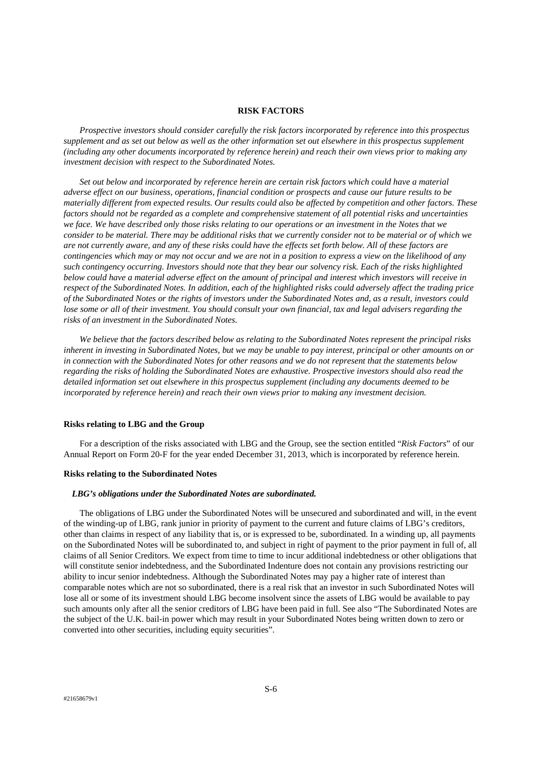## RISK FACTORS

*Prospective investors should consider carefully the risk factors incorporated by reference into this prospectus supplement and as set out below as well as the other information set out elsewhere in this prospectus supplement (including any other documents incorporated by reference herein) and reach their own views prior to making any investment decision with respect to the Subordinated Notes.*

*Set out below and incorporated by reference herein are certain risk factors which could have a material adverse effect on our business, operations, financial condition or prospects and cause our future results to be materially different from expected results. Our results could also be affected by competition and other factors. These factors should not be regarded as a complete and comprehensive statement of all potential risks and uncertainties we face. We have described only those risks relating to our operations or an investment in the Notes that we consider to be material. There may be additional risks that we currently consider not to be material or of which we are not currently aware, and any of these risks could have the effects set forth below. All of these factors are contingencies which may or may not occur and we are not in a position to express a view on the likelihood of any such contingency occurring. Investors should note that they bear our solvency risk. Each of the risks highlighted below could have a material adverse effect on the amount of principal and interest which investors will receive in respect of the Subordinated Notes. In addition, each of the highlighted risks could adversely affect the trading price of the Subordinated Notes or the rights of investors under the Subordinated Notes and, as a result, investors could lose some or all of their investment. You should consult your own financial, tax and legal advisers regarding the risks of an investment in the Subordinated Notes.*

*We believe that the factors described below as relating to the Subordinated Notes represent the principal risks inherent in investing in Subordinated Notes, but we may be unable to pay interest, principal or other amounts on or in connection with the Subordinated Notes for other reasons and we do not represent that the statements below regarding the risks of holding the Subordinated Notes are exhaustive. Prospective investors should also read the detailed information set out elsewhere in this prospectus supplement (including any documents deemed to be incorporated by reference herein) and reach their own views prior to making any investment decision.*

### Risks relating to LBG and the Group

For a description of the risks associated with LBG and the Group, see the section entitled "*Risk Factors*" of our Annual Report on Form 20-F for the year ended December 31, 2013, which is incorporated by reference herein.

### Risks relating to the Subordinated Notes

***LBG's obligations under the Subordinated Notes are subordinated.***

The obligations of LBG under the Subordinated Notes will be unsecured and subordinated and will, in the event of the winding-up of LBG, rank junior in priority of payment to the current and future claims of LBG's creditors, other than claims in respect of any liability that is, or is expressed to be, subordinated. In a winding up, all payments on the Subordinated Notes will be subordinated to, and subject in right of payment to the prior payment in full of, all claims of all Senior Creditors. We expect from time to time to incur additional indebtedness or other obligations that will constitute senior indebtedness, and the Subordinated Indenture does not contain any provisions restricting our ability to incur senior indebtedness. Although the Subordinated Notes may pay a higher rate of interest than comparable notes which are not so subordinated, there is a real risk that an investor in such Subordinated Notes will lose all or some of its investment should LBG become insolvent since the assets of LBG would be available to pay such amounts only after all the senior creditors of LBG have been paid in full. See also "The Subordinated Notes are the subject of the U.K. bail-in power which may result in your Subordinated Notes being written down to zero or converted into other securities, including equity securities".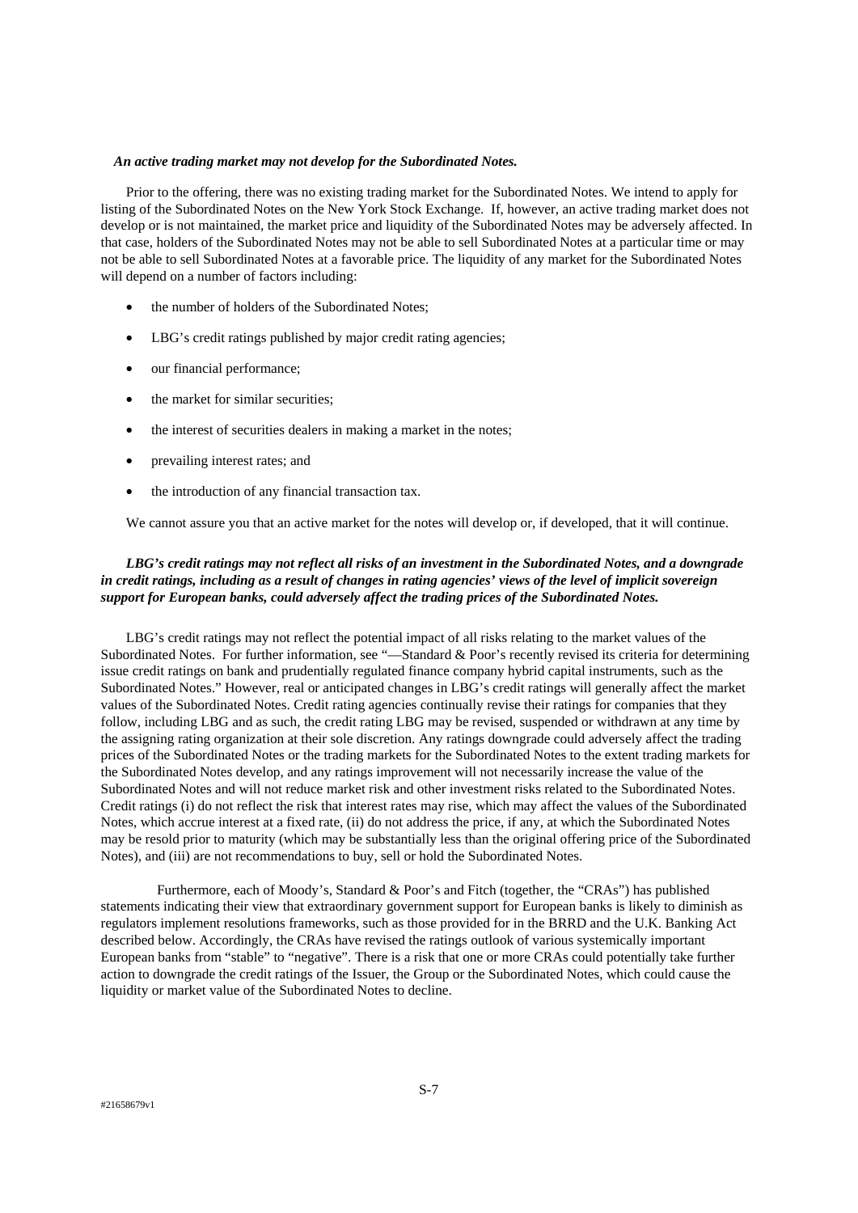***An active trading market may not develop for the Subordinated Notes.***

Prior to the offering, there was no existing trading market for the Subordinated Notes. We intend to apply for listing of the Subordinated Notes on the New York Stock Exchange. If, however, an active trading market does not develop or is not maintained, the market price and liquidity of the Subordinated Notes may be adversely affected. In that case, holders of the Subordinated Notes may not be able to sell Subordinated Notes at a particular time or may not be able to sell Subordinated Notes at a favorable price. The liquidity of any market for the Subordinated Notes will depend on a number of factors including:

- the number of holders of the Subordinated Notes;
- LBG's credit ratings published by major credit rating agencies;
- our financial performance;
- the market for similar securities;
- the interest of securities dealers in making a market in the notes;
- prevailing interest rates; and
- the introduction of any financial transaction tax.

We cannot assure you that an active market for the notes will develop or, if developed, that it will continue.

***LBG's credit ratings may not reflect all risks of an investment in the Subordinated Notes, and a downgrade in credit ratings, including as a result of changes in rating agencies' views of the level of implicit sovereign support for European banks, could adversely affect the trading prices of the Subordinated Notes.***

LBG's credit ratings may not reflect the potential impact of all risks relating to the market values of the Subordinated Notes. For further information, see "—Standard & Poor's recently revised its criteria for determining issue credit ratings on bank and prudentially regulated finance company hybrid capital instruments, such as the Subordinated Notes." However, real or anticipated changes in LBG's credit ratings will generally affect the market values of the Subordinated Notes. Credit rating agencies continually revise their ratings for companies that they follow, including LBG and as such, the credit rating LBG may be revised, suspended or withdrawn at any time by the assigning rating organization at their sole discretion. Any ratings downgrade could adversely affect the trading prices of the Subordinated Notes or the trading markets for the Subordinated Notes to the extent trading markets for the Subordinated Notes develop, and any ratings improvement will not necessarily increase the value of the Subordinated Notes and will not reduce market risk and other investment risks related to the Subordinated Notes. Credit ratings (i) do not reflect the risk that interest rates may rise, which may affect the values of the Subordinated Notes, which accrue interest at a fixed rate, (ii) do not address the price, if any, at which the Subordinated Notes may be resold prior to maturity (which may be substantially less than the original offering price of the Subordinated Notes), and (iii) are not recommendations to buy, sell or hold the Subordinated Notes.

Furthermore, each of Moody's, Standard & Poor's and Fitch (together, the "CRAs") has published statements indicating their view that extraordinary government support for European banks is likely to diminish as regulators implement resolutions frameworks, such as those provided for in the BRRD and the U.K. Banking Act described below. Accordingly, the CRAs have revised the ratings outlook of various systemically important European banks from "stable" to "negative". There is a risk that one or more CRAs could potentially take further action to downgrade the credit ratings of the Issuer, the Group or the Subordinated Notes, which could cause the liquidity or market value of the Subordinated Notes to decline.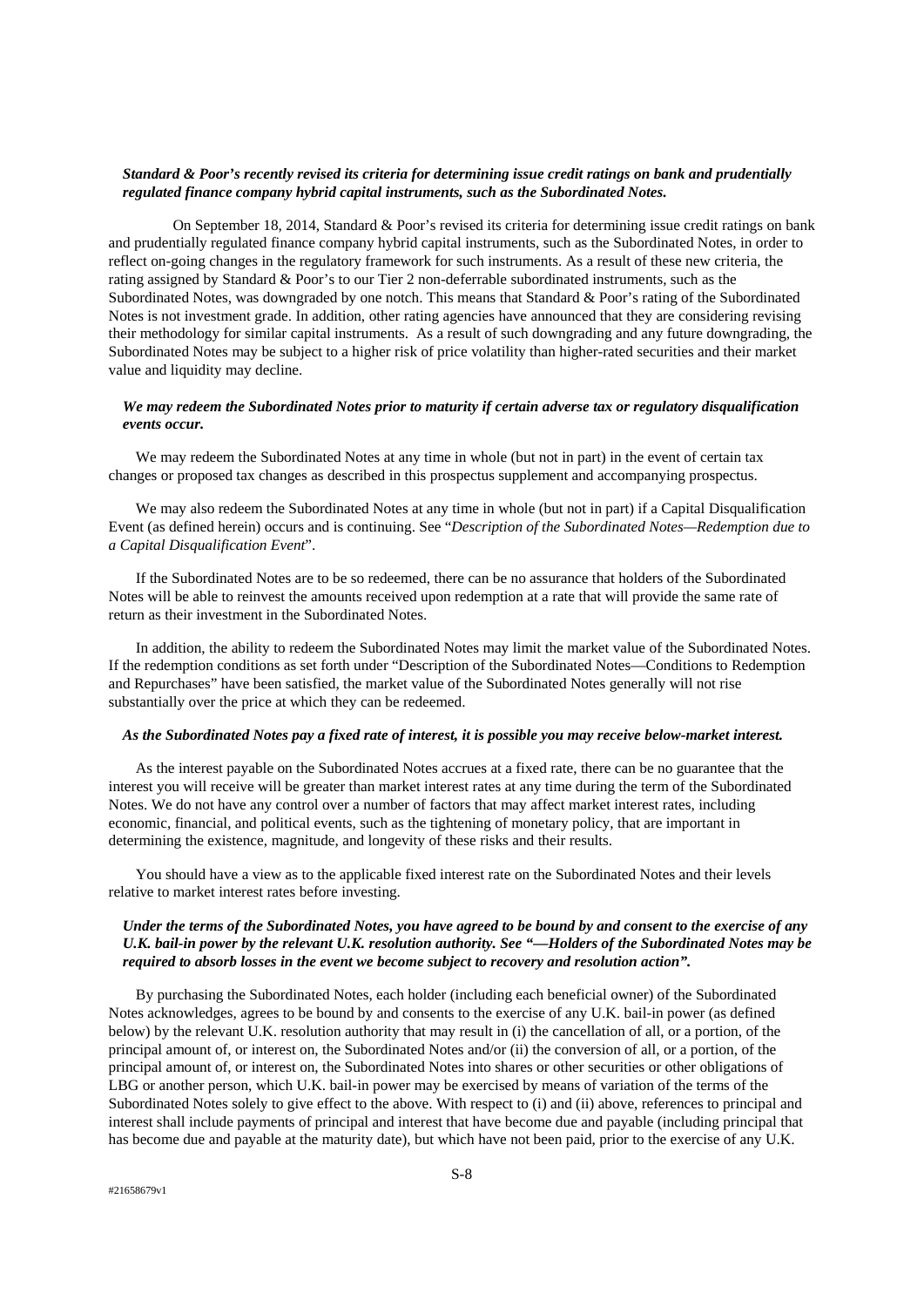***Standard & Poor's recently revised its criteria for determining issue credit ratings on bank and prudentially regulated finance company hybrid capital instruments, such as the Subordinated Notes.***

On September 18, 2014, Standard & Poor's revised its criteria for determining issue credit ratings on bank and prudentially regulated finance company hybrid capital instruments, such as the Subordinated Notes, in order to reflect on-going changes in the regulatory framework for such instruments. As a result of these new criteria, the rating assigned by Standard & Poor's to our Tier 2 non-deferrable subordinated instruments, such as the Subordinated Notes, was downgraded by one notch. This means that Standard & Poor's rating of the Subordinated Notes is not investment grade. In addition, other rating agencies have announced that they are considering revising their methodology for similar capital instruments. As a result of such downgrading and any future downgrading, the Subordinated Notes may be subject to a higher risk of price volatility than higher-rated securities and their market value and liquidity may decline.

***We may redeem the Subordinated Notes prior to maturity if certain adverse tax or regulatory disqualification events occur.***

We may redeem the Subordinated Notes at any time in whole (but not in part) in the event of certain tax changes or proposed tax changes as described in this prospectus supplement and accompanying prospectus.

We may also redeem the Subordinated Notes at any time in whole (but not in part) if a Capital Disqualification Event (as defined herein) occurs and is continuing. See "*Description of the Subordinated Notes—Redemption due to a Capital Disqualification Event*".

If the Subordinated Notes are to be so redeemed, there can be no assurance that holders of the Subordinated Notes will be able to reinvest the amounts received upon redemption at a rate that will provide the same rate of return as their investment in the Subordinated Notes.

In addition, the ability to redeem the Subordinated Notes may limit the market value of the Subordinated Notes. If the redemption conditions as set forth under "Description of the Subordinated Notes—Conditions to Redemption and Repurchases" have been satisfied, the market value of the Subordinated Notes generally will not rise substantially over the price at which they can be redeemed.

***As the Subordinated Notes pay a fixed rate of interest, it is possible you may receive below-market interest.***

As the interest payable on the Subordinated Notes accrues at a fixed rate, there can be no guarantee that the interest you will receive will be greater than market interest rates at any time during the term of the Subordinated Notes. We do not have any control over a number of factors that may affect market interest rates, including economic, financial, and political events, such as the tightening of monetary policy, that are important in determining the existence, magnitude, and longevity of these risks and their results.

You should have a view as to the applicable fixed interest rate on the Subordinated Notes and their levels relative to market interest rates before investing.

***Under the terms of the Subordinated Notes, you have agreed to be bound by and consent to the exercise of any U.K. bail-in power by the relevant U.K. resolution authority. See "—Holders of the Subordinated Notes may be required to absorb losses in the event we become subject to recovery and resolution action".***

By purchasing the Subordinated Notes, each holder (including each beneficial owner) of the Subordinated Notes acknowledges, agrees to be bound by and consents to the exercise of any U.K. bail-in power (as defined below) by the relevant U.K. resolution authority that may result in (i) the cancellation of all, or a portion, of the principal amount of, or interest on, the Subordinated Notes and/or (ii) the conversion of all, or a portion, of the principal amount of, or interest on, the Subordinated Notes into shares or other securities or other obligations of LBG or another person, which U.K. bail-in power may be exercised by means of variation of the terms of the Subordinated Notes solely to give effect to the above. With respect to (i) and (ii) above, references to principal and interest shall include payments of principal and interest that have become due and payable (including principal that has become due and payable at the maturity date), but which have not been paid, prior to the exercise of any U.K.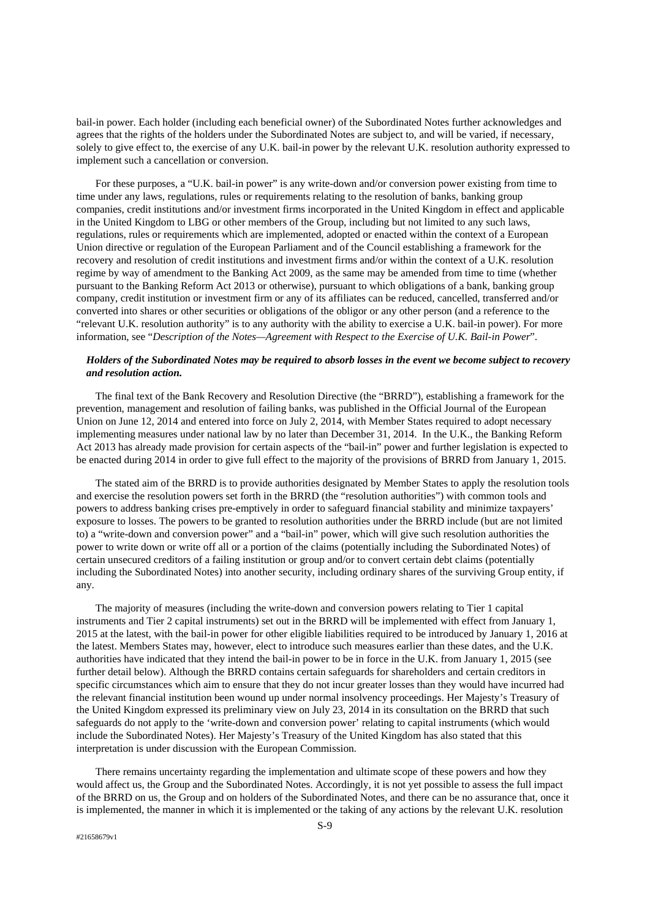bail-in power. Each holder (including each beneficial owner) of the Subordinated Notes further acknowledges and agrees that the rights of the holders under the Subordinated Notes are subject to, and will be varied, if necessary, solely to give effect to, the exercise of any U.K. bail-in power by the relevant U.K. resolution authority expressed to implement such a cancellation or conversion.

For these purposes, a "U.K. bail-in power" is any write-down and/or conversion power existing from time to time under any laws, regulations, rules or requirements relating to the resolution of banks, banking group companies, credit institutions and/or investment firms incorporated in the United Kingdom in effect and applicable in the United Kingdom to LBG or other members of the Group, including but not limited to any such laws, regulations, rules or requirements which are implemented, adopted or enacted within the context of a European Union directive or regulation of the European Parliament and of the Council establishing a framework for the recovery and resolution of credit institutions and investment firms and/or within the context of a U.K. resolution regime by way of amendment to the Banking Act 2009, as the same may be amended from time to time (whether pursuant to the Banking Reform Act 2013 or otherwise), pursuant to which obligations of a bank, banking group company, credit institution or investment firm or any of its affiliates can be reduced, cancelled, transferred and/or converted into shares or other securities or obligations of the obligor or any other person (and a reference to the "relevant U.K. resolution authority" is to any authority with the ability to exercise a U.K. bail-in power). For more information, see "*Description of the Notes—Agreement with Respect to the Exercise of U.K. Bail-in Power*".

***Holders of the Subordinated Notes may be required to absorb losses in the event we become subject to recovery and resolution action.***

The final text of the Bank Recovery and Resolution Directive (the "BRRD"), establishing a framework for the prevention, management and resolution of failing banks, was published in the Official Journal of the European Union on June 12, 2014 and entered into force on July 2, 2014, with Member States required to adopt necessary implementing measures under national law by no later than December 31, 2014. In the U.K., the Banking Reform Act 2013 has already made provision for certain aspects of the "bail-in" power and further legislation is expected to be enacted during 2014 in order to give full effect to the majority of the provisions of BRRD from January 1, 2015.

The stated aim of the BRRD is to provide authorities designated by Member States to apply the resolution tools and exercise the resolution powers set forth in the BRRD (the "resolution authorities") with common tools and powers to address banking crises pre-emptively in order to safeguard financial stability and minimize taxpayers' exposure to losses. The powers to be granted to resolution authorities under the BRRD include (but are not limited to) a "write-down and conversion power" and a "bail-in" power, which will give such resolution authorities the power to write down or write off all or a portion of the claims (potentially including the Subordinated Notes) of certain unsecured creditors of a failing institution or group and/or to convert certain debt claims (potentially including the Subordinated Notes) into another security, including ordinary shares of the surviving Group entity, if any.

The majority of measures (including the write-down and conversion powers relating to Tier 1 capital instruments and Tier 2 capital instruments) set out in the BRRD will be implemented with effect from January 1, 2015 at the latest, with the bail-in power for other eligible liabilities required to be introduced by January 1, 2016 at the latest. Members States may, however, elect to introduce such measures earlier than these dates, and the U.K. authorities have indicated that they intend the bail-in power to be in force in the U.K. from January 1, 2015 (see further detail below). Although the BRRD contains certain safeguards for shareholders and certain creditors in specific circumstances which aim to ensure that they do not incur greater losses than they would have incurred had the relevant financial institution been wound up under normal insolvency proceedings. Her Majesty's Treasury of the United Kingdom expressed its preliminary view on July 23, 2014 in its consultation on the BRRD that such safeguards do not apply to the 'write-down and conversion power' relating to capital instruments (which would include the Subordinated Notes). Her Majesty's Treasury of the United Kingdom has also stated that this interpretation is under discussion with the European Commission.

There remains uncertainty regarding the implementation and ultimate scope of these powers and how they would affect us, the Group and the Subordinated Notes. Accordingly, it is not yet possible to assess the full impact of the BRRD on us, the Group and on holders of the Subordinated Notes, and there can be no assurance that, once it is implemented, the manner in which it is implemented or the taking of any actions by the relevant U.K. resolution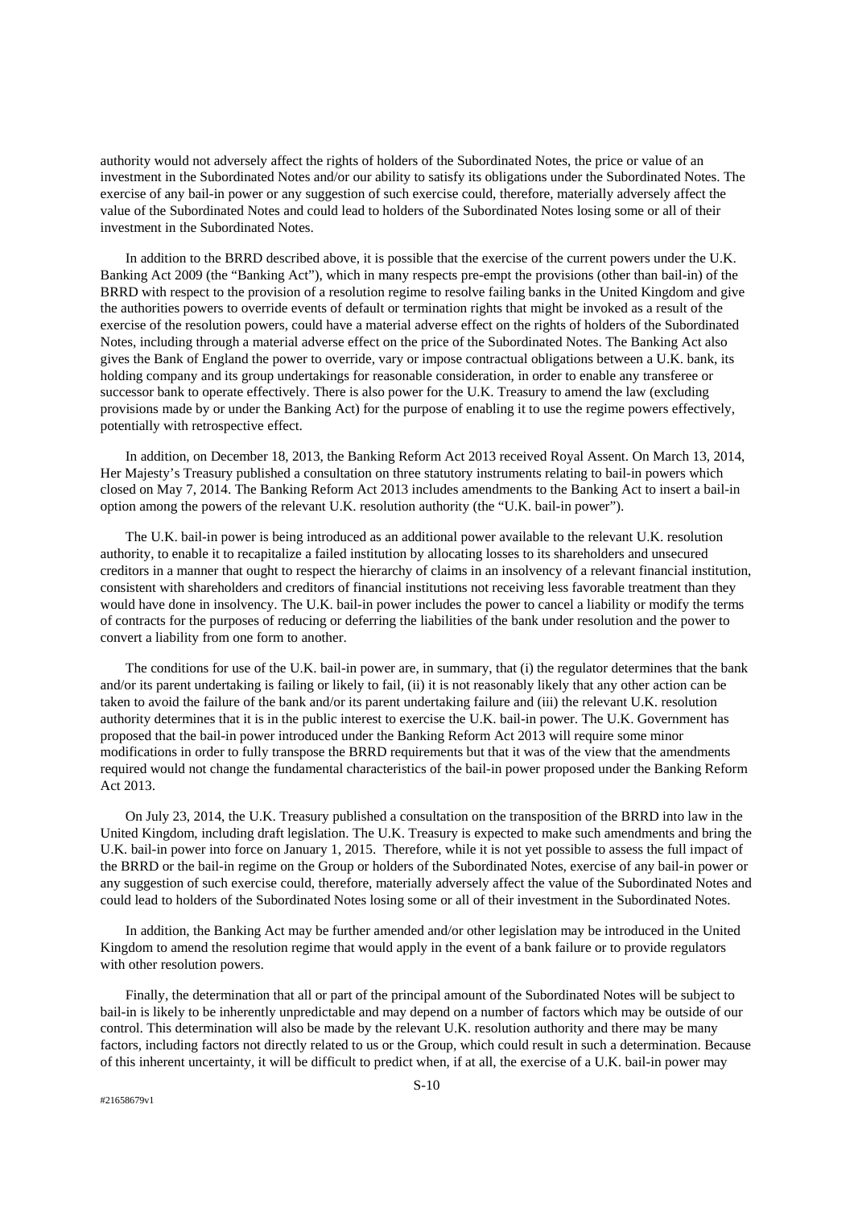authority would not adversely affect the rights of holders of the Subordinated Notes, the price or value of an investment in the Subordinated Notes and/or our ability to satisfy its obligations under the Subordinated Notes. The exercise of any bail-in power or any suggestion of such exercise could, therefore, materially adversely affect the value of the Subordinated Notes and could lead to holders of the Subordinated Notes losing some or all of their investment in the Subordinated Notes.

In addition to the BRRD described above, it is possible that the exercise of the current powers under the U.K. Banking Act 2009 (the "Banking Act"), which in many respects pre-empt the provisions (other than bail-in) of the BRRD with respect to the provision of a resolution regime to resolve failing banks in the United Kingdom and give the authorities powers to override events of default or termination rights that might be invoked as a result of the exercise of the resolution powers, could have a material adverse effect on the rights of holders of the Subordinated Notes, including through a material adverse effect on the price of the Subordinated Notes. The Banking Act also gives the Bank of England the power to override, vary or impose contractual obligations between a U.K. bank, its holding company and its group undertakings for reasonable consideration, in order to enable any transferee or successor bank to operate effectively. There is also power for the U.K. Treasury to amend the law (excluding provisions made by or under the Banking Act) for the purpose of enabling it to use the regime powers effectively, potentially with retrospective effect.

In addition, on December 18, 2013, the Banking Reform Act 2013 received Royal Assent. On March 13, 2014, Her Majesty's Treasury published a consultation on three statutory instruments relating to bail-in powers which closed on May 7, 2014. The Banking Reform Act 2013 includes amendments to the Banking Act to insert a bail-in option among the powers of the relevant U.K. resolution authority (the "U.K. bail-in power").

The U.K. bail-in power is being introduced as an additional power available to the relevant U.K. resolution authority, to enable it to recapitalize a failed institution by allocating losses to its shareholders and unsecured creditors in a manner that ought to respect the hierarchy of claims in an insolvency of a relevant financial institution, consistent with shareholders and creditors of financial institutions not receiving less favorable treatment than they would have done in insolvency. The U.K. bail-in power includes the power to cancel a liability or modify the terms of contracts for the purposes of reducing or deferring the liabilities of the bank under resolution and the power to convert a liability from one form to another.

The conditions for use of the U.K. bail-in power are, in summary, that (i) the regulator determines that the bank and/or its parent undertaking is failing or likely to fail, (ii) it is not reasonably likely that any other action can be taken to avoid the failure of the bank and/or its parent undertaking failure and (iii) the relevant U.K. resolution authority determines that it is in the public interest to exercise the U.K. bail-in power. The U.K. Government has proposed that the bail-in power introduced under the Banking Reform Act 2013 will require some minor modifications in order to fully transpose the BRRD requirements but that it was of the view that the amendments required would not change the fundamental characteristics of the bail-in power proposed under the Banking Reform Act 2013.

On July 23, 2014, the U.K. Treasury published a consultation on the transposition of the BRRD into law in the United Kingdom, including draft legislation. The U.K. Treasury is expected to make such amendments and bring the U.K. bail-in power into force on January 1, 2015. Therefore, while it is not yet possible to assess the full impact of the BRRD or the bail-in regime on the Group or holders of the Subordinated Notes, exercise of any bail-in power or any suggestion of such exercise could, therefore, materially adversely affect the value of the Subordinated Notes and could lead to holders of the Subordinated Notes losing some or all of their investment in the Subordinated Notes.

In addition, the Banking Act may be further amended and/or other legislation may be introduced in the United Kingdom to amend the resolution regime that would apply in the event of a bank failure or to provide regulators with other resolution powers.

Finally, the determination that all or part of the principal amount of the Subordinated Notes will be subject to bail-in is likely to be inherently unpredictable and may depend on a number of factors which may be outside of our control. This determination will also be made by the relevant U.K. resolution authority and there may be many factors, including factors not directly related to us or the Group, which could result in such a determination. Because of this inherent uncertainty, it will be difficult to predict when, if at all, the exercise of a U.K. bail-in power may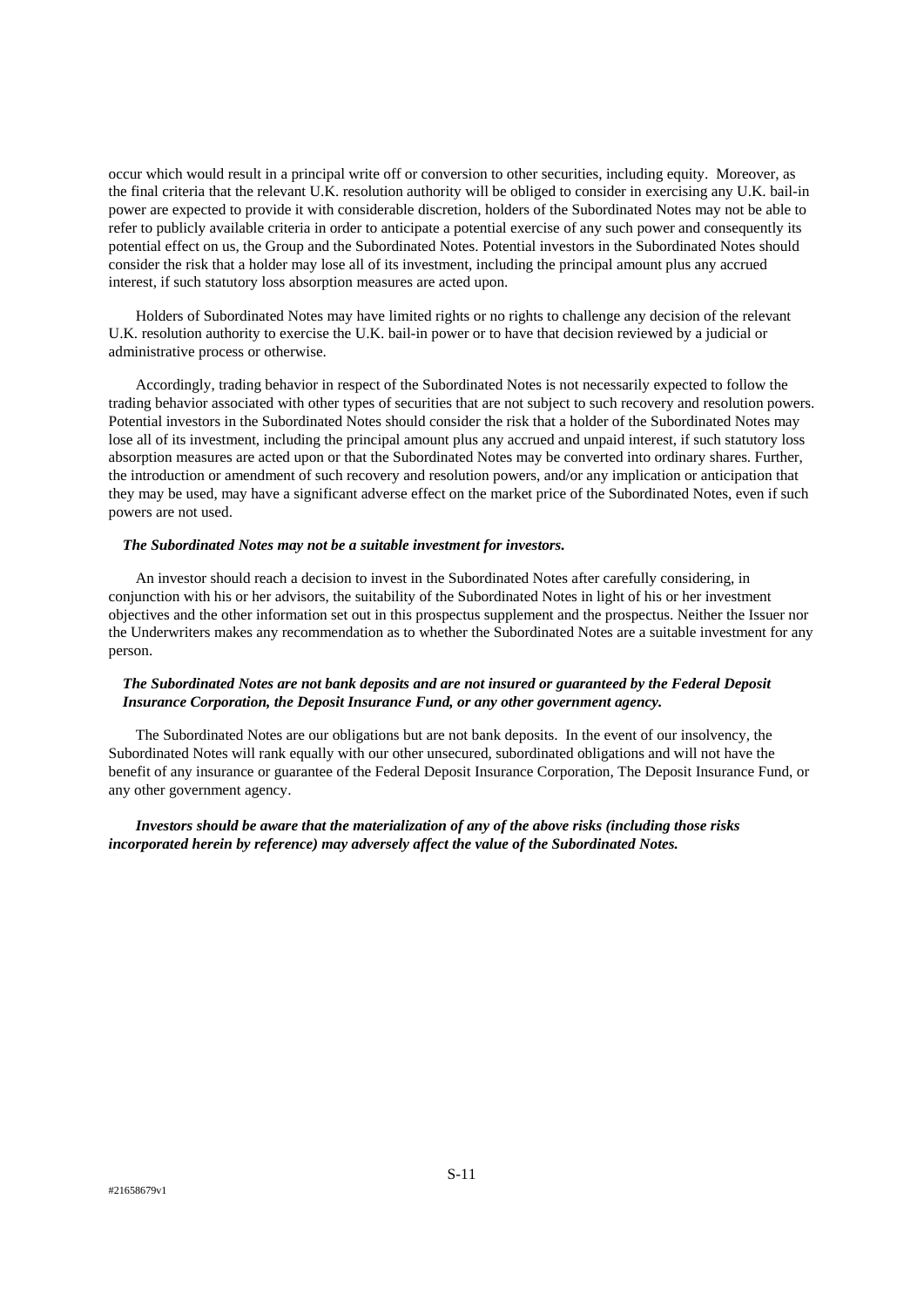occur which would result in a principal write off or conversion to other securities, including equity. Moreover, as the final criteria that the relevant U.K. resolution authority will be obliged to consider in exercising any U.K. bail-in power are expected to provide it with considerable discretion, holders of the Subordinated Notes may not be able to refer to publicly available criteria in order to anticipate a potential exercise of any such power and consequently its potential effect on us, the Group and the Subordinated Notes. Potential investors in the Subordinated Notes should consider the risk that a holder may lose all of its investment, including the principal amount plus any accrued interest, if such statutory loss absorption measures are acted upon.

Holders of Subordinated Notes may have limited rights or no rights to challenge any decision of the relevant U.K. resolution authority to exercise the U.K. bail-in power or to have that decision reviewed by a judicial or administrative process or otherwise.

Accordingly, trading behavior in respect of the Subordinated Notes is not necessarily expected to follow the trading behavior associated with other types of securities that are not subject to such recovery and resolution powers. Potential investors in the Subordinated Notes should consider the risk that a holder of the Subordinated Notes may lose all of its investment, including the principal amount plus any accrued and unpaid interest, if such statutory loss absorption measures are acted upon or that the Subordinated Notes may be converted into ordinary shares. Further, the introduction or amendment of such recovery and resolution powers, and/or any implication or anticipation that they may be used, may have a significant adverse effect on the market price of the Subordinated Notes, even if such powers are not used.

***The Subordinated Notes may not be a suitable investment for investors.***

An investor should reach a decision to invest in the Subordinated Notes after carefully considering, in conjunction with his or her advisors, the suitability of the Subordinated Notes in light of his or her investment objectives and the other information set out in this prospectus supplement and the prospectus. Neither the Issuer nor the Underwriters makes any recommendation as to whether the Subordinated Notes are a suitable investment for any person.

***The Subordinated Notes are not bank deposits and are not insured or guaranteed by the Federal Deposit Insurance Corporation, the Deposit Insurance Fund, or any other government agency.***

The Subordinated Notes are our obligations but are not bank deposits. In the event of our insolvency, the Subordinated Notes will rank equally with our other unsecured, subordinated obligations and will not have the benefit of any insurance or guarantee of the Federal Deposit Insurance Corporation, The Deposit Insurance Fund, or any other government agency.

***Investors should be aware that the materialization of any of the above risks (including those risks incorporated herein by reference) may adversely affect the value of the Subordinated Notes.***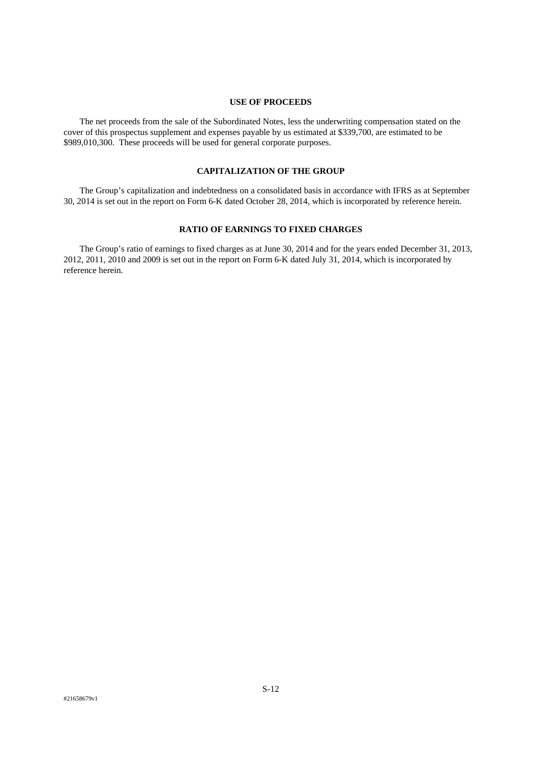## USE OF PROCEEDS

The net proceeds from the sale of the Subordinated Notes, less the underwriting compensation stated on the cover of this prospectus supplement and expenses payable by us estimated at $339,700, are estimated to be $989,010,300. These proceeds will be used for general corporate purposes.

## CAPITALIZATION OF THE GROUP

The Group's capitalization and indebtedness on a consolidated basis in accordance with IFRS as at September 30, 2014 is set out in the report on Form 6-K dated October 28, 2014, which is incorporated by reference herein.

## RATIO OF EARNINGS TO FIXED CHARGES

The Group's ratio of earnings to fixed charges as at June 30, 2014 and for the years ended December 31, 2013, 2012, 2011, 2010 and 2009 is set out in the report on Form 6-K dated July 31, 2014, which is incorporated by reference herein.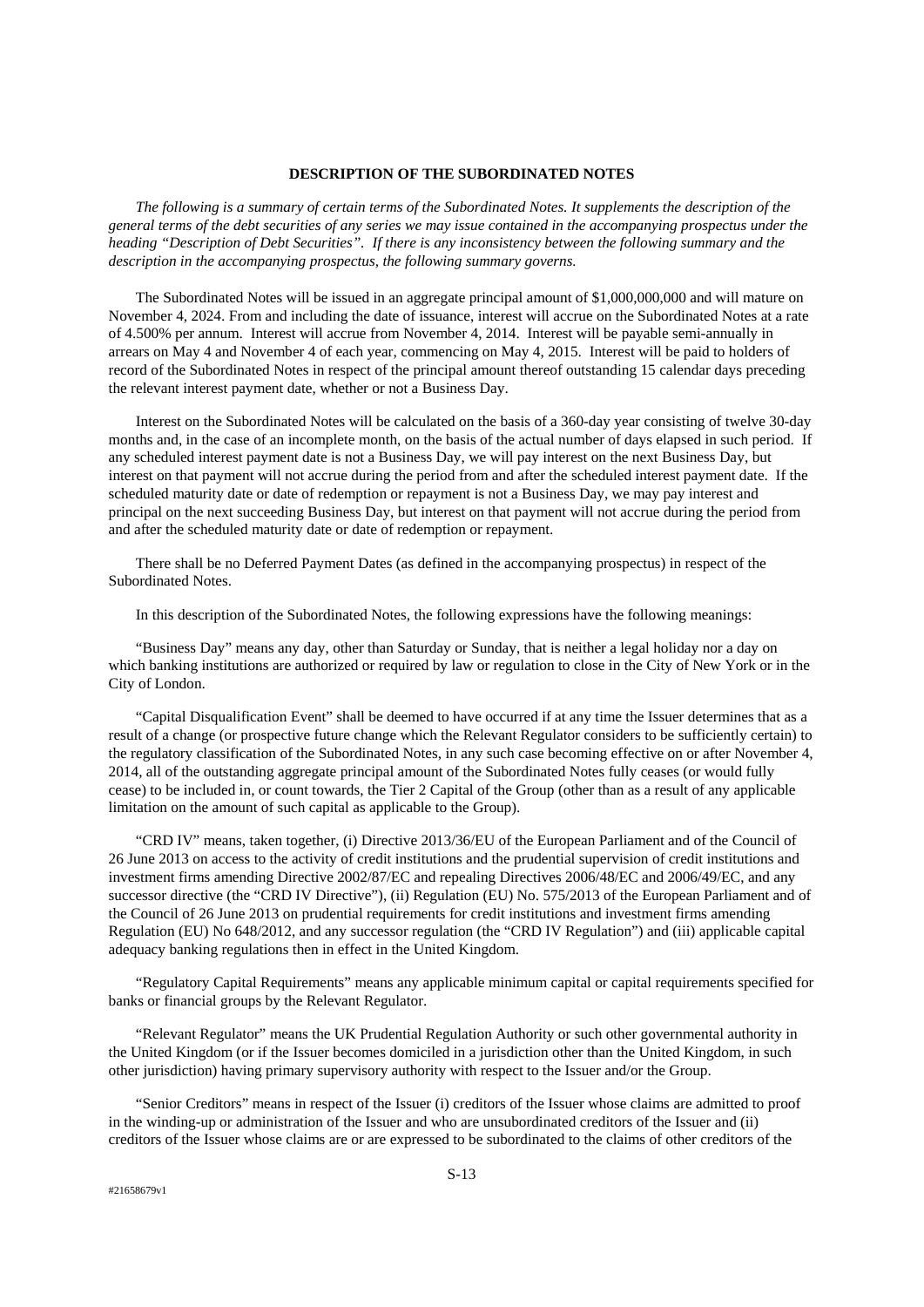## DESCRIPTION OF THE SUBORDINATED NOTES

*The following is a summary of certain terms of the Subordinated Notes. It supplements the description of the general terms of the debt securities of any series we may issue contained in the accompanying prospectus under the heading "Description of Debt Securities". If there is any inconsistency between the following summary and the description in the accompanying prospectus, the following summary governs.*

The Subordinated Notes will be issued in an aggregate principal amount of $1,000,000,000 and will mature on November 4, 2024. From and including the date of issuance, interest will accrue on the Subordinated Notes at a rate of 4.500% per annum. Interest will accrue from November 4, 2014. Interest will be payable semi-annually in arrears on May 4 and November 4 of each year, commencing on May 4, 2015. Interest will be paid to holders of record of the Subordinated Notes in respect of the principal amount thereof outstanding 15 calendar days preceding the relevant interest payment date, whether or not a Business Day.

Interest on the Subordinated Notes will be calculated on the basis of a 360-day year consisting of twelve 30-day months and, in the case of an incomplete month, on the basis of the actual number of days elapsed in such period. If any scheduled interest payment date is not a Business Day, we will pay interest on the next Business Day, but interest on that payment will not accrue during the period from and after the scheduled interest payment date. If the scheduled maturity date or date of redemption or repayment is not a Business Day, we may pay interest and principal on the next succeeding Business Day, but interest on that payment will not accrue during the period from and after the scheduled maturity date or date of redemption or repayment.

There shall be no Deferred Payment Dates (as defined in the accompanying prospectus) in respect of the Subordinated Notes.

In this description of the Subordinated Notes, the following expressions have the following meanings:

"Business Day" means any day, other than Saturday or Sunday, that is neither a legal holiday nor a day on which banking institutions are authorized or required by law or regulation to close in the City of New York or in the City of London.

"Capital Disqualification Event" shall be deemed to have occurred if at any time the Issuer determines that as a result of a change (or prospective future change which the Relevant Regulator considers to be sufficiently certain) to the regulatory classification of the Subordinated Notes, in any such case becoming effective on or after November 4, 2014, all of the outstanding aggregate principal amount of the Subordinated Notes fully ceases (or would fully cease) to be included in, or count towards, the Tier 2 Capital of the Group (other than as a result of any applicable limitation on the amount of such capital as applicable to the Group).

"CRD IV" means, taken together, (i) Directive 2013/36/EU of the European Parliament and of the Council of 26 June 2013 on access to the activity of credit institutions and the prudential supervision of credit institutions and investment firms amending Directive 2002/87/EC and repealing Directives 2006/48/EC and 2006/49/EC, and any successor directive (the "CRD IV Directive"), (ii) Regulation (EU) No. 575/2013 of the European Parliament and of the Council of 26 June 2013 on prudential requirements for credit institutions and investment firms amending Regulation (EU) No 648/2012, and any successor regulation (the "CRD IV Regulation") and (iii) applicable capital adequacy banking regulations then in effect in the United Kingdom.

"Regulatory Capital Requirements" means any applicable minimum capital or capital requirements specified for banks or financial groups by the Relevant Regulator.

"Relevant Regulator" means the UK Prudential Regulation Authority or such other governmental authority in the United Kingdom (or if the Issuer becomes domiciled in a jurisdiction other than the United Kingdom, in such other jurisdiction) having primary supervisory authority with respect to the Issuer and/or the Group.

"Senior Creditors" means in respect of the Issuer (i) creditors of the Issuer whose claims are admitted to proof in the winding-up or administration of the Issuer and who are unsubordinated creditors of the Issuer and (ii) creditors of the Issuer whose claims are or are expressed to be subordinated to the claims of other creditors of the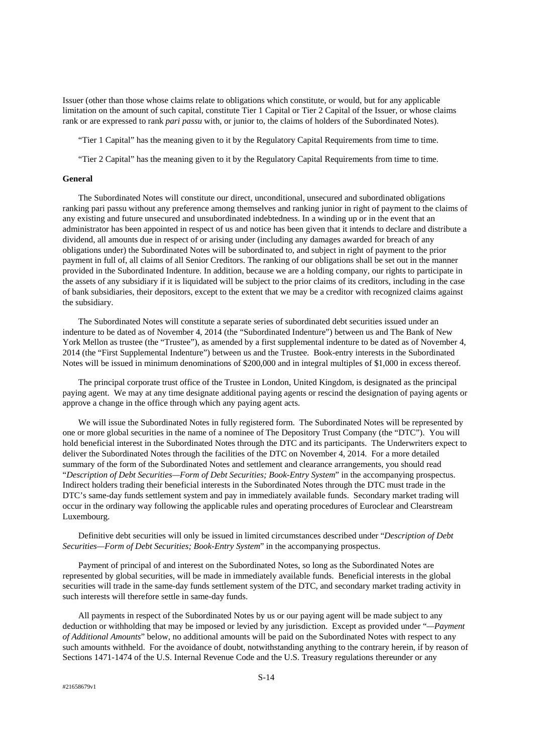Issuer (other than those whose claims relate to obligations which constitute, or would, but for any applicable limitation on the amount of such capital, constitute Tier 1 Capital or Tier 2 Capital of the Issuer, or whose claims rank or are expressed to rank *pari passu* with, or junior to, the claims of holders of the Subordinated Notes).

"Tier 1 Capital" has the meaning given to it by the Regulatory Capital Requirements from time to time.

"Tier 2 Capital" has the meaning given to it by the Regulatory Capital Requirements from time to time.

**General**

The Subordinated Notes will constitute our direct, unconditional, unsecured and subordinated obligations ranking pari passu without any preference among themselves and ranking junior in right of payment to the claims of any existing and future unsecured and unsubordinated indebtedness. In a winding up or in the event that an administrator has been appointed in respect of us and notice has been given that it intends to declare and distribute a dividend, all amounts due in respect of or arising under (including any damages awarded for breach of any obligations under) the Subordinated Notes will be subordinated to, and subject in right of payment to the prior payment in full of, all claims of all Senior Creditors. The ranking of our obligations shall be set out in the manner provided in the Subordinated Indenture. In addition, because we are a holding company, our rights to participate in the assets of any subsidiary if it is liquidated will be subject to the prior claims of its creditors, including in the case of bank subsidiaries, their depositors, except to the extent that we may be a creditor with recognized claims against the subsidiary.

The Subordinated Notes will constitute a separate series of subordinated debt securities issued under an indenture to be dated as of November 4, 2014 (the "Subordinated Indenture") between us and The Bank of New York Mellon as trustee (the "Trustee"), as amended by a first supplemental indenture to be dated as of November 4, 2014 (the "First Supplemental Indenture") between us and the Trustee. Book-entry interests in the Subordinated Notes will be issued in minimum denominations of $200,000 and in integral multiples of $1,000 in excess thereof.

The principal corporate trust office of the Trustee in London, United Kingdom, is designated as the principal paying agent. We may at any time designate additional paying agents or rescind the designation of paying agents or approve a change in the office through which any paying agent acts.

We will issue the Subordinated Notes in fully registered form. The Subordinated Notes will be represented by one or more global securities in the name of a nominee of The Depository Trust Company (the "DTC"). You will hold beneficial interest in the Subordinated Notes through the DTC and its participants. The Underwriters expect to deliver the Subordinated Notes through the facilities of the DTC on November 4, 2014. For a more detailed summary of the form of the Subordinated Notes and settlement and clearance arrangements, you should read "*Description of Debt Securities—Form of Debt Securities; Book-Entry System*" in the accompanying prospectus. Indirect holders trading their beneficial interests in the Subordinated Notes through the DTC must trade in the DTC's same-day funds settlement system and pay in immediately available funds. Secondary market trading will occur in the ordinary way following the applicable rules and operating procedures of Euroclear and Clearstream Luxembourg.

Definitive debt securities will only be issued in limited circumstances described under "*Description of Debt Securities—Form of Debt Securities; Book-Entry System*" in the accompanying prospectus.

Payment of principal of and interest on the Subordinated Notes, so long as the Subordinated Notes are represented by global securities, will be made in immediately available funds. Beneficial interests in the global securities will trade in the same-day funds settlement system of the DTC, and secondary market trading activity in such interests will therefore settle in same-day funds.

All payments in respect of the Subordinated Notes by us or our paying agent will be made subject to any deduction or withholding that may be imposed or levied by any jurisdiction. Except as provided under "*—Payment of Additional Amounts*" below, no additional amounts will be paid on the Subordinated Notes with respect to any such amounts withheld. For the avoidance of doubt, notwithstanding anything to the contrary herein, if by reason of Sections 1471-1474 of the U.S. Internal Revenue Code and the U.S. Treasury regulations thereunder or any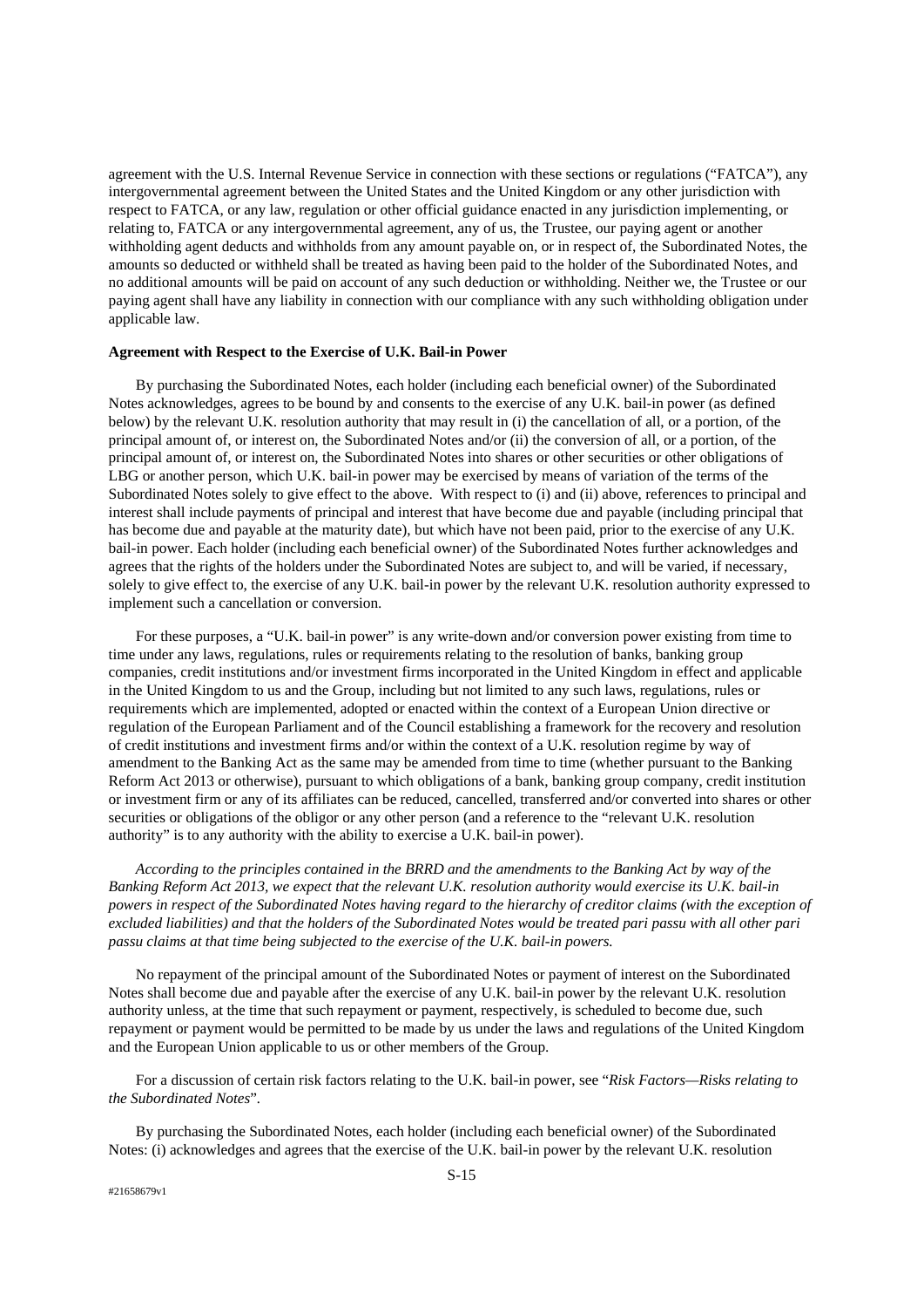agreement with the U.S. Internal Revenue Service in connection with these sections or regulations ("FATCA"), any intergovernmental agreement between the United States and the United Kingdom or any other jurisdiction with respect to FATCA, or any law, regulation or other official guidance enacted in any jurisdiction implementing, or relating to, FATCA or any intergovernmental agreement, any of us, the Trustee, our paying agent or another withholding agent deducts and withholds from any amount payable on, or in respect of, the Subordinated Notes, the amounts so deducted or withheld shall be treated as having been paid to the holder of the Subordinated Notes, and no additional amounts will be paid on account of any such deduction or withholding. Neither we, the Trustee or our paying agent shall have any liability in connection with our compliance with any such withholding obligation under applicable law.

**Agreement with Respect to the Exercise of U.K. Bail-in Power**

By purchasing the Subordinated Notes, each holder (including each beneficial owner) of the Subordinated Notes acknowledges, agrees to be bound by and consents to the exercise of any U.K. bail-in power (as defined below) by the relevant U.K. resolution authority that may result in (i) the cancellation of all, or a portion, of the principal amount of, or interest on, the Subordinated Notes and/or (ii) the conversion of all, or a portion, of the principal amount of, or interest on, the Subordinated Notes into shares or other securities or other obligations of LBG or another person, which U.K. bail-in power may be exercised by means of variation of the terms of the Subordinated Notes solely to give effect to the above. With respect to (i) and (ii) above, references to principal and interest shall include payments of principal and interest that have become due and payable (including principal that has become due and payable at the maturity date), but which have not been paid, prior to the exercise of any U.K. bail-in power. Each holder (including each beneficial owner) of the Subordinated Notes further acknowledges and agrees that the rights of the holders under the Subordinated Notes are subject to, and will be varied, if necessary, solely to give effect to, the exercise of any U.K. bail-in power by the relevant U.K. resolution authority expressed to implement such a cancellation or conversion.

For these purposes, a "U.K. bail-in power" is any write-down and/or conversion power existing from time to time under any laws, regulations, rules or requirements relating to the resolution of banks, banking group companies, credit institutions and/or investment firms incorporated in the United Kingdom in effect and applicable in the United Kingdom to us and the Group, including but not limited to any such laws, regulations, rules or requirements which are implemented, adopted or enacted within the context of a European Union directive or regulation of the European Parliament and of the Council establishing a framework for the recovery and resolution of credit institutions and investment firms and/or within the context of a U.K. resolution regime by way of amendment to the Banking Act as the same may be amended from time to time (whether pursuant to the Banking Reform Act 2013 or otherwise), pursuant to which obligations of a bank, banking group company, credit institution or investment firm or any of its affiliates can be reduced, cancelled, transferred and/or converted into shares or other securities or obligations of the obligor or any other person (and a reference to the "relevant U.K. resolution authority" is to any authority with the ability to exercise a U.K. bail-in power).

*According to the principles contained in the BRRD and the amendments to the Banking Act by way of the Banking Reform Act 2013, we expect that the relevant U.K. resolution authority would exercise its U.K. bail-in powers in respect of the Subordinated Notes having regard to the hierarchy of creditor claims (with the exception of excluded liabilities) and that the holders of the Subordinated Notes would be treated pari passu with all other pari passu claims at that time being subjected to the exercise of the U.K. bail-in powers.*

No repayment of the principal amount of the Subordinated Notes or payment of interest on the Subordinated Notes shall become due and payable after the exercise of any U.K. bail-in power by the relevant U.K. resolution authority unless, at the time that such repayment or payment, respectively, is scheduled to become due, such repayment or payment would be permitted to be made by us under the laws and regulations of the United Kingdom and the European Union applicable to us or other members of the Group.

For a discussion of certain risk factors relating to the U.K. bail-in power, see "*Risk Factors—Risks relating to the Subordinated Notes*".

By purchasing the Subordinated Notes, each holder (including each beneficial owner) of the Subordinated Notes: (i) acknowledges and agrees that the exercise of the U.K. bail-in power by the relevant U.K. resolution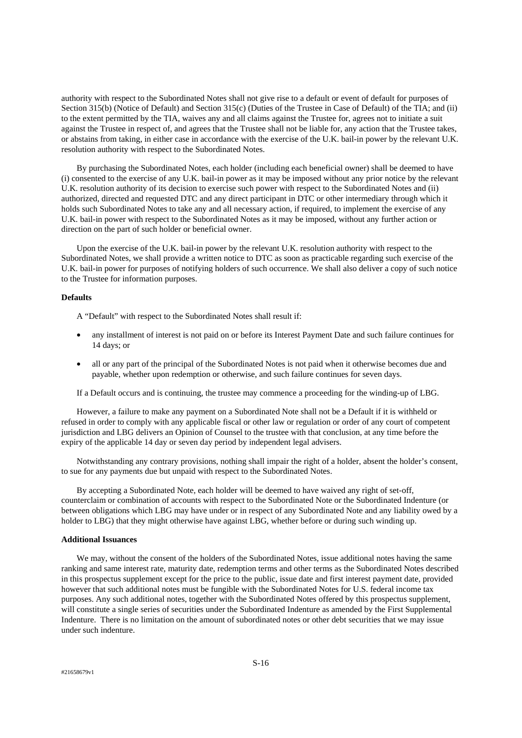authority with respect to the Subordinated Notes shall not give rise to a default or event of default for purposes of Section 315(b) (Notice of Default) and Section 315(c) (Duties of the Trustee in Case of Default) of the TIA; and (ii) to the extent permitted by the TIA, waives any and all claims against the Trustee for, agrees not to initiate a suit against the Trustee in respect of, and agrees that the Trustee shall not be liable for, any action that the Trustee takes, or abstains from taking, in either case in accordance with the exercise of the U.K. bail-in power by the relevant U.K. resolution authority with respect to the Subordinated Notes.

By purchasing the Subordinated Notes, each holder (including each beneficial owner) shall be deemed to have (i) consented to the exercise of any U.K. bail-in power as it may be imposed without any prior notice by the relevant U.K. resolution authority of its decision to exercise such power with respect to the Subordinated Notes and (ii) authorized, directed and requested DTC and any direct participant in DTC or other intermediary through which it holds such Subordinated Notes to take any and all necessary action, if required, to implement the exercise of any U.K. bail-in power with respect to the Subordinated Notes as it may be imposed, without any further action or direction on the part of such holder or beneficial owner.

Upon the exercise of the U.K. bail-in power by the relevant U.K. resolution authority with respect to the Subordinated Notes, we shall provide a written notice to DTC as soon as practicable regarding such exercise of the U.K. bail-in power for purposes of notifying holders of such occurrence. We shall also deliver a copy of such notice to the Trustee for information purposes.

**Defaults**

A "Default" with respect to the Subordinated Notes shall result if:

- any installment of interest is not paid on or before its Interest Payment Date and such failure continues for 14 days; or
- all or any part of the principal of the Subordinated Notes is not paid when it otherwise becomes due and payable, whether upon redemption or otherwise, and such failure continues for seven days.

If a Default occurs and is continuing, the trustee may commence a proceeding for the winding-up of LBG.

However, a failure to make any payment on a Subordinated Note shall not be a Default if it is withheld or refused in order to comply with any applicable fiscal or other law or regulation or order of any court of competent jurisdiction and LBG delivers an Opinion of Counsel to the trustee with that conclusion, at any time before the expiry of the applicable 14 day or seven day period by independent legal advisers.

Notwithstanding any contrary provisions, nothing shall impair the right of a holder, absent the holder's consent, to sue for any payments due but unpaid with respect to the Subordinated Notes.

By accepting a Subordinated Note, each holder will be deemed to have waived any right of set-off, counterclaim or combination of accounts with respect to the Subordinated Note or the Subordinated Indenture (or between obligations which LBG may have under or in respect of any Subordinated Note and any liability owed by a holder to LBG) that they might otherwise have against LBG, whether before or during such winding up.

**Additional Issuances**

We may, without the consent of the holders of the Subordinated Notes, issue additional notes having the same ranking and same interest rate, maturity date, redemption terms and other terms as the Subordinated Notes described in this prospectus supplement except for the price to the public, issue date and first interest payment date, provided however that such additional notes must be fungible with the Subordinated Notes for U.S. federal income tax purposes. Any such additional notes, together with the Subordinated Notes offered by this prospectus supplement, will constitute a single series of securities under the Subordinated Indenture as amended by the First Supplemental Indenture. There is no limitation on the amount of subordinated notes or other debt securities that we may issue under such indenture.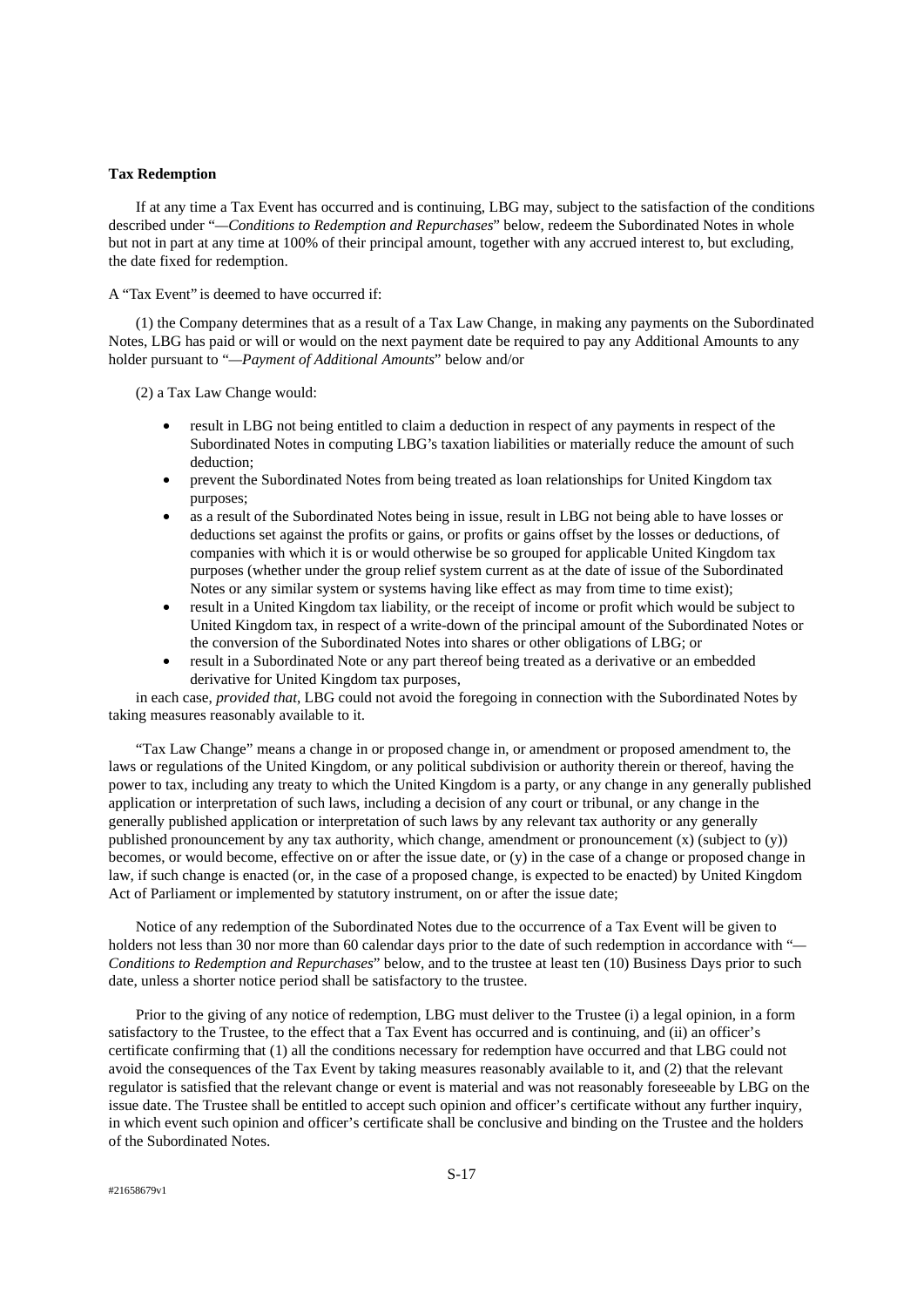**Tax Redemption**

If at any time a Tax Event has occurred and is continuing, LBG may, subject to the satisfaction of the conditions described under "—*Conditions to Redemption and Repurchases*" below, redeem the Subordinated Notes in whole but not in part at any time at 100% of their principal amount, together with any accrued interest to, but excluding, the date fixed for redemption.

A "Tax Event" is deemed to have occurred if:

(1) the Company determines that as a result of a Tax Law Change, in making any payments on the Subordinated Notes, LBG has paid or will or would on the next payment date be required to pay any Additional Amounts to any holder pursuant to "—*Payment of Additional Amounts*" below and/or

(2) a Tax Law Change would:

- result in LBG not being entitled to claim a deduction in respect of any payments in respect of the Subordinated Notes in computing LBG's taxation liabilities or materially reduce the amount of such deduction;
- prevent the Subordinated Notes from being treated as loan relationships for United Kingdom tax purposes;
- as a result of the Subordinated Notes being in issue, result in LBG not being able to have losses or deductions set against the profits or gains, or profits or gains offset by the losses or deductions, of companies with which it is or would otherwise be so grouped for applicable United Kingdom tax purposes (whether under the group relief system current as at the date of issue of the Subordinated Notes or any similar system or systems having like effect as may from time to time exist);
- result in a United Kingdom tax liability, or the receipt of income or profit which would be subject to United Kingdom tax, in respect of a write-down of the principal amount of the Subordinated Notes or the conversion of the Subordinated Notes into shares or other obligations of LBG; or
- result in a Subordinated Note or any part thereof being treated as a derivative or an embedded derivative for United Kingdom tax purposes,

in each case, *provided that*, LBG could not avoid the foregoing in connection with the Subordinated Notes by taking measures reasonably available to it.

"Tax Law Change" means a change in or proposed change in, or amendment or proposed amendment to, the laws or regulations of the United Kingdom, or any political subdivision or authority therein or thereof, having the power to tax, including any treaty to which the United Kingdom is a party, or any change in any generally published application or interpretation of such laws, including a decision of any court or tribunal, or any change in the generally published application or interpretation of such laws by any relevant tax authority or any generally published pronouncement by any tax authority, which change, amendment or pronouncement (x) (subject to (y)) becomes, or would become, effective on or after the issue date, or (y) in the case of a change or proposed change in law, if such change is enacted (or, in the case of a proposed change, is expected to be enacted) by United Kingdom Act of Parliament or implemented by statutory instrument, on or after the issue date;

Notice of any redemption of the Subordinated Notes due to the occurrence of a Tax Event will be given to holders not less than 30 nor more than 60 calendar days prior to the date of such redemption in accordance with "—*Conditions to Redemption and Repurchases*" below, and to the trustee at least ten (10) Business Days prior to such date, unless a shorter notice period shall be satisfactory to the trustee.

Prior to the giving of any notice of redemption, LBG must deliver to the Trustee (i) a legal opinion, in a form satisfactory to the Trustee, to the effect that a Tax Event has occurred and is continuing, and (ii) an officer's certificate confirming that (1) all the conditions necessary for redemption have occurred and that LBG could not avoid the consequences of the Tax Event by taking measures reasonably available to it, and (2) that the relevant regulator is satisfied that the relevant change or event is material and was not reasonably foreseeable by LBG on the issue date. The Trustee shall be entitled to accept such opinion and officer's certificate without any further inquiry, in which event such opinion and officer's certificate shall be conclusive and binding on the Trustee and the holders of the Subordinated Notes.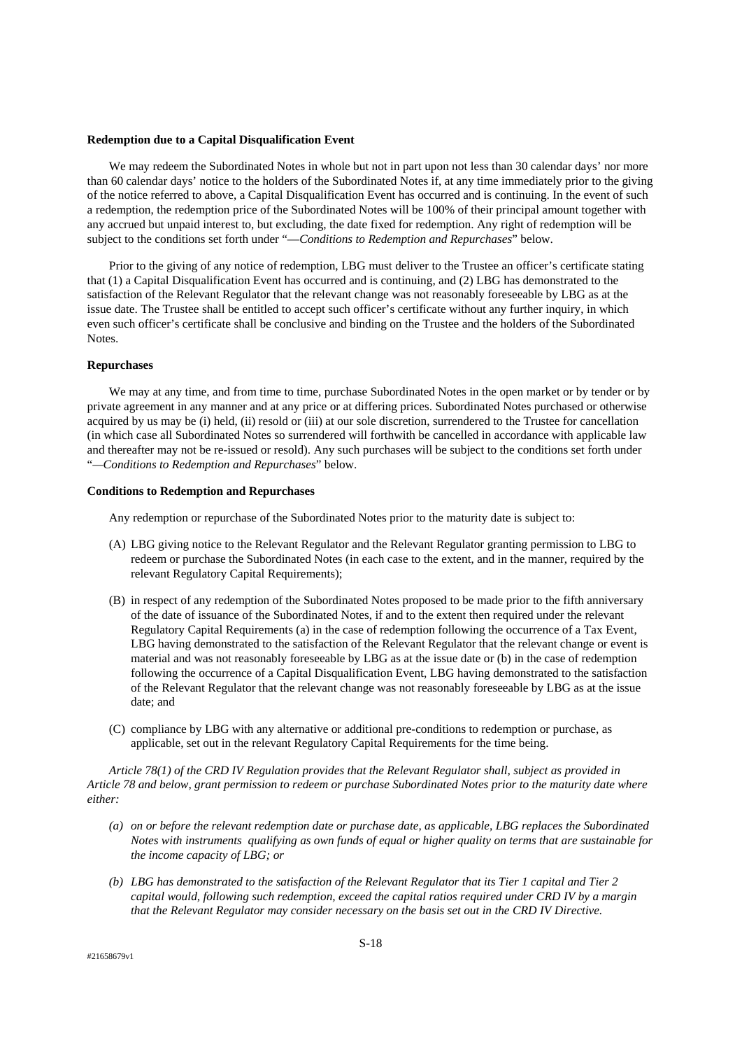**Redemption due to a Capital Disqualification Event**

We may redeem the Subordinated Notes in whole but not in part upon not less than 30 calendar days' nor more than 60 calendar days' notice to the holders of the Subordinated Notes if, at any time immediately prior to the giving of the notice referred to above, a Capital Disqualification Event has occurred and is continuing. In the event of such a redemption, the redemption price of the Subordinated Notes will be 100% of their principal amount together with any accrued but unpaid interest to, but excluding, the date fixed for redemption. Any right of redemption will be subject to the conditions set forth under "—*Conditions to Redemption and Repurchases*" below.

Prior to the giving of any notice of redemption, LBG must deliver to the Trustee an officer's certificate stating that (1) a Capital Disqualification Event has occurred and is continuing, and (2) LBG has demonstrated to the satisfaction of the Relevant Regulator that the relevant change was not reasonably foreseeable by LBG as at the issue date. The Trustee shall be entitled to accept such officer's certificate without any further inquiry, in which even such officer's certificate shall be conclusive and binding on the Trustee and the holders of the Subordinated Notes.

**Repurchases**

We may at any time, and from time to time, purchase Subordinated Notes in the open market or by tender or by private agreement in any manner and at any price or at differing prices. Subordinated Notes purchased or otherwise acquired by us may be (i) held, (ii) resold or (iii) at our sole discretion, surrendered to the Trustee for cancellation (in which case all Subordinated Notes so surrendered will forthwith be cancelled in accordance with applicable law and thereafter may not be re-issued or resold). Any such purchases will be subject to the conditions set forth under "—*Conditions to Redemption and Repurchases*" below.

**Conditions to Redemption and Repurchases**

Any redemption or repurchase of the Subordinated Notes prior to the maturity date is subject to:

(A) LBG giving notice to the Relevant Regulator and the Relevant Regulator granting permission to LBG to redeem or purchase the Subordinated Notes (in each case to the extent, and in the manner, required by the relevant Regulatory Capital Requirements);

(B) in respect of any redemption of the Subordinated Notes proposed to be made prior to the fifth anniversary of the date of issuance of the Subordinated Notes, if and to the extent then required under the relevant Regulatory Capital Requirements (a) in the case of redemption following the occurrence of a Tax Event, LBG having demonstrated to the satisfaction of the Relevant Regulator that the relevant change or event is material and was not reasonably foreseeable by LBG as at the issue date or (b) in the case of redemption following the occurrence of a Capital Disqualification Event, LBG having demonstrated to the satisfaction of the Relevant Regulator that the relevant change was not reasonably foreseeable by LBG as at the issue date; and

(C) compliance by LBG with any alternative or additional pre-conditions to redemption or purchase, as applicable, set out in the relevant Regulatory Capital Requirements for the time being.

*Article 78(1) of the CRD IV Regulation provides that the Relevant Regulator shall, subject as provided in Article 78 and below, grant permission to redeem or purchase Subordinated Notes prior to the maturity date where either:*

*(a) on or before the relevant redemption date or purchase date, as applicable, LBG replaces the Subordinated Notes with instruments qualifying as own funds of equal or higher quality on terms that are sustainable for the income capacity of LBG; or*

*(b) LBG has demonstrated to the satisfaction of the Relevant Regulator that its Tier 1 capital and Tier 2 capital would, following such redemption, exceed the capital ratios required under CRD IV by a margin that the Relevant Regulator may consider necessary on the basis set out in the CRD IV Directive.*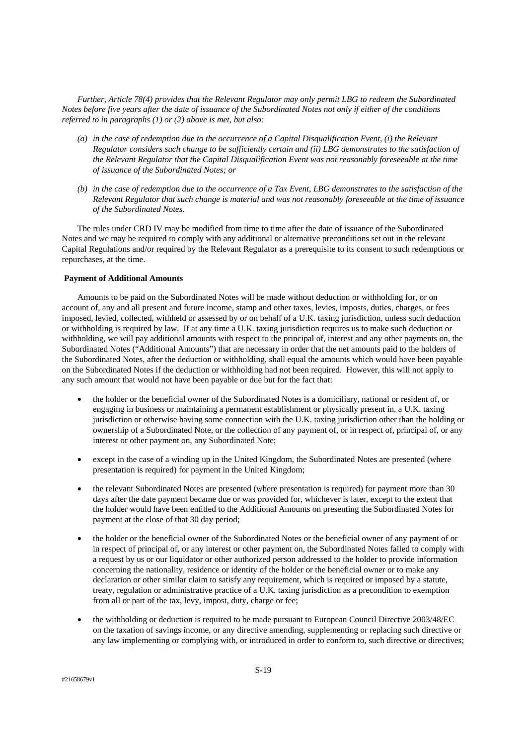*Further, Article 78(4) provides that the Relevant Regulator may only permit LBG to redeem the Subordinated Notes before five years after the date of issuance of the Subordinated Notes not only if either of the conditions referred to in paragraphs (1) or (2) above is met, but also:*

- *(a) in the case of redemption due to the occurrence of a Capital Disqualification Event, (i) the Relevant Regulator considers such change to be sufficiently certain and (ii) LBG demonstrates to the satisfaction of the Relevant Regulator that the Capital Disqualification Event was not reasonably foreseeable at the time of issuance of the Subordinated Notes; or*
- *(b) in the case of redemption due to the occurrence of a Tax Event, LBG demonstrates to the satisfaction of the Relevant Regulator that such change is material and was not reasonably foreseeable at the time of issuance of the Subordinated Notes.*

The rules under CRD IV may be modified from time to time after the date of issuance of the Subordinated Notes and we may be required to comply with any additional or alternative preconditions set out in the relevant Capital Regulations and/or required by the Relevant Regulator as a prerequisite to its consent to such redemptions or repurchases, at the time.

**Payment of Additional Amounts**

Amounts to be paid on the Subordinated Notes will be made without deduction or withholding for, or on account of, any and all present and future income, stamp and other taxes, levies, imposts, duties, charges, or fees imposed, levied, collected, withheld or assessed by or on behalf of a U.K. taxing jurisdiction, unless such deduction or withholding is required by law. If at any time a U.K. taxing jurisdiction requires us to make such deduction or withholding, we will pay additional amounts with respect to the principal of, interest and any other payments on, the Subordinated Notes ("Additional Amounts") that are necessary in order that the net amounts paid to the holders of the Subordinated Notes, after the deduction or withholding, shall equal the amounts which would have been payable on the Subordinated Notes if the deduction or withholding had not been required. However, this will not apply to any such amount that would not have been payable or due but for the fact that:

- the holder or the beneficial owner of the Subordinated Notes is a domiciliary, national or resident of, or engaging in business or maintaining a permanent establishment or physically present in, a U.K. taxing jurisdiction or otherwise having some connection with the U.K. taxing jurisdiction other than the holding or ownership of a Subordinated Note, or the collection of any payment of, or in respect of, principal of, or any interest or other payment on, any Subordinated Note;
- except in the case of a winding up in the United Kingdom, the Subordinated Notes are presented (where presentation is required) for payment in the United Kingdom;
- the relevant Subordinated Notes are presented (where presentation is required) for payment more than 30 days after the date payment became due or was provided for, whichever is later, except to the extent that the holder would have been entitled to the Additional Amounts on presenting the Subordinated Notes for payment at the close of that 30 day period;
- the holder or the beneficial owner of the Subordinated Notes or the beneficial owner of any payment of or in respect of principal of, or any interest or other payment on, the Subordinated Notes failed to comply with a request by us or our liquidator or other authorized person addressed to the holder to provide information concerning the nationality, residence or identity of the holder or the beneficial owner or to make any declaration or other similar claim to satisfy any requirement, which is required or imposed by a statute, treaty, regulation or administrative practice of a U.K. taxing jurisdiction as a precondition to exemption from all or part of the tax, levy, impost, duty, charge or fee;
- the withholding or deduction is required to be made pursuant to European Council Directive 2003/48/EC on the taxation of savings income, or any directive amending, supplementing or replacing such directive or any law implementing or complying with, or introduced in order to conform to, such directive or directives;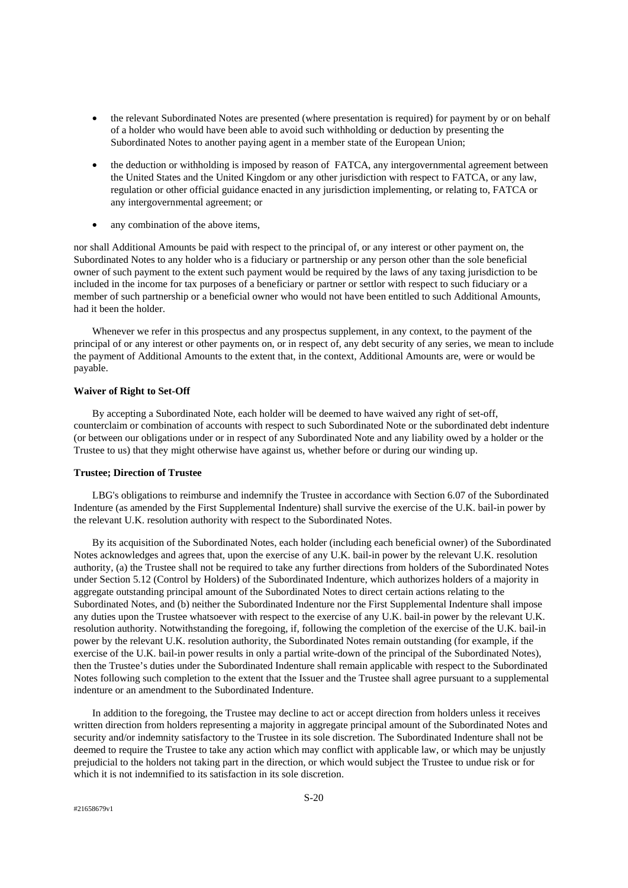- the relevant Subordinated Notes are presented (where presentation is required) for payment by or on behalf of a holder who would have been able to avoid such withholding or deduction by presenting the Subordinated Notes to another paying agent in a member state of the European Union;
- the deduction or withholding is imposed by reason of FATCA, any intergovernmental agreement between the United States and the United Kingdom or any other jurisdiction with respect to FATCA, or any law, regulation or other official guidance enacted in any jurisdiction implementing, or relating to, FATCA or any intergovernmental agreement; or
- any combination of the above items,

nor shall Additional Amounts be paid with respect to the principal of, or any interest or other payment on, the Subordinated Notes to any holder who is a fiduciary or partnership or any person other than the sole beneficial owner of such payment to the extent such payment would be required by the laws of any taxing jurisdiction to be included in the income for tax purposes of a beneficiary or partner or settlor with respect to such fiduciary or a member of such partnership or a beneficial owner who would not have been entitled to such Additional Amounts, had it been the holder.

Whenever we refer in this prospectus and any prospectus supplement, in any context, to the payment of the principal of or any interest or other payments on, or in respect of, any debt security of any series, we mean to include the payment of Additional Amounts to the extent that, in the context, Additional Amounts are, were or would be payable.

**Waiver of Right to Set-Off**

By accepting a Subordinated Note, each holder will be deemed to have waived any right of set-off, counterclaim or combination of accounts with respect to such Subordinated Note or the subordinated debt indenture (or between our obligations under or in respect of any Subordinated Note and any liability owed by a holder or the Trustee to us) that they might otherwise have against us, whether before or during our winding up.

**Trustee; Direction of Trustee**

LBG's obligations to reimburse and indemnify the Trustee in accordance with Section 6.07 of the Subordinated Indenture (as amended by the First Supplemental Indenture) shall survive the exercise of the U.K. bail-in power by the relevant U.K. resolution authority with respect to the Subordinated Notes.

By its acquisition of the Subordinated Notes, each holder (including each beneficial owner) of the Subordinated Notes acknowledges and agrees that, upon the exercise of any U.K. bail-in power by the relevant U.K. resolution authority, (a) the Trustee shall not be required to take any further directions from holders of the Subordinated Notes under Section 5.12 (Control by Holders) of the Subordinated Indenture, which authorizes holders of a majority in aggregate outstanding principal amount of the Subordinated Notes to direct certain actions relating to the Subordinated Notes, and (b) neither the Subordinated Indenture nor the First Supplemental Indenture shall impose any duties upon the Trustee whatsoever with respect to the exercise of any U.K. bail-in power by the relevant U.K. resolution authority. Notwithstanding the foregoing, if, following the completion of the exercise of the U.K. bail-in power by the relevant U.K. resolution authority, the Subordinated Notes remain outstanding (for example, if the exercise of the U.K. bail-in power results in only a partial write-down of the principal of the Subordinated Notes), then the Trustee's duties under the Subordinated Indenture shall remain applicable with respect to the Subordinated Notes following such completion to the extent that the Issuer and the Trustee shall agree pursuant to a supplemental indenture or an amendment to the Subordinated Indenture.

In addition to the foregoing, the Trustee may decline to act or accept direction from holders unless it receives written direction from holders representing a majority in aggregate principal amount of the Subordinated Notes and security and/or indemnity satisfactory to the Trustee in its sole discretion. The Subordinated Indenture shall not be deemed to require the Trustee to take any action which may conflict with applicable law, or which may be unjustly prejudicial to the holders not taking part in the direction, or which would subject the Trustee to undue risk or for which it is not indemnified to its satisfaction in its sole discretion.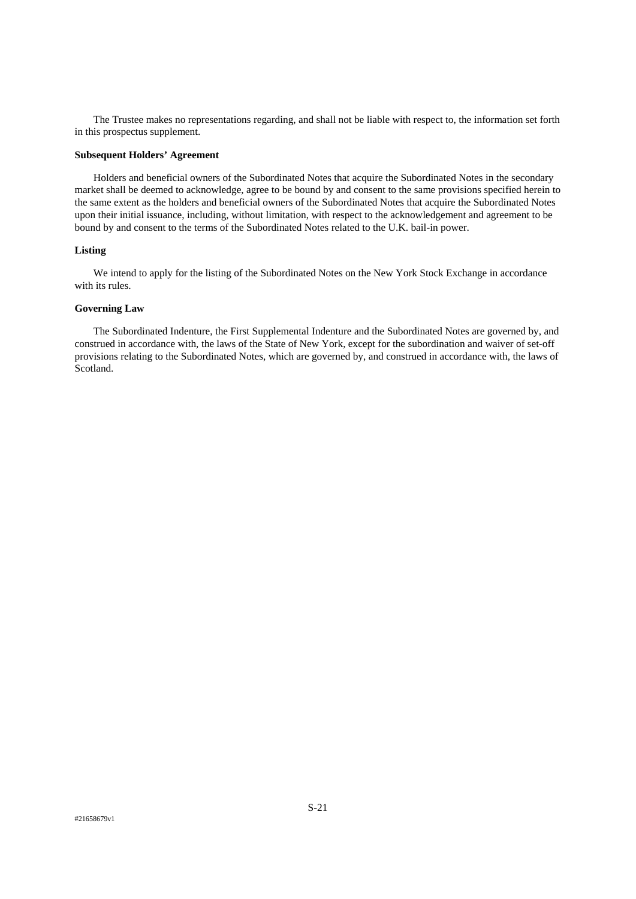The Trustee makes no representations regarding, and shall not be liable with respect to, the information set forth in this prospectus supplement.

**Subsequent Holders' Agreement**

Holders and beneficial owners of the Subordinated Notes that acquire the Subordinated Notes in the secondary market shall be deemed to acknowledge, agree to be bound by and consent to the same provisions specified herein to the same extent as the holders and beneficial owners of the Subordinated Notes that acquire the Subordinated Notes upon their initial issuance, including, without limitation, with respect to the acknowledgement and agreement to be bound by and consent to the terms of the Subordinated Notes related to the U.K. bail-in power.

**Listing**

We intend to apply for the listing of the Subordinated Notes on the New York Stock Exchange in accordance with its rules.

**Governing Law**

The Subordinated Indenture, the First Supplemental Indenture and the Subordinated Notes are governed by, and construed in accordance with, the laws of the State of New York, except for the subordination and waiver of set-off provisions relating to the Subordinated Notes, which are governed by, and construed in accordance with, the laws of Scotland.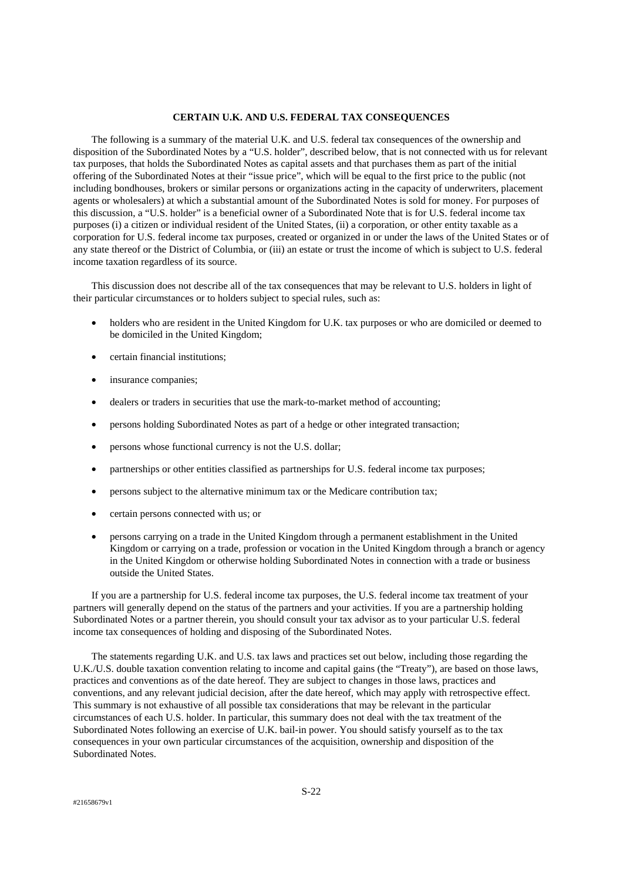## CERTAIN U.K. AND U.S. FEDERAL TAX CONSEQUENCES

The following is a summary of the material U.K. and U.S. federal tax consequences of the ownership and disposition of the Subordinated Notes by a "U.S. holder", described below, that is not connected with us for relevant tax purposes, that holds the Subordinated Notes as capital assets and that purchases them as part of the initial offering of the Subordinated Notes at their "issue price", which will be equal to the first price to the public (not including bondhouses, brokers or similar persons or organizations acting in the capacity of underwriters, placement agents or wholesalers) at which a substantial amount of the Subordinated Notes is sold for money. For purposes of this discussion, a "U.S. holder" is a beneficial owner of a Subordinated Note that is for U.S. federal income tax purposes (i) a citizen or individual resident of the United States, (ii) a corporation, or other entity taxable as a corporation for U.S. federal income tax purposes, created or organized in or under the laws of the United States or of any state thereof or the District of Columbia, or (iii) an estate or trust the income of which is subject to U.S. federal income taxation regardless of its source.

This discussion does not describe all of the tax consequences that may be relevant to U.S. holders in light of their particular circumstances or to holders subject to special rules, such as:

- holders who are resident in the United Kingdom for U.K. tax purposes or who are domiciled or deemed to be domiciled in the United Kingdom;
- certain financial institutions;
- insurance companies;
- dealers or traders in securities that use the mark-to-market method of accounting;
- persons holding Subordinated Notes as part of a hedge or other integrated transaction;
- persons whose functional currency is not the U.S. dollar;
- partnerships or other entities classified as partnerships for U.S. federal income tax purposes;
- persons subject to the alternative minimum tax or the Medicare contribution tax;
- certain persons connected with us; or
- persons carrying on a trade in the United Kingdom through a permanent establishment in the United Kingdom or carrying on a trade, profession or vocation in the United Kingdom through a branch or agency in the United Kingdom or otherwise holding Subordinated Notes in connection with a trade or business outside the United States.

If you are a partnership for U.S. federal income tax purposes, the U.S. federal income tax treatment of your partners will generally depend on the status of the partners and your activities. If you are a partnership holding Subordinated Notes or a partner therein, you should consult your tax advisor as to your particular U.S. federal income tax consequences of holding and disposing of the Subordinated Notes.

The statements regarding U.K. and U.S. tax laws and practices set out below, including those regarding the U.K./U.S. double taxation convention relating to income and capital gains (the "Treaty"), are based on those laws, practices and conventions as of the date hereof. They are subject to changes in those laws, practices and conventions, and any relevant judicial decision, after the date hereof, which may apply with retrospective effect. This summary is not exhaustive of all possible tax considerations that may be relevant in the particular circumstances of each U.S. holder. In particular, this summary does not deal with the tax treatment of the Subordinated Notes following an exercise of U.K. bail-in power. You should satisfy yourself as to the tax consequences in your own particular circumstances of the acquisition, ownership and disposition of the Subordinated Notes.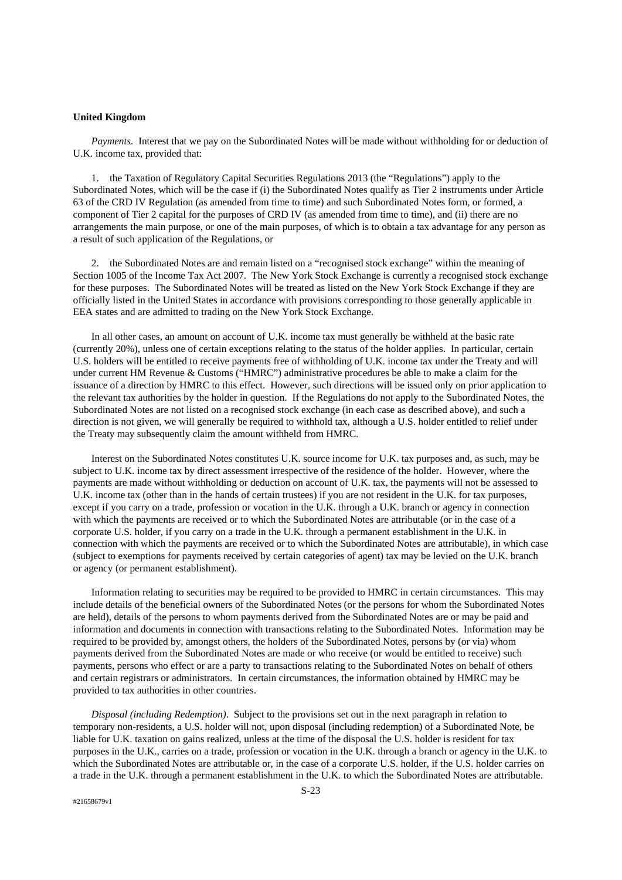**United Kingdom**

*Payments*. Interest that we pay on the Subordinated Notes will be made without withholding for or deduction of U.K. income tax, provided that:

1. the Taxation of Regulatory Capital Securities Regulations 2013 (the "Regulations") apply to the Subordinated Notes, which will be the case if (i) the Subordinated Notes qualify as Tier 2 instruments under Article 63 of the CRD IV Regulation (as amended from time to time) and such Subordinated Notes form, or formed, a component of Tier 2 capital for the purposes of CRD IV (as amended from time to time), and (ii) there are no arrangements the main purpose, or one of the main purposes, of which is to obtain a tax advantage for any person as a result of such application of the Regulations, or

2. the Subordinated Notes are and remain listed on a "recognised stock exchange" within the meaning of Section 1005 of the Income Tax Act 2007. The New York Stock Exchange is currently a recognised stock exchange for these purposes. The Subordinated Notes will be treated as listed on the New York Stock Exchange if they are officially listed in the United States in accordance with provisions corresponding to those generally applicable in EEA states and are admitted to trading on the New York Stock Exchange.

In all other cases, an amount on account of U.K. income tax must generally be withheld at the basic rate (currently 20%), unless one of certain exceptions relating to the status of the holder applies. In particular, certain U.S. holders will be entitled to receive payments free of withholding of U.K. income tax under the Treaty and will under current HM Revenue & Customs ("HMRC") administrative procedures be able to make a claim for the issuance of a direction by HMRC to this effect. However, such directions will be issued only on prior application to the relevant tax authorities by the holder in question. If the Regulations do not apply to the Subordinated Notes, the Subordinated Notes are not listed on a recognised stock exchange (in each case as described above), and such a direction is not given, we will generally be required to withhold tax, although a U.S. holder entitled to relief under the Treaty may subsequently claim the amount withheld from HMRC.

Interest on the Subordinated Notes constitutes U.K. source income for U.K. tax purposes and, as such, may be subject to U.K. income tax by direct assessment irrespective of the residence of the holder. However, where the payments are made without withholding or deduction on account of U.K. tax, the payments will not be assessed to U.K. income tax (other than in the hands of certain trustees) if you are not resident in the U.K. for tax purposes, except if you carry on a trade, profession or vocation in the U.K. through a U.K. branch or agency in connection with which the payments are received or to which the Subordinated Notes are attributable (or in the case of a corporate U.S. holder, if you carry on a trade in the U.K. through a permanent establishment in the U.K. in connection with which the payments are received or to which the Subordinated Notes are attributable), in which case (subject to exemptions for payments received by certain categories of agent) tax may be levied on the U.K. branch or agency (or permanent establishment).

Information relating to securities may be required to be provided to HMRC in certain circumstances. This may include details of the beneficial owners of the Subordinated Notes (or the persons for whom the Subordinated Notes are held), details of the persons to whom payments derived from the Subordinated Notes are or may be paid and information and documents in connection with transactions relating to the Subordinated Notes. Information may be required to be provided by, amongst others, the holders of the Subordinated Notes, persons by (or via) whom payments derived from the Subordinated Notes are made or who receive (or would be entitled to receive) such payments, persons who effect or are a party to transactions relating to the Subordinated Notes on behalf of others and certain registrars or administrators. In certain circumstances, the information obtained by HMRC may be provided to tax authorities in other countries.

*Disposal (including Redemption)*. Subject to the provisions set out in the next paragraph in relation to temporary non-residents, a U.S. holder will not, upon disposal (including redemption) of a Subordinated Note, be liable for U.K. taxation on gains realized, unless at the time of the disposal the U.S. holder is resident for tax purposes in the U.K., carries on a trade, profession or vocation in the U.K. through a branch or agency in the U.K. to which the Subordinated Notes are attributable or, in the case of a corporate U.S. holder, if the U.S. holder carries on a trade in the U.K. through a permanent establishment in the U.K. to which the Subordinated Notes are attributable.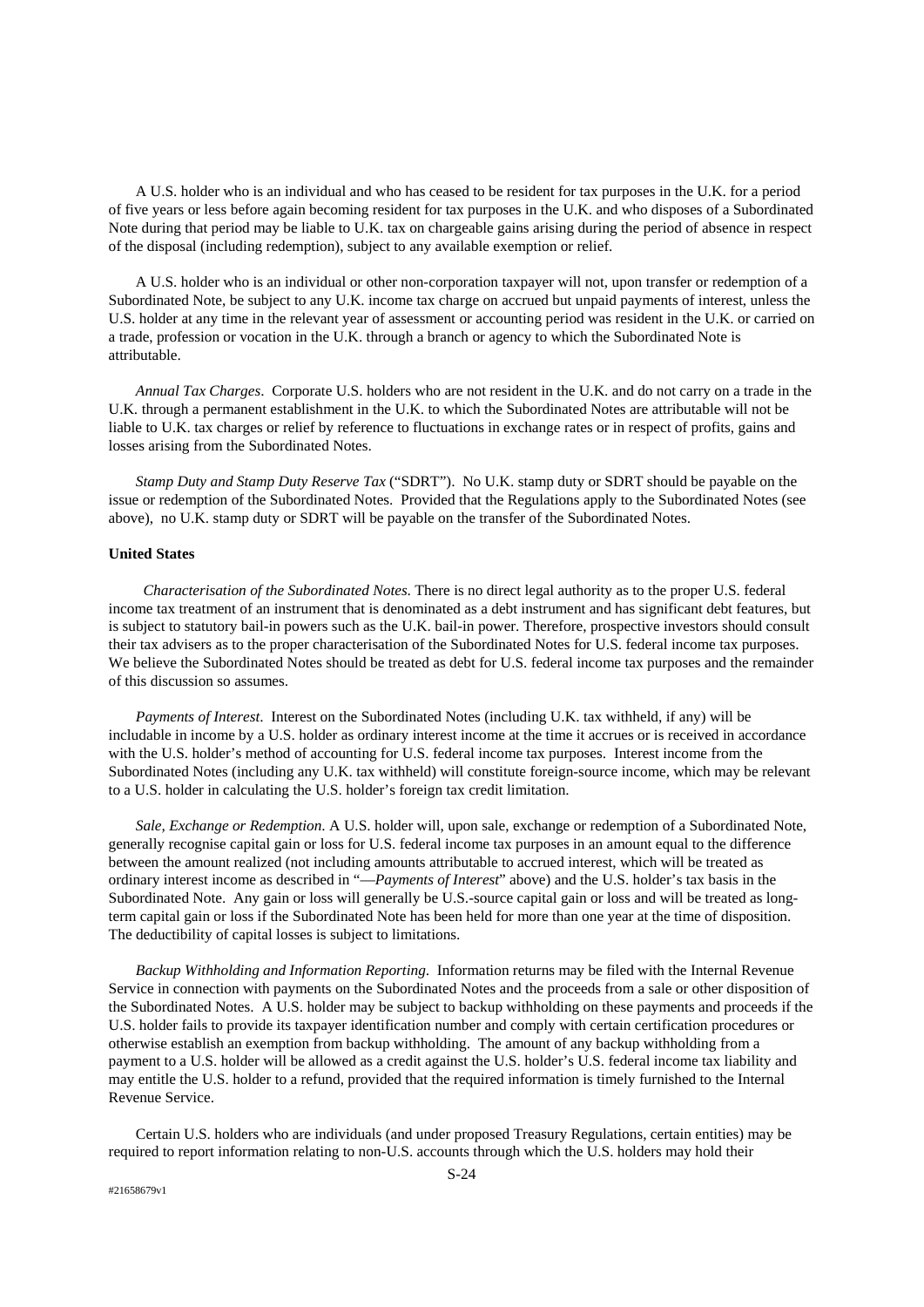A U.S. holder who is an individual and who has ceased to be resident for tax purposes in the U.K. for a period of five years or less before again becoming resident for tax purposes in the U.K. and who disposes of a Subordinated Note during that period may be liable to U.K. tax on chargeable gains arising during the period of absence in respect of the disposal (including redemption), subject to any available exemption or relief.

A U.S. holder who is an individual or other non-corporation taxpayer will not, upon transfer or redemption of a Subordinated Note, be subject to any U.K. income tax charge on accrued but unpaid payments of interest, unless the U.S. holder at any time in the relevant year of assessment or accounting period was resident in the U.K. or carried on a trade, profession or vocation in the U.K. through a branch or agency to which the Subordinated Note is attributable.

*Annual Tax Charges*. Corporate U.S. holders who are not resident in the U.K. and do not carry on a trade in the U.K. through a permanent establishment in the U.K. to which the Subordinated Notes are attributable will not be liable to U.K. tax charges or relief by reference to fluctuations in exchange rates or in respect of profits, gains and losses arising from the Subordinated Notes.

*Stamp Duty and Stamp Duty Reserve Tax* ("SDRT"). No U.K. stamp duty or SDRT should be payable on the issue or redemption of the Subordinated Notes. Provided that the Regulations apply to the Subordinated Notes (see above), no U.K. stamp duty or SDRT will be payable on the transfer of the Subordinated Notes.

**United States**

*Characterisation of the Subordinated Notes*. There is no direct legal authority as to the proper U.S. federal income tax treatment of an instrument that is denominated as a debt instrument and has significant debt features, but is subject to statutory bail-in powers such as the U.K. bail-in power. Therefore, prospective investors should consult their tax advisers as to the proper characterisation of the Subordinated Notes for U.S. federal income tax purposes. We believe the Subordinated Notes should be treated as debt for U.S. federal income tax purposes and the remainder of this discussion so assumes.

*Payments of Interest*. Interest on the Subordinated Notes (including U.K. tax withheld, if any) will be includable in income by a U.S. holder as ordinary interest income at the time it accrues or is received in accordance with the U.S. holder's method of accounting for U.S. federal income tax purposes. Interest income from the Subordinated Notes (including any U.K. tax withheld) will constitute foreign-source income, which may be relevant to a U.S. holder in calculating the U.S. holder's foreign tax credit limitation.

*Sale, Exchange or Redemption*. A U.S. holder will, upon sale, exchange or redemption of a Subordinated Note, generally recognise capital gain or loss for U.S. federal income tax purposes in an amount equal to the difference between the amount realized (not including amounts attributable to accrued interest, which will be treated as ordinary interest income as described in "—*Payments of Interest*" above) and the U.S. holder's tax basis in the Subordinated Note. Any gain or loss will generally be U.S.-source capital gain or loss and will be treated as long-term capital gain or loss if the Subordinated Note has been held for more than one year at the time of disposition. The deductibility of capital losses is subject to limitations.

*Backup Withholding and Information Reporting*. Information returns may be filed with the Internal Revenue Service in connection with payments on the Subordinated Notes and the proceeds from a sale or other disposition of the Subordinated Notes. A U.S. holder may be subject to backup withholding on these payments and proceeds if the U.S. holder fails to provide its taxpayer identification number and comply with certain certification procedures or otherwise establish an exemption from backup withholding. The amount of any backup withholding from a payment to a U.S. holder will be allowed as a credit against the U.S. holder's U.S. federal income tax liability and may entitle the U.S. holder to a refund, provided that the required information is timely furnished to the Internal Revenue Service.

Certain U.S. holders who are individuals (and under proposed Treasury Regulations, certain entities) may be required to report information relating to non-U.S. accounts through which the U.S. holders may hold their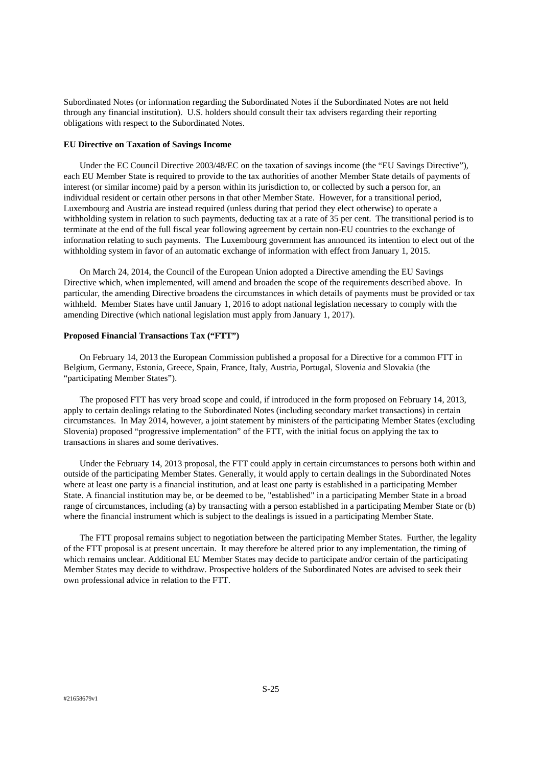Subordinated Notes (or information regarding the Subordinated Notes if the Subordinated Notes are not held through any financial institution). U.S. holders should consult their tax advisers regarding their reporting obligations with respect to the Subordinated Notes.

**EU Directive on Taxation of Savings Income**

Under the EC Council Directive 2003/48/EC on the taxation of savings income (the "EU Savings Directive"), each EU Member State is required to provide to the tax authorities of another Member State details of payments of interest (or similar income) paid by a person within its jurisdiction to, or collected by such a person for, an individual resident or certain other persons in that other Member State. However, for a transitional period, Luxembourg and Austria are instead required (unless during that period they elect otherwise) to operate a withholding system in relation to such payments, deducting tax at a rate of 35 per cent. The transitional period is to terminate at the end of the full fiscal year following agreement by certain non-EU countries to the exchange of information relating to such payments. The Luxembourg government has announced its intention to elect out of the withholding system in favor of an automatic exchange of information with effect from January 1, 2015.

On March 24, 2014, the Council of the European Union adopted a Directive amending the EU Savings Directive which, when implemented, will amend and broaden the scope of the requirements described above. In particular, the amending Directive broadens the circumstances in which details of payments must be provided or tax withheld. Member States have until January 1, 2016 to adopt national legislation necessary to comply with the amending Directive (which national legislation must apply from January 1, 2017).

**Proposed Financial Transactions Tax ("FTT")**

On February 14, 2013 the European Commission published a proposal for a Directive for a common FTT in Belgium, Germany, Estonia, Greece, Spain, France, Italy, Austria, Portugal, Slovenia and Slovakia (the "participating Member States").

The proposed FTT has very broad scope and could, if introduced in the form proposed on February 14, 2013, apply to certain dealings relating to the Subordinated Notes (including secondary market transactions) in certain circumstances. In May 2014, however, a joint statement by ministers of the participating Member States (excluding Slovenia) proposed "progressive implementation" of the FTT, with the initial focus on applying the tax to transactions in shares and some derivatives.

Under the February 14, 2013 proposal, the FTT could apply in certain circumstances to persons both within and outside of the participating Member States. Generally, it would apply to certain dealings in the Subordinated Notes where at least one party is a financial institution, and at least one party is established in a participating Member State. A financial institution may be, or be deemed to be, "established" in a participating Member State in a broad range of circumstances, including (a) by transacting with a person established in a participating Member State or (b) where the financial instrument which is subject to the dealings is issued in a participating Member State.

The FTT proposal remains subject to negotiation between the participating Member States. Further, the legality of the FTT proposal is at present uncertain. It may therefore be altered prior to any implementation, the timing of which remains unclear. Additional EU Member States may decide to participate and/or certain of the participating Member States may decide to withdraw. Prospective holders of the Subordinated Notes are advised to seek their own professional advice in relation to the FTT.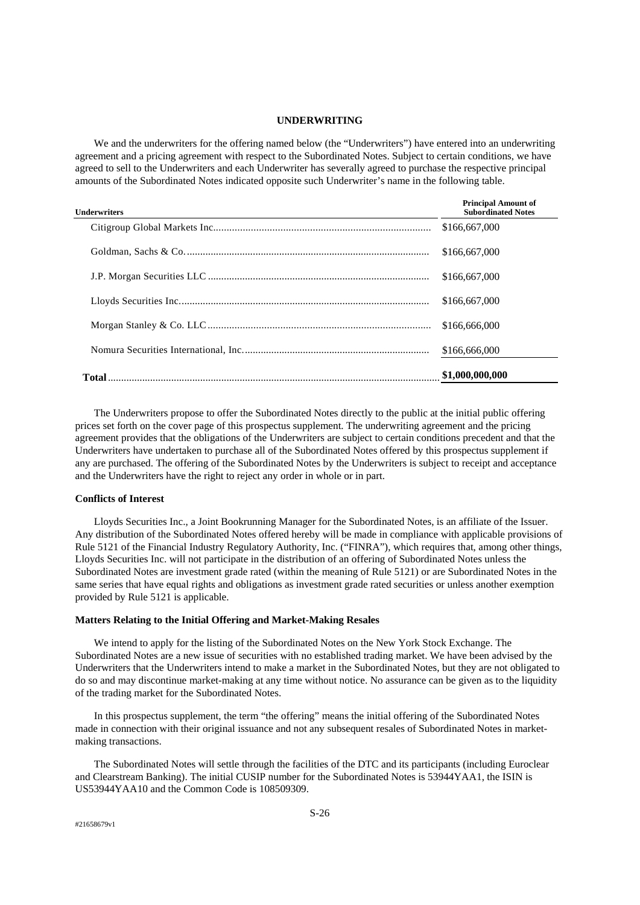## UNDERWRITING

We and the underwriters for the offering named below (the "Underwriters") have entered into an underwriting agreement and a pricing agreement with respect to the Subordinated Notes. Subject to certain conditions, we have agreed to sell to the Underwriters and each Underwriter has severally agreed to purchase the respective principal amounts of the Subordinated Notes indicated opposite such Underwriter's name in the following table.

| Underwriters | Principal Amount of Subordinated Notes |
|---|---|
| Citigroup Global Markets Inc. | $166,667,000 |
| Goldman, Sachs & Co. | $166,667,000 |
| J.P. Morgan Securities LLC | $166,667,000 |
| Lloyds Securities Inc. | $166,667,000 |
| Morgan Stanley & Co. LLC | $166,666,000 |
| Nomura Securities International, Inc. | $166,666,000 |
| **Total** | **$1,000,000,000** |

The Underwriters propose to offer the Subordinated Notes directly to the public at the initial public offering prices set forth on the cover page of this prospectus supplement. The underwriting agreement and the pricing agreement provides that the obligations of the Underwriters are subject to certain conditions precedent and that the Underwriters have undertaken to purchase all of the Subordinated Notes offered by this prospectus supplement if any are purchased. The offering of the Subordinated Notes by the Underwriters is subject to receipt and acceptance and the Underwriters have the right to reject any order in whole or in part.

### Conflicts of Interest

Lloyds Securities Inc., a Joint Bookrunning Manager for the Subordinated Notes, is an affiliate of the Issuer. Any distribution of the Subordinated Notes offered hereby will be made in compliance with applicable provisions of Rule 5121 of the Financial Industry Regulatory Authority, Inc. ("FINRA"), which requires that, among other things, Lloyds Securities Inc. will not participate in the distribution of an offering of Subordinated Notes unless the Subordinated Notes are investment grade rated (within the meaning of Rule 5121) or are Subordinated Notes in the same series that have equal rights and obligations as investment grade rated securities or unless another exemption provided by Rule 5121 is applicable.

### Matters Relating to the Initial Offering and Market-Making Resales

We intend to apply for the listing of the Subordinated Notes on the New York Stock Exchange. The Subordinated Notes are a new issue of securities with no established trading market. We have been advised by the Underwriters that the Underwriters intend to make a market in the Subordinated Notes, but they are not obligated to do so and may discontinue market-making at any time without notice. No assurance can be given as to the liquidity of the trading market for the Subordinated Notes.

In this prospectus supplement, the term "the offering" means the initial offering of the Subordinated Notes made in connection with their original issuance and not any subsequent resales of Subordinated Notes in market-making transactions.

The Subordinated Notes will settle through the facilities of the DTC and its participants (including Euroclear and Clearstream Banking). The initial CUSIP number for the Subordinated Notes is 53944YAA1, the ISIN is US53944YAA10 and the Common Code is 108509309.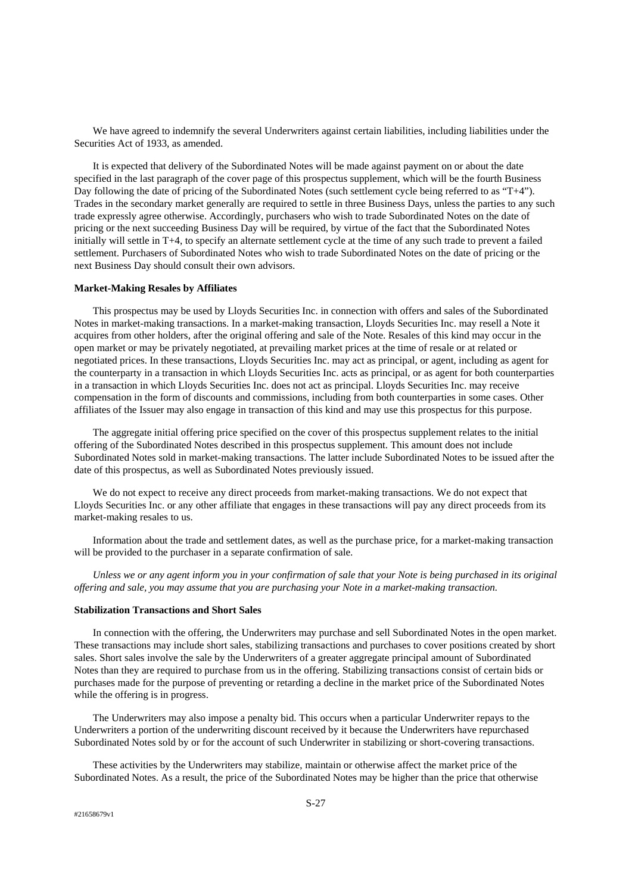We have agreed to indemnify the several Underwriters against certain liabilities, including liabilities under the Securities Act of 1933, as amended.

It is expected that delivery of the Subordinated Notes will be made against payment on or about the date specified in the last paragraph of the cover page of this prospectus supplement, which will be the fourth Business Day following the date of pricing of the Subordinated Notes (such settlement cycle being referred to as "T+4"). Trades in the secondary market generally are required to settle in three Business Days, unless the parties to any such trade expressly agree otherwise. Accordingly, purchasers who wish to trade Subordinated Notes on the date of pricing or the next succeeding Business Day will be required, by virtue of the fact that the Subordinated Notes initially will settle in T+4, to specify an alternate settlement cycle at the time of any such trade to prevent a failed settlement. Purchasers of Subordinated Notes who wish to trade Subordinated Notes on the date of pricing or the next Business Day should consult their own advisors.

**Market-Making Resales by Affiliates**

This prospectus may be used by Lloyds Securities Inc. in connection with offers and sales of the Subordinated Notes in market-making transactions. In a market-making transaction, Lloyds Securities Inc. may resell a Note it acquires from other holders, after the original offering and sale of the Note. Resales of this kind may occur in the open market or may be privately negotiated, at prevailing market prices at the time of resale or at related or negotiated prices. In these transactions, Lloyds Securities Inc. may act as principal, or agent, including as agent for the counterparty in a transaction in which Lloyds Securities Inc. acts as principal, or as agent for both counterparties in a transaction in which Lloyds Securities Inc. does not act as principal. Lloyds Securities Inc. may receive compensation in the form of discounts and commissions, including from both counterparties in some cases. Other affiliates of the Issuer may also engage in transaction of this kind and may use this prospectus for this purpose.

The aggregate initial offering price specified on the cover of this prospectus supplement relates to the initial offering of the Subordinated Notes described in this prospectus supplement. This amount does not include Subordinated Notes sold in market-making transactions. The latter include Subordinated Notes to be issued after the date of this prospectus, as well as Subordinated Notes previously issued.

We do not expect to receive any direct proceeds from market-making transactions. We do not expect that Lloyds Securities Inc. or any other affiliate that engages in these transactions will pay any direct proceeds from its market-making resales to us.

Information about the trade and settlement dates, as well as the purchase price, for a market-making transaction will be provided to the purchaser in a separate confirmation of sale.

*Unless we or any agent inform you in your confirmation of sale that your Note is being purchased in its original offering and sale, you may assume that you are purchasing your Note in a market-making transaction.*

**Stabilization Transactions and Short Sales**

In connection with the offering, the Underwriters may purchase and sell Subordinated Notes in the open market. These transactions may include short sales, stabilizing transactions and purchases to cover positions created by short sales. Short sales involve the sale by the Underwriters of a greater aggregate principal amount of Subordinated Notes than they are required to purchase from us in the offering. Stabilizing transactions consist of certain bids or purchases made for the purpose of preventing or retarding a decline in the market price of the Subordinated Notes while the offering is in progress.

The Underwriters may also impose a penalty bid. This occurs when a particular Underwriter repays to the Underwriters a portion of the underwriting discount received by it because the Underwriters have repurchased Subordinated Notes sold by or for the account of such Underwriter in stabilizing or short-covering transactions.

These activities by the Underwriters may stabilize, maintain or otherwise affect the market price of the Subordinated Notes. As a result, the price of the Subordinated Notes may be higher than the price that otherwise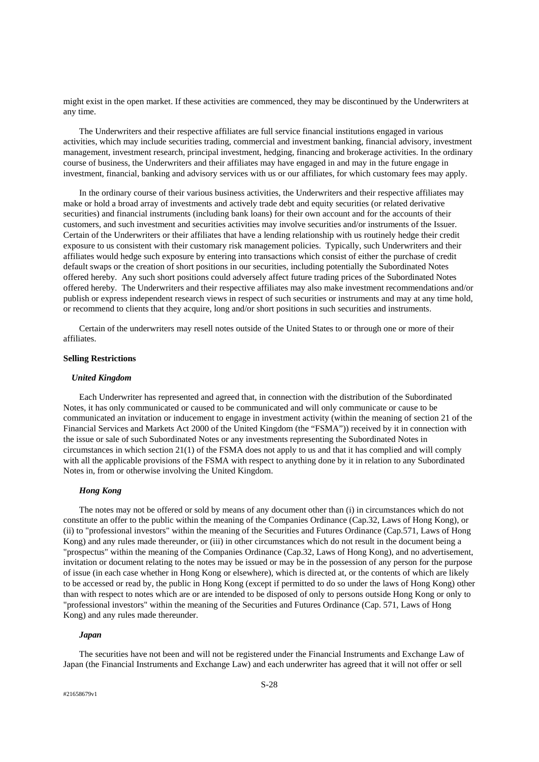might exist in the open market. If these activities are commenced, they may be discontinued by the Underwriters at any time.

The Underwriters and their respective affiliates are full service financial institutions engaged in various activities, which may include securities trading, commercial and investment banking, financial advisory, investment management, investment research, principal investment, hedging, financing and brokerage activities. In the ordinary course of business, the Underwriters and their affiliates may have engaged in and may in the future engage in investment, financial, banking and advisory services with us or our affiliates, for which customary fees may apply.

In the ordinary course of their various business activities, the Underwriters and their respective affiliates may make or hold a broad array of investments and actively trade debt and equity securities (or related derivative securities) and financial instruments (including bank loans) for their own account and for the accounts of their customers, and such investment and securities activities may involve securities and/or instruments of the Issuer. Certain of the Underwriters or their affiliates that have a lending relationship with us routinely hedge their credit exposure to us consistent with their customary risk management policies. Typically, such Underwriters and their affiliates would hedge such exposure by entering into transactions which consist of either the purchase of credit default swaps or the creation of short positions in our securities, including potentially the Subordinated Notes offered hereby. Any such short positions could adversely affect future trading prices of the Subordinated Notes offered hereby. The Underwriters and their respective affiliates may also make investment recommendations and/or publish or express independent research views in respect of such securities or instruments and may at any time hold, or recommend to clients that they acquire, long and/or short positions in such securities and instruments.

Certain of the underwriters may resell notes outside of the United States to or through one or more of their affiliates.

**Selling Restrictions**

***United Kingdom***

Each Underwriter has represented and agreed that, in connection with the distribution of the Subordinated Notes, it has only communicated or caused to be communicated and will only communicate or cause to be communicated an invitation or inducement to engage in investment activity (within the meaning of section 21 of the Financial Services and Markets Act 2000 of the United Kingdom (the "FSMA")) received by it in connection with the issue or sale of such Subordinated Notes or any investments representing the Subordinated Notes in circumstances in which section 21(1) of the FSMA does not apply to us and that it has complied and will comply with all the applicable provisions of the FSMA with respect to anything done by it in relation to any Subordinated Notes in, from or otherwise involving the United Kingdom.

***Hong Kong***

The notes may not be offered or sold by means of any document other than (i) in circumstances which do not constitute an offer to the public within the meaning of the Companies Ordinance (Cap.32, Laws of Hong Kong), or (ii) to "professional investors" within the meaning of the Securities and Futures Ordinance (Cap.571, Laws of Hong Kong) and any rules made thereunder, or (iii) in other circumstances which do not result in the document being a "prospectus" within the meaning of the Companies Ordinance (Cap.32, Laws of Hong Kong), and no advertisement, invitation or document relating to the notes may be issued or may be in the possession of any person for the purpose of issue (in each case whether in Hong Kong or elsewhere), which is directed at, or the contents of which are likely to be accessed or read by, the public in Hong Kong (except if permitted to do so under the laws of Hong Kong) other than with respect to notes which are or are intended to be disposed of only to persons outside Hong Kong or only to "professional investors" within the meaning of the Securities and Futures Ordinance (Cap. 571, Laws of Hong Kong) and any rules made thereunder.

***Japan***

The securities have not been and will not be registered under the Financial Instruments and Exchange Law of Japan (the Financial Instruments and Exchange Law) and each underwriter has agreed that it will not offer or sell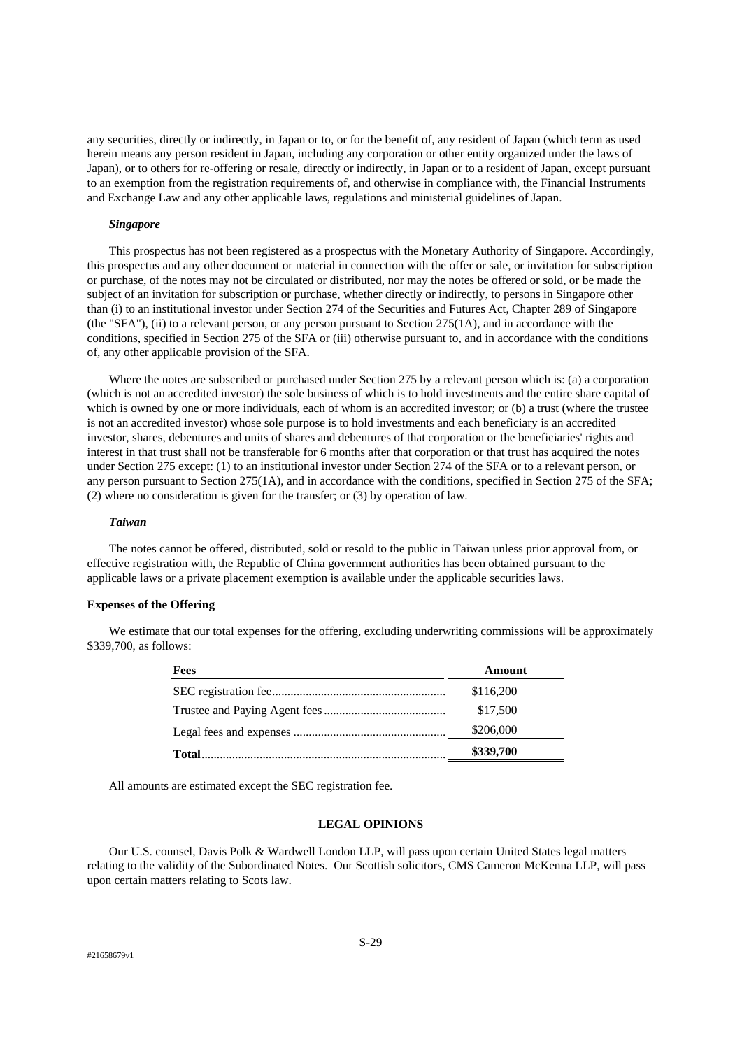any securities, directly or indirectly, in Japan or to, or for the benefit of, any resident of Japan (which term as used herein means any person resident in Japan, including any corporation or other entity organized under the laws of Japan), or to others for re-offering or resale, directly or indirectly, in Japan or to a resident of Japan, except pursuant to an exemption from the registration requirements of, and otherwise in compliance with, the Financial Instruments and Exchange Law and any other applicable laws, regulations and ministerial guidelines of Japan.

***Singapore***

This prospectus has not been registered as a prospectus with the Monetary Authority of Singapore. Accordingly, this prospectus and any other document or material in connection with the offer or sale, or invitation for subscription or purchase, of the notes may not be circulated or distributed, nor may the notes be offered or sold, or be made the subject of an invitation for subscription or purchase, whether directly or indirectly, to persons in Singapore other than (i) to an institutional investor under Section 274 of the Securities and Futures Act, Chapter 289 of Singapore (the "SFA"), (ii) to a relevant person, or any person pursuant to Section 275(1A), and in accordance with the conditions, specified in Section 275 of the SFA or (iii) otherwise pursuant to, and in accordance with the conditions of, any other applicable provision of the SFA.

Where the notes are subscribed or purchased under Section 275 by a relevant person which is: (a) a corporation (which is not an accredited investor) the sole business of which is to hold investments and the entire share capital of which is owned by one or more individuals, each of whom is an accredited investor; or (b) a trust (where the trustee is not an accredited investor) whose sole purpose is to hold investments and each beneficiary is an accredited investor, shares, debentures and units of shares and debentures of that corporation or the beneficiaries' rights and interest in that trust shall not be transferable for 6 months after that corporation or that trust has acquired the notes under Section 275 except: (1) to an institutional investor under Section 274 of the SFA or to a relevant person, or any person pursuant to Section 275(1A), and in accordance with the conditions, specified in Section 275 of the SFA; (2) where no consideration is given for the transfer; or (3) by operation of law.

***Taiwan***

The notes cannot be offered, distributed, sold or resold to the public in Taiwan unless prior approval from, or effective registration with, the Republic of China government authorities has been obtained pursuant to the applicable laws or a private placement exemption is available under the applicable securities laws.

**Expenses of the Offering**

We estimate that our total expenses for the offering, excluding underwriting commissions will be approximately $339,700, as follows:

| Fees | Amount |
|---|---|
| SEC registration fee | $116,200 |
| Trustee and Paying Agent fees | $17,500 |
| Legal fees and expenses | $206,000 |
| **Total** | **$339,700** |

All amounts are estimated except the SEC registration fee.

## LEGAL OPINIONS

Our U.S. counsel, Davis Polk & Wardwell London LLP, will pass upon certain United States legal matters relating to the validity of the Subordinated Notes. Our Scottish solicitors, CMS Cameron McKenna LLP, will pass upon certain matters relating to Scots law.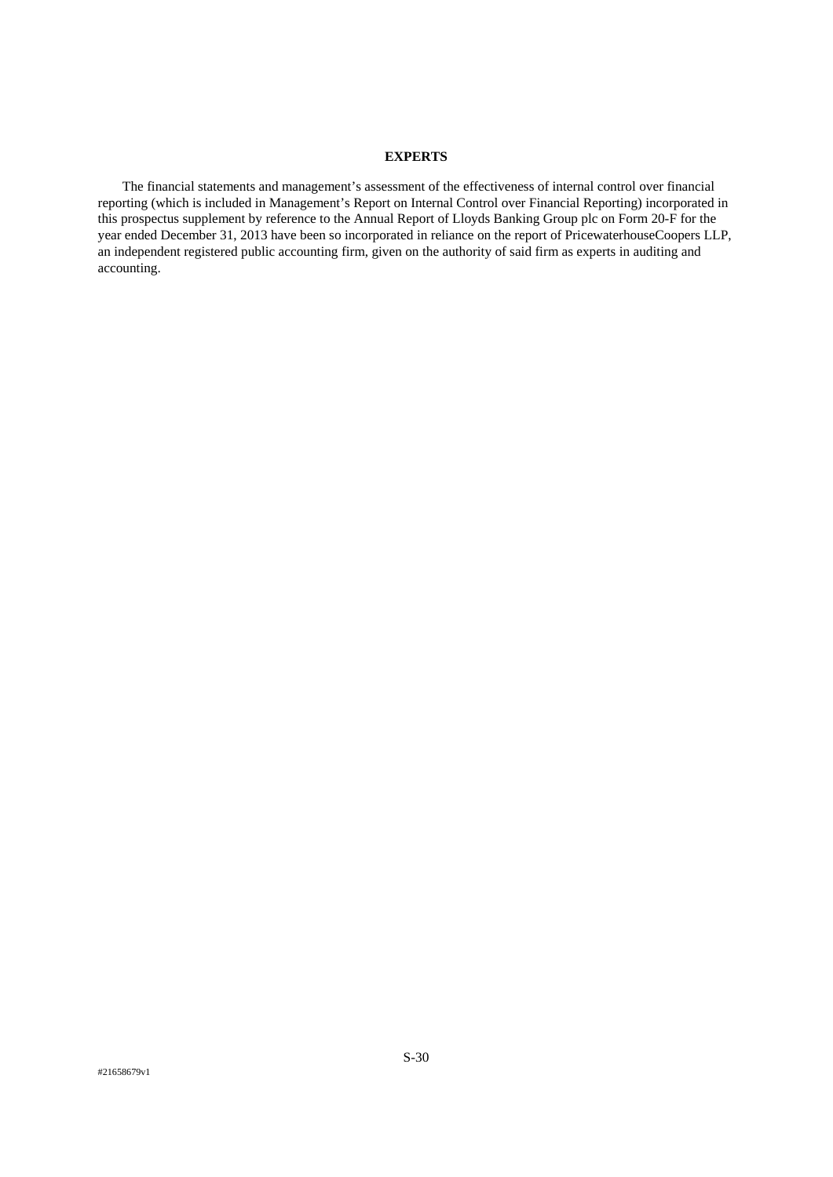## EXPERTS

The financial statements and management's assessment of the effectiveness of internal control over financial reporting (which is included in Management's Report on Internal Control over Financial Reporting) incorporated in this prospectus supplement by reference to the Annual Report of Lloyds Banking Group plc on Form 20-F for the year ended December 31, 2013 have been so incorporated in reliance on the report of PricewaterhouseCoopers LLP, an independent registered public accounting firm, given on the authority of said firm as experts in auditing and accounting.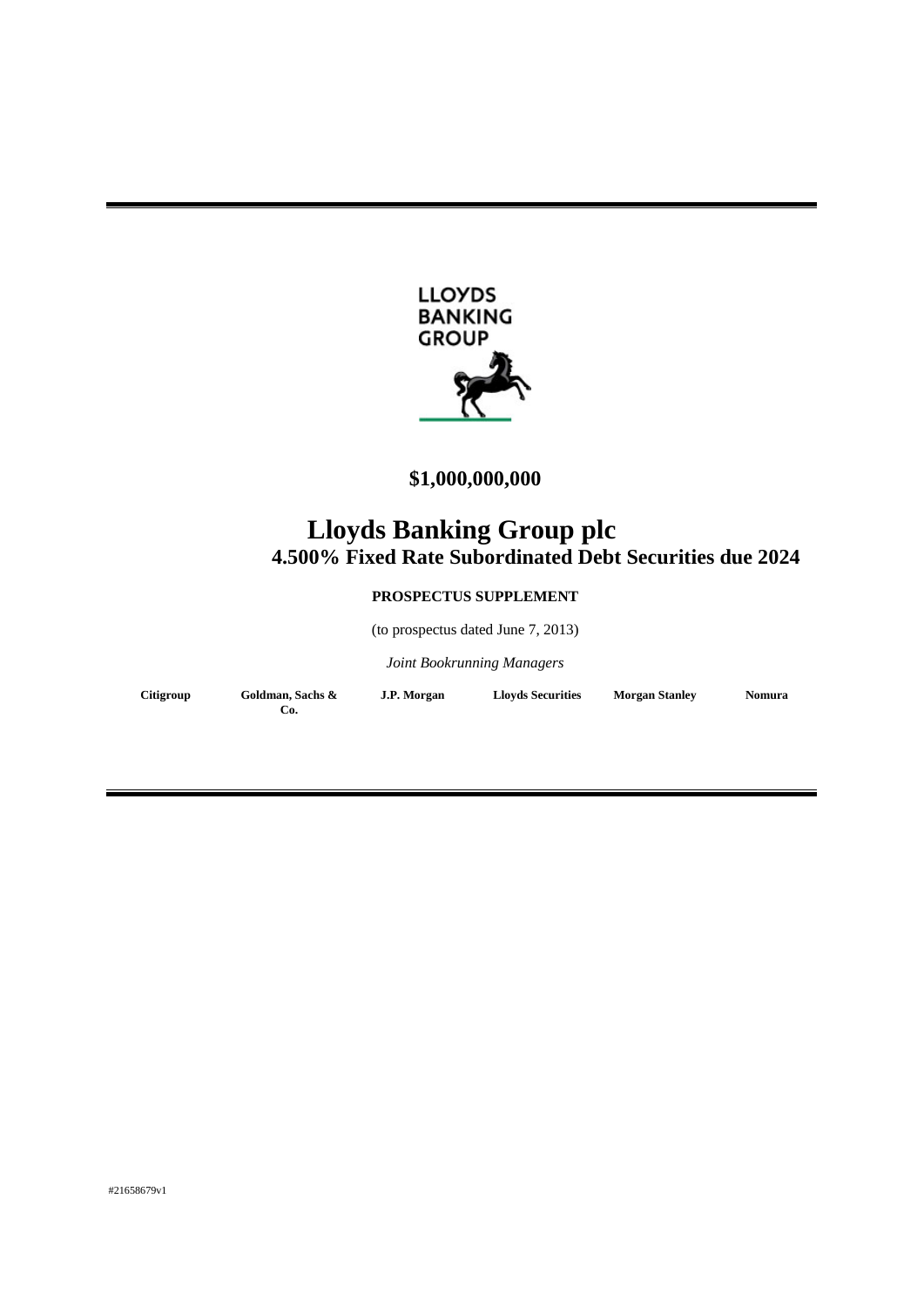LLOYDS BANKING GROUP

**$1,000,000,000**

# Lloyds Banking Group plc

## 4.500% Fixed Rate Subordinated Debt Securities due 2024

**PROSPECTUS SUPPLEMENT**

(to prospectus dated June 7, 2013)

*Joint Bookrunning Managers*

| **Citigroup** | **Goldman, Sachs & Co.** | **J.P. Morgan** | **Lloyds Securities** | **Morgan Stanley** | **Nomura** |
|---|---|---|---|---|---|

#21658679v1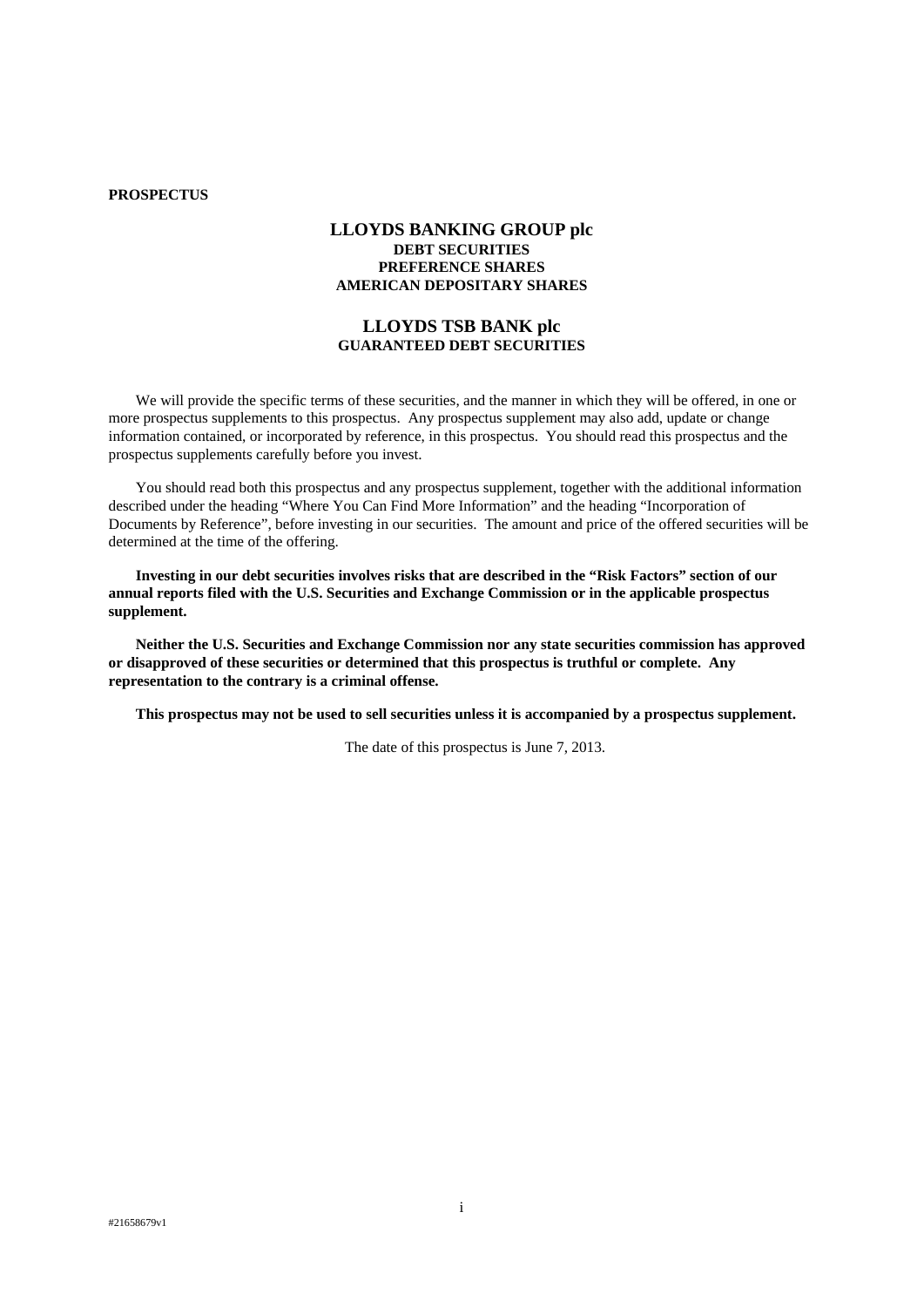**PROSPECTUS**

# LLOYDS BANKING GROUP plc

**DEBT SECURITIES**
**PREFERENCE SHARES**
**AMERICAN DEPOSITARY SHARES**

# LLOYDS TSB BANK plc

**GUARANTEED DEBT SECURITIES**

We will provide the specific terms of these securities, and the manner in which they will be offered, in one or more prospectus supplements to this prospectus. Any prospectus supplement may also add, update or change information contained, or incorporated by reference, in this prospectus. You should read this prospectus and the prospectus supplements carefully before you invest.

You should read both this prospectus and any prospectus supplement, together with the additional information described under the heading "Where You Can Find More Information" and the heading "Incorporation of Documents by Reference", before investing in our securities. The amount and price of the offered securities will be determined at the time of the offering.

**Investing in our debt securities involves risks that are described in the "Risk Factors" section of our annual reports filed with the U.S. Securities and Exchange Commission or in the applicable prospectus supplement.**

**Neither the U.S. Securities and Exchange Commission nor any state securities commission has approved or disapproved of these securities or determined that this prospectus is truthful or complete. Any representation to the contrary is a criminal offense.**

**This prospectus may not be used to sell securities unless it is accompanied by a prospectus supplement.**

The date of this prospectus is June 7, 2013.

#21658679v1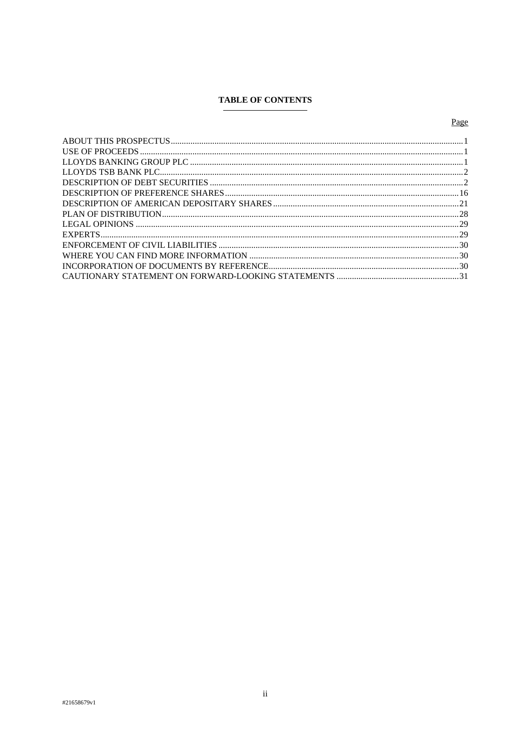## TABLE OF CONTENTS

| | Page |
|---|---|
| ABOUT THIS PROSPECTUS | 1 |
| USE OF PROCEEDS | 1 |
| LLOYDS BANKING GROUP PLC | 1 |
| LLOYDS TSB BANK PLC | 2 |
| DESCRIPTION OF DEBT SECURITIES | 2 |
| DESCRIPTION OF PREFERENCE SHARES | 16 |
| DESCRIPTION OF AMERICAN DEPOSITARY SHARES | 21 |
| PLAN OF DISTRIBUTION | 28 |
| LEGAL OPINIONS | 29 |
| EXPERTS | 29 |
| ENFORCEMENT OF CIVIL LIABILITIES | 30 |
| WHERE YOU CAN FIND MORE INFORMATION | 30 |
| INCORPORATION OF DOCUMENTS BY REFERENCE | 30 |
| CAUTIONARY STATEMENT ON FORWARD-LOOKING STATEMENTS | 31 |

#21658679v1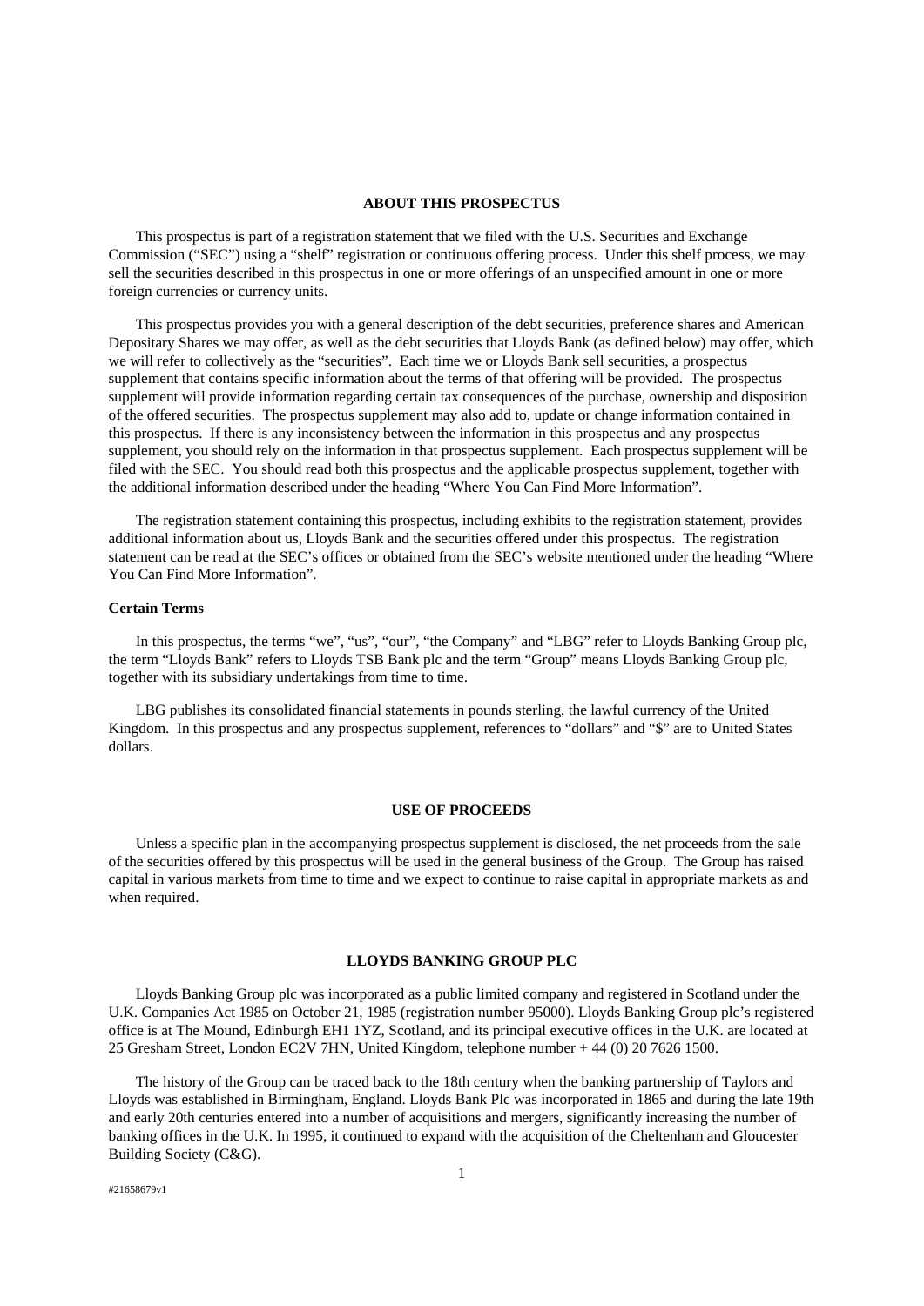## ABOUT THIS PROSPECTUS

This prospectus is part of a registration statement that we filed with the U.S. Securities and Exchange Commission ("SEC") using a "shelf" registration or continuous offering process. Under this shelf process, we may sell the securities described in this prospectus in one or more offerings of an unspecified amount in one or more foreign currencies or currency units.

This prospectus provides you with a general description of the debt securities, preference shares and American Depositary Shares we may offer, as well as the debt securities that Lloyds Bank (as defined below) may offer, which we will refer to collectively as the "securities". Each time we or Lloyds Bank sell securities, a prospectus supplement that contains specific information about the terms of that offering will be provided. The prospectus supplement will provide information regarding certain tax consequences of the purchase, ownership and disposition of the offered securities. The prospectus supplement may also add to, update or change information contained in this prospectus. If there is any inconsistency between the information in this prospectus and any prospectus supplement, you should rely on the information in that prospectus supplement. Each prospectus supplement will be filed with the SEC. You should read both this prospectus and the applicable prospectus supplement, together with the additional information described under the heading "Where You Can Find More Information".

The registration statement containing this prospectus, including exhibits to the registration statement, provides additional information about us, Lloyds Bank and the securities offered under this prospectus. The registration statement can be read at the SEC's offices or obtained from the SEC's website mentioned under the heading "Where You Can Find More Information".

### Certain Terms

In this prospectus, the terms "we", "us", "our", "the Company" and "LBG" refer to Lloyds Banking Group plc, the term "Lloyds Bank" refers to Lloyds TSB Bank plc and the term "Group" means Lloyds Banking Group plc, together with its subsidiary undertakings from time to time.

LBG publishes its consolidated financial statements in pounds sterling, the lawful currency of the United Kingdom. In this prospectus and any prospectus supplement, references to "dollars" and "$" are to United States dollars.

## USE OF PROCEEDS

Unless a specific plan in the accompanying prospectus supplement is disclosed, the net proceeds from the sale of the securities offered by this prospectus will be used in the general business of the Group. The Group has raised capital in various markets from time to time and we expect to continue to raise capital in appropriate markets as and when required.

## LLOYDS BANKING GROUP PLC

Lloyds Banking Group plc was incorporated as a public limited company and registered in Scotland under the U.K. Companies Act 1985 on October 21, 1985 (registration number 95000). Lloyds Banking Group plc's registered office is at The Mound, Edinburgh EH1 1YZ, Scotland, and its principal executive offices in the U.K. are located at 25 Gresham Street, London EC2V 7HN, United Kingdom, telephone number + 44 (0) 20 7626 1500.

The history of the Group can be traced back to the 18th century when the banking partnership of Taylors and Lloyds was established in Birmingham, England. Lloyds Bank Plc was incorporated in 1865 and during the late 19th and early 20th centuries entered into a number of acquisitions and mergers, significantly increasing the number of banking offices in the U.K. In 1995, it continued to expand with the acquisition of the Cheltenham and Gloucester Building Society (C&G).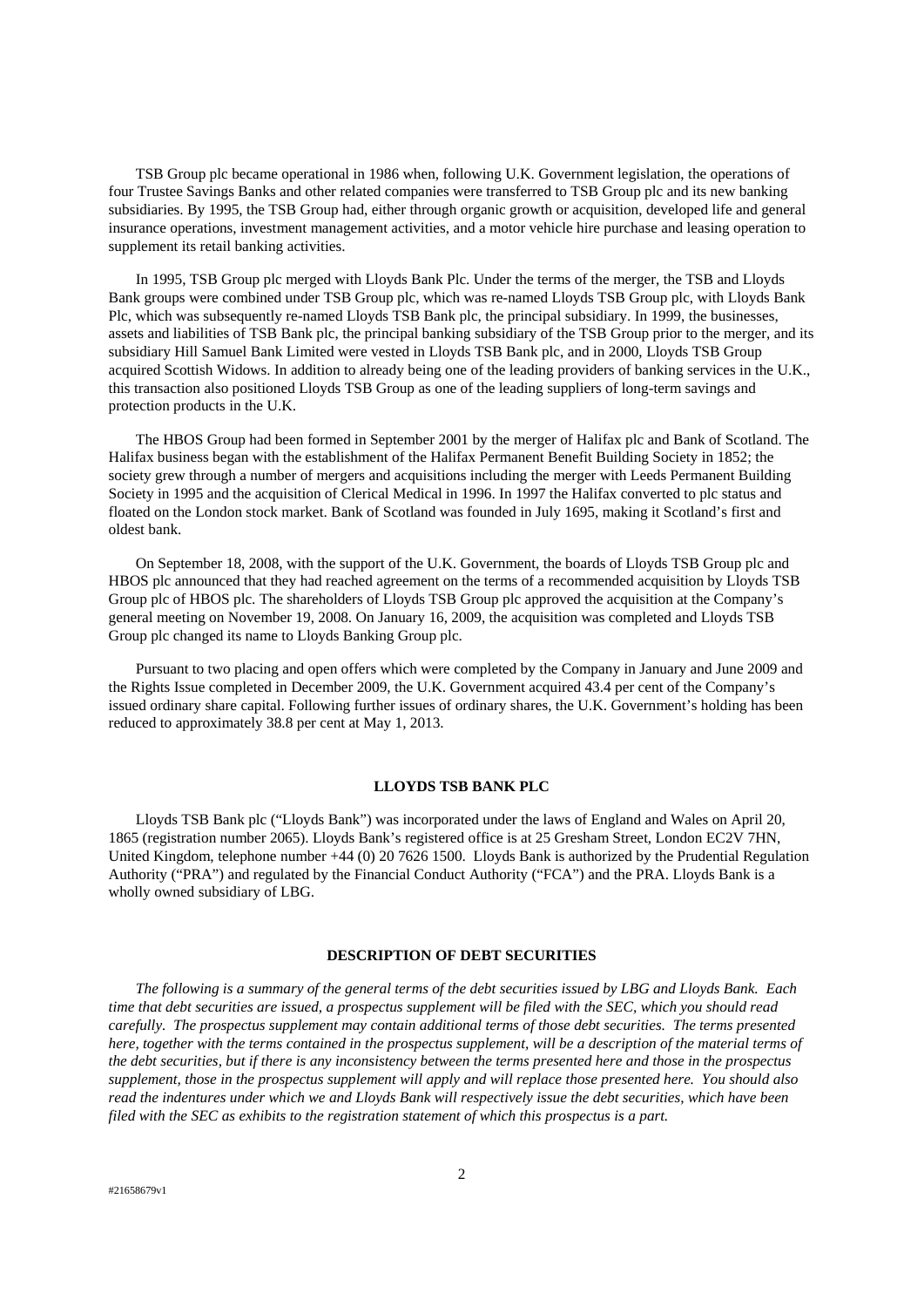TSB Group plc became operational in 1986 when, following U.K. Government legislation, the operations of four Trustee Savings Banks and other related companies were transferred to TSB Group plc and its new banking subsidiaries. By 1995, the TSB Group had, either through organic growth or acquisition, developed life and general insurance operations, investment management activities, and a motor vehicle hire purchase and leasing operation to supplement its retail banking activities.

In 1995, TSB Group plc merged with Lloyds Bank Plc. Under the terms of the merger, the TSB and Lloyds Bank groups were combined under TSB Group plc, which was re-named Lloyds TSB Group plc, with Lloyds Bank Plc, which was subsequently re-named Lloyds TSB Bank plc, the principal subsidiary. In 1999, the businesses, assets and liabilities of TSB Bank plc, the principal banking subsidiary of the TSB Group prior to the merger, and its subsidiary Hill Samuel Bank Limited were vested in Lloyds TSB Bank plc, and in 2000, Lloyds TSB Group acquired Scottish Widows. In addition to already being one of the leading providers of banking services in the U.K., this transaction also positioned Lloyds TSB Group as one of the leading suppliers of long-term savings and protection products in the U.K.

The HBOS Group had been formed in September 2001 by the merger of Halifax plc and Bank of Scotland. The Halifax business began with the establishment of the Halifax Permanent Benefit Building Society in 1852; the society grew through a number of mergers and acquisitions including the merger with Leeds Permanent Building Society in 1995 and the acquisition of Clerical Medical in 1996. In 1997 the Halifax converted to plc status and floated on the London stock market. Bank of Scotland was founded in July 1695, making it Scotland's first and oldest bank.

On September 18, 2008, with the support of the U.K. Government, the boards of Lloyds TSB Group plc and HBOS plc announced that they had reached agreement on the terms of a recommended acquisition by Lloyds TSB Group plc of HBOS plc. The shareholders of Lloyds TSB Group plc approved the acquisition at the Company's general meeting on November 19, 2008. On January 16, 2009, the acquisition was completed and Lloyds TSB Group plc changed its name to Lloyds Banking Group plc.

Pursuant to two placing and open offers which were completed by the Company in January and June 2009 and the Rights Issue completed in December 2009, the U.K. Government acquired 43.4 per cent of the Company's issued ordinary share capital. Following further issues of ordinary shares, the U.K. Government's holding has been reduced to approximately 38.8 per cent at May 1, 2013.

## LLOYDS TSB BANK PLC

Lloyds TSB Bank plc ("Lloyds Bank") was incorporated under the laws of England and Wales on April 20, 1865 (registration number 2065). Lloyds Bank's registered office is at 25 Gresham Street, London EC2V 7HN, United Kingdom, telephone number +44 (0) 20 7626 1500. Lloyds Bank is authorized by the Prudential Regulation Authority ("PRA") and regulated by the Financial Conduct Authority ("FCA") and the PRA. Lloyds Bank is a wholly owned subsidiary of LBG.

## DESCRIPTION OF DEBT SECURITIES

*The following is a summary of the general terms of the debt securities issued by LBG and Lloyds Bank. Each time that debt securities are issued, a prospectus supplement will be filed with the SEC, which you should read carefully. The prospectus supplement may contain additional terms of those debt securities. The terms presented here, together with the terms contained in the prospectus supplement, will be a description of the material terms of the debt securities, but if there is any inconsistency between the terms presented here and those in the prospectus supplement, those in the prospectus supplement will apply and will replace those presented here. You should also read the indentures under which we and Lloyds Bank will respectively issue the debt securities, which have been filed with the SEC as exhibits to the registration statement of which this prospectus is a part.*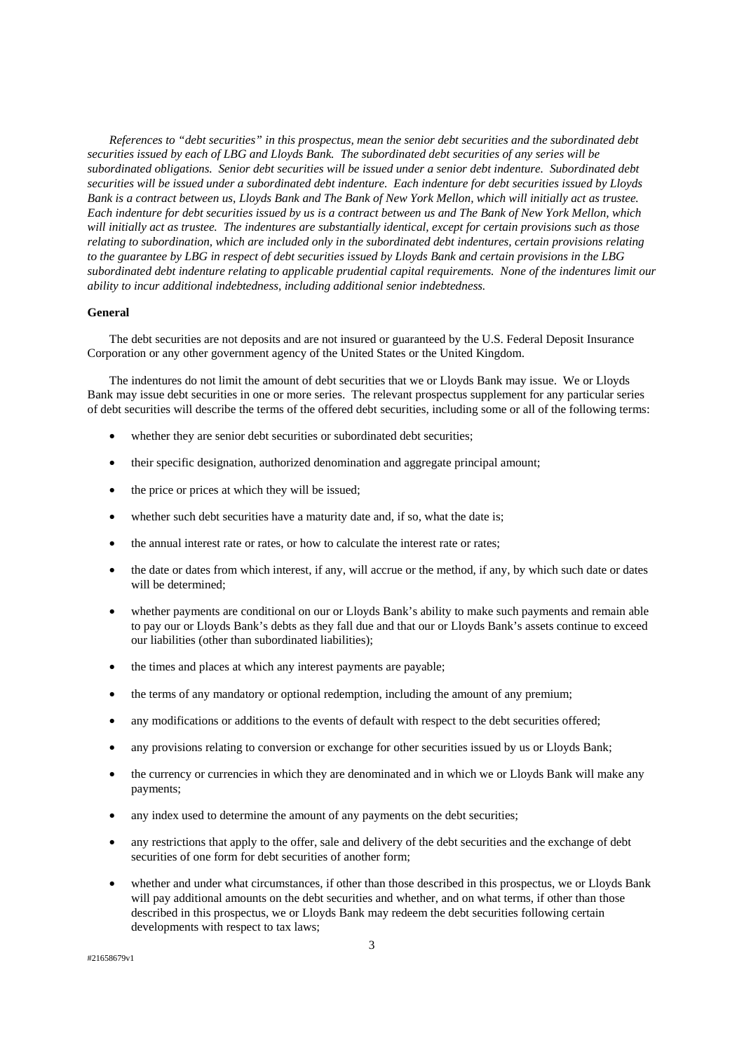*References to “debt securities” in this prospectus, mean the senior debt securities and the subordinated debt securities issued by each of LBG and Lloyds Bank. The subordinated debt securities of any series will be subordinated obligations. Senior debt securities will be issued under a senior debt indenture. Subordinated debt securities will be issued under a subordinated debt indenture. Each indenture for debt securities issued by Lloyds Bank is a contract between us, Lloyds Bank and The Bank of New York Mellon, which will initially act as trustee. Each indenture for debt securities issued by us is a contract between us and The Bank of New York Mellon, which will initially act as trustee. The indentures are substantially identical, except for certain provisions such as those relating to subordination, which are included only in the subordinated debt indentures, certain provisions relating to the guarantee by LBG in respect of debt securities issued by Lloyds Bank and certain provisions in the LBG subordinated debt indenture relating to applicable prudential capital requirements. None of the indentures limit our ability to incur additional indebtedness, including additional senior indebtedness.*

**General**

The debt securities are not deposits and are not insured or guaranteed by the U.S. Federal Deposit Insurance Corporation or any other government agency of the United States or the United Kingdom.

The indentures do not limit the amount of debt securities that we or Lloyds Bank may issue. We or Lloyds Bank may issue debt securities in one or more series. The relevant prospectus supplement for any particular series of debt securities will describe the terms of the offered debt securities, including some or all of the following terms:

- whether they are senior debt securities or subordinated debt securities;
- their specific designation, authorized denomination and aggregate principal amount;
- the price or prices at which they will be issued;
- whether such debt securities have a maturity date and, if so, what the date is;
- the annual interest rate or rates, or how to calculate the interest rate or rates;
- the date or dates from which interest, if any, will accrue or the method, if any, by which such date or dates will be determined;
- whether payments are conditional on our or Lloyds Bank’s ability to make such payments and remain able to pay our or Lloyds Bank’s debts as they fall due and that our or Lloyds Bank’s assets continue to exceed our liabilities (other than subordinated liabilities);
- the times and places at which any interest payments are payable;
- the terms of any mandatory or optional redemption, including the amount of any premium;
- any modifications or additions to the events of default with respect to the debt securities offered;
- any provisions relating to conversion or exchange for other securities issued by us or Lloyds Bank;
- the currency or currencies in which they are denominated and in which we or Lloyds Bank will make any payments;
- any index used to determine the amount of any payments on the debt securities;
- any restrictions that apply to the offer, sale and delivery of the debt securities and the exchange of debt securities of one form for debt securities of another form;
- whether and under what circumstances, if other than those described in this prospectus, we or Lloyds Bank will pay additional amounts on the debt securities and whether, and on what terms, if other than those described in this prospectus, we or Lloyds Bank may redeem the debt securities following certain developments with respect to tax laws;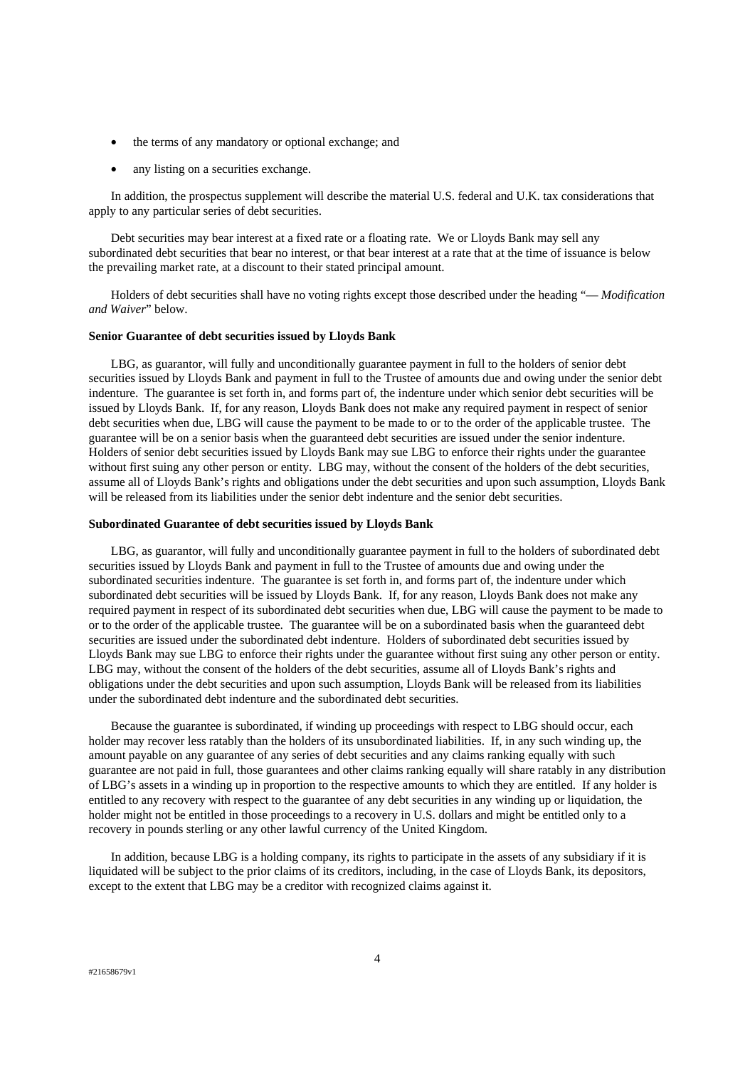- the terms of any mandatory or optional exchange; and
- any listing on a securities exchange.

In addition, the prospectus supplement will describe the material U.S. federal and U.K. tax considerations that apply to any particular series of debt securities.

Debt securities may bear interest at a fixed rate or a floating rate. We or Lloyds Bank may sell any subordinated debt securities that bear no interest, or that bear interest at a rate that at the time of issuance is below the prevailing market rate, at a discount to their stated principal amount.

Holders of debt securities shall have no voting rights except those described under the heading "— *Modification and Waiver*" below.

**Senior Guarantee of debt securities issued by Lloyds Bank**

LBG, as guarantor, will fully and unconditionally guarantee payment in full to the holders of senior debt securities issued by Lloyds Bank and payment in full to the Trustee of amounts due and owing under the senior debt indenture. The guarantee is set forth in, and forms part of, the indenture under which senior debt securities will be issued by Lloyds Bank. If, for any reason, Lloyds Bank does not make any required payment in respect of senior debt securities when due, LBG will cause the payment to be made to or to the order of the applicable trustee. The guarantee will be on a senior basis when the guaranteed debt securities are issued under the senior indenture. Holders of senior debt securities issued by Lloyds Bank may sue LBG to enforce their rights under the guarantee without first suing any other person or entity. LBG may, without the consent of the holders of the debt securities, assume all of Lloyds Bank's rights and obligations under the debt securities and upon such assumption, Lloyds Bank will be released from its liabilities under the senior debt indenture and the senior debt securities.

**Subordinated Guarantee of debt securities issued by Lloyds Bank**

LBG, as guarantor, will fully and unconditionally guarantee payment in full to the holders of subordinated debt securities issued by Lloyds Bank and payment in full to the Trustee of amounts due and owing under the subordinated securities indenture. The guarantee is set forth in, and forms part of, the indenture under which subordinated debt securities will be issued by Lloyds Bank. If, for any reason, Lloyds Bank does not make any required payment in respect of its subordinated debt securities when due, LBG will cause the payment to be made to or to the order of the applicable trustee. The guarantee will be on a subordinated basis when the guaranteed debt securities are issued under the subordinated debt indenture. Holders of subordinated debt securities issued by Lloyds Bank may sue LBG to enforce their rights under the guarantee without first suing any other person or entity. LBG may, without the consent of the holders of the debt securities, assume all of Lloyds Bank's rights and obligations under the debt securities and upon such assumption, Lloyds Bank will be released from its liabilities under the subordinated debt indenture and the subordinated debt securities.

Because the guarantee is subordinated, if winding up proceedings with respect to LBG should occur, each holder may recover less ratably than the holders of its unsubordinated liabilities. If, in any such winding up, the amount payable on any guarantee of any series of debt securities and any claims ranking equally with such guarantee are not paid in full, those guarantees and other claims ranking equally will share ratably in any distribution of LBG's assets in a winding up in proportion to the respective amounts to which they are entitled. If any holder is entitled to any recovery with respect to the guarantee of any debt securities in any winding up or liquidation, the holder might not be entitled in those proceedings to a recovery in U.S. dollars and might be entitled only to a recovery in pounds sterling or any other lawful currency of the United Kingdom.

In addition, because LBG is a holding company, its rights to participate in the assets of any subsidiary if it is liquidated will be subject to the prior claims of its creditors, including, in the case of Lloyds Bank, its depositors, except to the extent that LBG may be a creditor with recognized claims against it.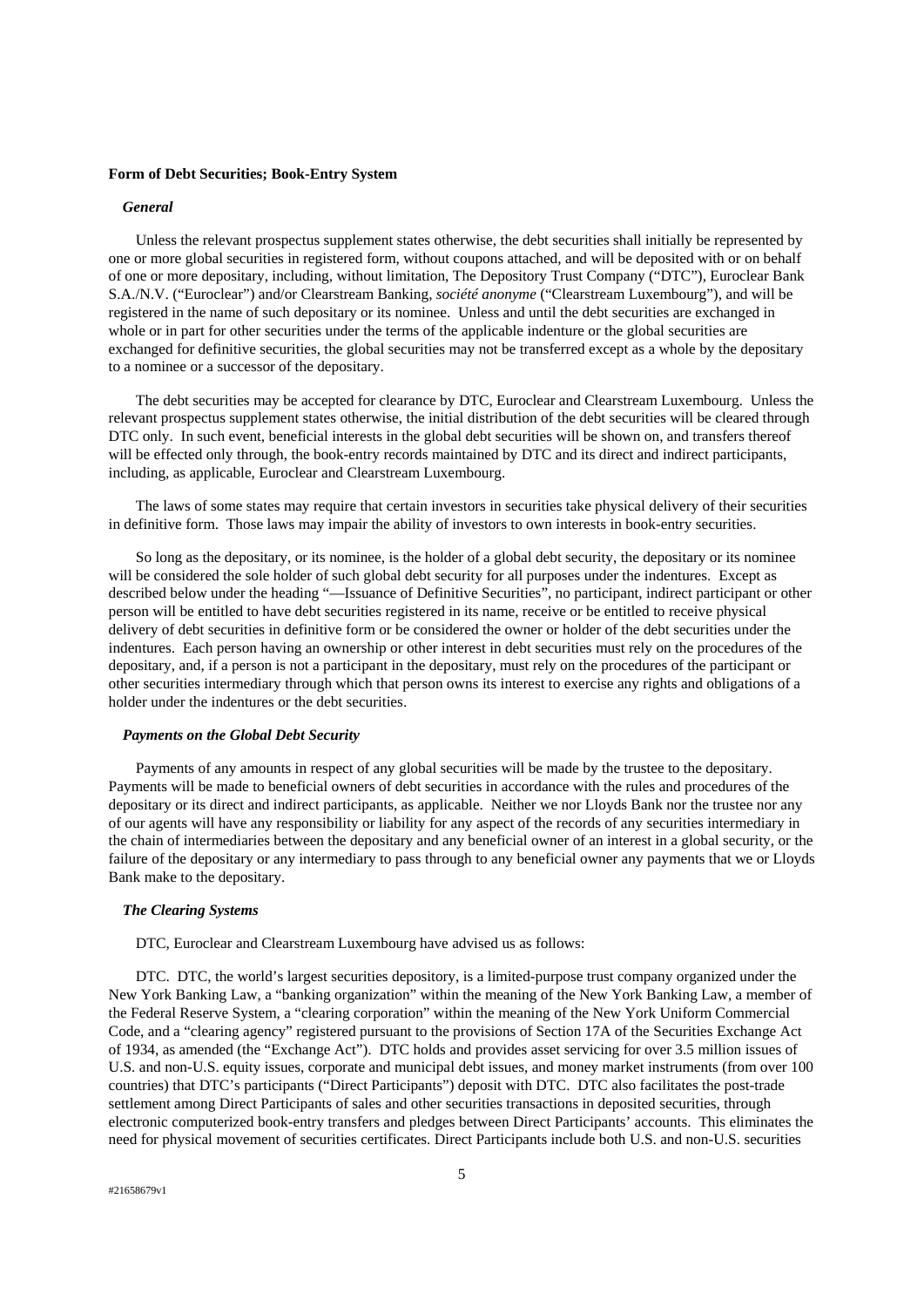## Form of Debt Securities; Book-Entry System

### *General*

Unless the relevant prospectus supplement states otherwise, the debt securities shall initially be represented by one or more global securities in registered form, without coupons attached, and will be deposited with or on behalf of one or more depositary, including, without limitation, The Depository Trust Company ("DTC"), Euroclear Bank S.A./N.V. ("Euroclear") and/or Clearstream Banking, *société anonyme* ("Clearstream Luxembourg"), and will be registered in the name of such depositary or its nominee. Unless and until the debt securities are exchanged in whole or in part for other securities under the terms of the applicable indenture or the global securities are exchanged for definitive securities, the global securities may not be transferred except as a whole by the depositary to a nominee or a successor of the depositary.

The debt securities may be accepted for clearance by DTC, Euroclear and Clearstream Luxembourg. Unless the relevant prospectus supplement states otherwise, the initial distribution of the debt securities will be cleared through DTC only. In such event, beneficial interests in the global debt securities will be shown on, and transfers thereof will be effected only through, the book-entry records maintained by DTC and its direct and indirect participants, including, as applicable, Euroclear and Clearstream Luxembourg.

The laws of some states may require that certain investors in securities take physical delivery of their securities in definitive form. Those laws may impair the ability of investors to own interests in book-entry securities.

So long as the depositary, or its nominee, is the holder of a global debt security, the depositary or its nominee will be considered the sole holder of such global debt security for all purposes under the indentures. Except as described below under the heading "—Issuance of Definitive Securities", no participant, indirect participant or other person will be entitled to have debt securities registered in its name, receive or be entitled to receive physical delivery of debt securities in definitive form or be considered the owner or holder of the debt securities under the indentures. Each person having an ownership or other interest in debt securities must rely on the procedures of the depositary, and, if a person is not a participant in the depositary, must rely on the procedures of the participant or other securities intermediary through which that person owns its interest to exercise any rights and obligations of a holder under the indentures or the debt securities.

### *Payments on the Global Debt Security*

Payments of any amounts in respect of any global securities will be made by the trustee to the depositary. Payments will be made to beneficial owners of debt securities in accordance with the rules and procedures of the depositary or its direct and indirect participants, as applicable. Neither we nor Lloyds Bank nor the trustee nor any of our agents will have any responsibility or liability for any aspect of the records of any securities intermediary in the chain of intermediaries between the depositary and any beneficial owner of an interest in a global security, or the failure of the depositary or any intermediary to pass through to any beneficial owner any payments that we or Lloyds Bank make to the depositary.

### *The Clearing Systems*

DTC, Euroclear and Clearstream Luxembourg have advised us as follows:

DTC. DTC, the world's largest securities depository, is a limited-purpose trust company organized under the New York Banking Law, a "banking organization" within the meaning of the New York Banking Law, a member of the Federal Reserve System, a "clearing corporation" within the meaning of the New York Uniform Commercial Code, and a "clearing agency" registered pursuant to the provisions of Section 17A of the Securities Exchange Act of 1934, as amended (the "Exchange Act"). DTC holds and provides asset servicing for over 3.5 million issues of U.S. and non-U.S. equity issues, corporate and municipal debt issues, and money market instruments (from over 100 countries) that DTC's participants ("Direct Participants") deposit with DTC. DTC also facilitates the post-trade settlement among Direct Participants of sales and other securities transactions in deposited securities, through electronic computerized book-entry transfers and pledges between Direct Participants' accounts. This eliminates the need for physical movement of securities certificates. Direct Participants include both U.S. and non-U.S. securities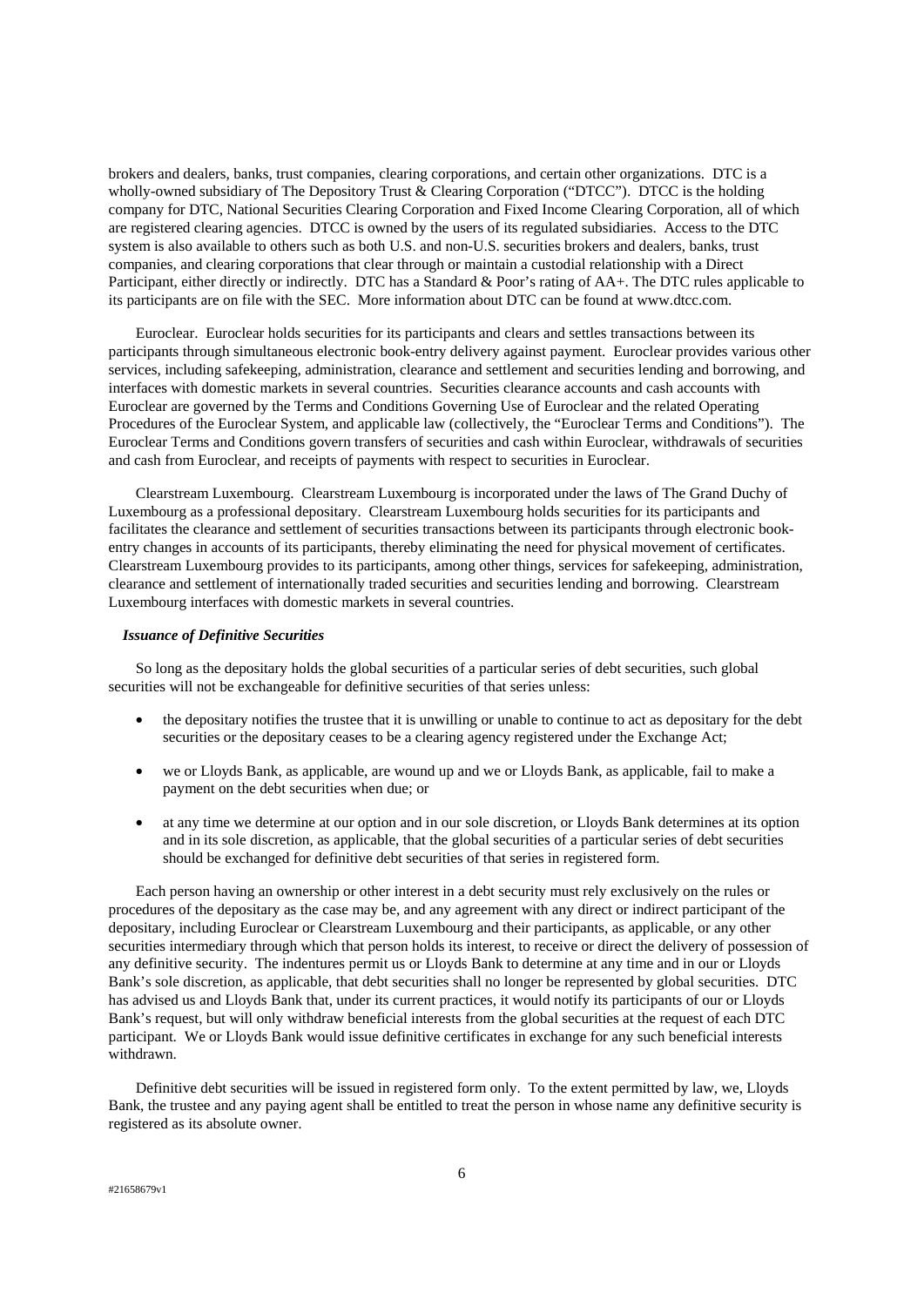brokers and dealers, banks, trust companies, clearing corporations, and certain other organizations. DTC is a wholly-owned subsidiary of The Depository Trust & Clearing Corporation ("DTCC"). DTCC is the holding company for DTC, National Securities Clearing Corporation and Fixed Income Clearing Corporation, all of which are registered clearing agencies. DTCC is owned by the users of its regulated subsidiaries. Access to the DTC system is also available to others such as both U.S. and non-U.S. securities brokers and dealers, banks, trust companies, and clearing corporations that clear through or maintain a custodial relationship with a Direct Participant, either directly or indirectly. DTC has a Standard & Poor's rating of AA+. The DTC rules applicable to its participants are on file with the SEC. More information about DTC can be found at www.dtcc.com.

Euroclear. Euroclear holds securities for its participants and clears and settles transactions between its participants through simultaneous electronic book-entry delivery against payment. Euroclear provides various other services, including safekeeping, administration, clearance and settlement and securities lending and borrowing, and interfaces with domestic markets in several countries. Securities clearance accounts and cash accounts with Euroclear are governed by the Terms and Conditions Governing Use of Euroclear and the related Operating Procedures of the Euroclear System, and applicable law (collectively, the "Euroclear Terms and Conditions"). The Euroclear Terms and Conditions govern transfers of securities and cash within Euroclear, withdrawals of securities and cash from Euroclear, and receipts of payments with respect to securities in Euroclear.

Clearstream Luxembourg. Clearstream Luxembourg is incorporated under the laws of The Grand Duchy of Luxembourg as a professional depositary. Clearstream Luxembourg holds securities for its participants and facilitates the clearance and settlement of securities transactions between its participants through electronic book-entry changes in accounts of its participants, thereby eliminating the need for physical movement of certificates. Clearstream Luxembourg provides to its participants, among other things, services for safekeeping, administration, clearance and settlement of internationally traded securities and securities lending and borrowing. Clearstream Luxembourg interfaces with domestic markets in several countries.

***Issuance of Definitive Securities***

So long as the depositary holds the global securities of a particular series of debt securities, such global securities will not be exchangeable for definitive securities of that series unless:

- the depositary notifies the trustee that it is unwilling or unable to continue to act as depositary for the debt securities or the depositary ceases to be a clearing agency registered under the Exchange Act;
- we or Lloyds Bank, as applicable, are wound up and we or Lloyds Bank, as applicable, fail to make a payment on the debt securities when due; or
- at any time we determine at our option and in our sole discretion, or Lloyds Bank determines at its option and in its sole discretion, as applicable, that the global securities of a particular series of debt securities should be exchanged for definitive debt securities of that series in registered form.

Each person having an ownership or other interest in a debt security must rely exclusively on the rules or procedures of the depositary as the case may be, and any agreement with any direct or indirect participant of the depositary, including Euroclear or Clearstream Luxembourg and their participants, as applicable, or any other securities intermediary through which that person holds its interest, to receive or direct the delivery of possession of any definitive security. The indentures permit us or Lloyds Bank to determine at any time and in our or Lloyds Bank's sole discretion, as applicable, that debt securities shall no longer be represented by global securities. DTC has advised us and Lloyds Bank that, under its current practices, it would notify its participants of our or Lloyds Bank's request, but will only withdraw beneficial interests from the global securities at the request of each DTC participant. We or Lloyds Bank would issue definitive certificates in exchange for any such beneficial interests withdrawn.

Definitive debt securities will be issued in registered form only. To the extent permitted by law, we, Lloyds Bank, the trustee and any paying agent shall be entitled to treat the person in whose name any definitive security is registered as its absolute owner.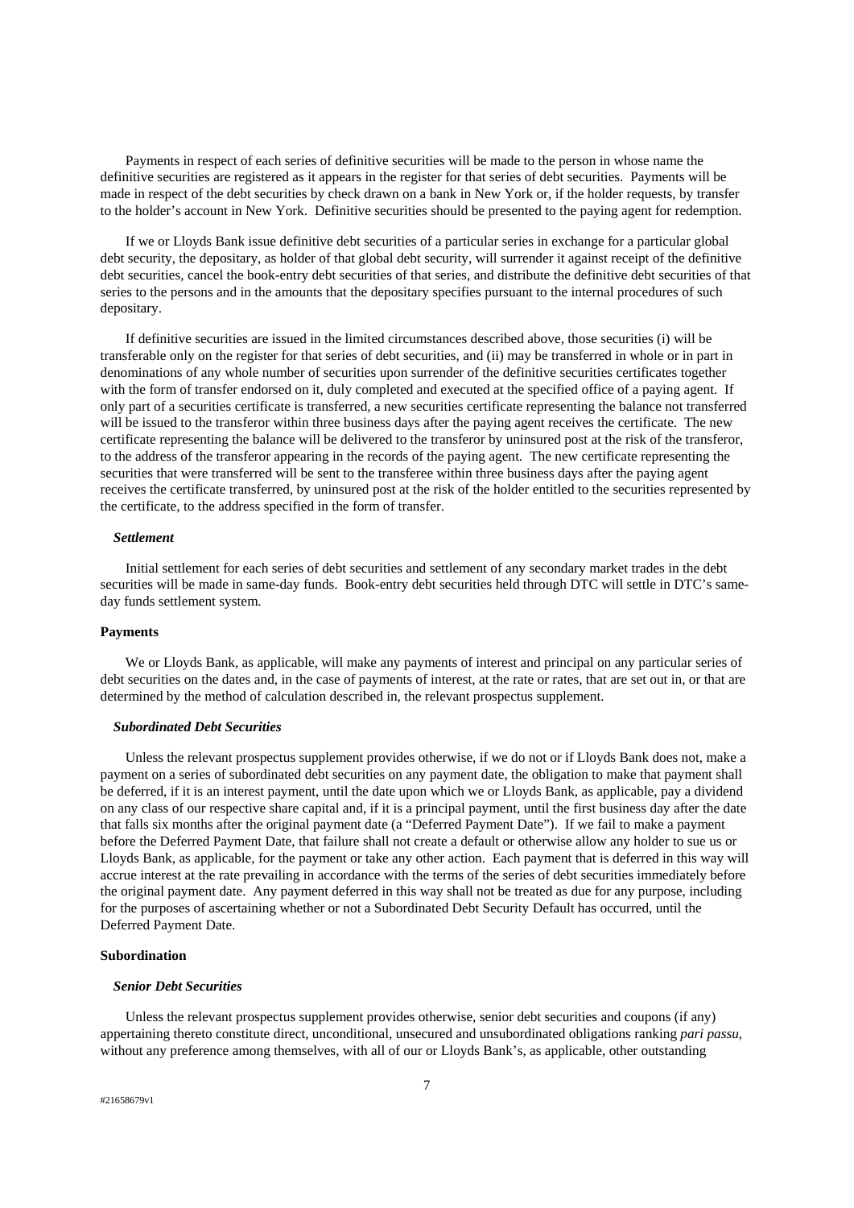Payments in respect of each series of definitive securities will be made to the person in whose name the definitive securities are registered as it appears in the register for that series of debt securities. Payments will be made in respect of the debt securities by check drawn on a bank in New York or, if the holder requests, by transfer to the holder's account in New York. Definitive securities should be presented to the paying agent for redemption.

If we or Lloyds Bank issue definitive debt securities of a particular series in exchange for a particular global debt security, the depositary, as holder of that global debt security, will surrender it against receipt of the definitive debt securities, cancel the book-entry debt securities of that series, and distribute the definitive debt securities of that series to the persons and in the amounts that the depositary specifies pursuant to the internal procedures of such depositary.

If definitive securities are issued in the limited circumstances described above, those securities (i) will be transferable only on the register for that series of debt securities, and (ii) may be transferred in whole or in part in denominations of any whole number of securities upon surrender of the definitive securities certificates together with the form of transfer endorsed on it, duly completed and executed at the specified office of a paying agent. If only part of a securities certificate is transferred, a new securities certificate representing the balance not transferred will be issued to the transferor within three business days after the paying agent receives the certificate. The new certificate representing the balance will be delivered to the transferor by uninsured post at the risk of the transferor, to the address of the transferor appearing in the records of the paying agent. The new certificate representing the securities that were transferred will be sent to the transferee within three business days after the paying agent receives the certificate transferred, by uninsured post at the risk of the holder entitled to the securities represented by the certificate, to the address specified in the form of transfer.

***Settlement***

Initial settlement for each series of debt securities and settlement of any secondary market trades in the debt securities will be made in same-day funds. Book-entry debt securities held through DTC will settle in DTC's same-day funds settlement system.

**Payments**

We or Lloyds Bank, as applicable, will make any payments of interest and principal on any particular series of debt securities on the dates and, in the case of payments of interest, at the rate or rates, that are set out in, or that are determined by the method of calculation described in, the relevant prospectus supplement.

***Subordinated Debt Securities***

Unless the relevant prospectus supplement provides otherwise, if we do not or if Lloyds Bank does not, make a payment on a series of subordinated debt securities on any payment date, the obligation to make that payment shall be deferred, if it is an interest payment, until the date upon which we or Lloyds Bank, as applicable, pay a dividend on any class of our respective share capital and, if it is a principal payment, until the first business day after the date that falls six months after the original payment date (a "Deferred Payment Date"). If we fail to make a payment before the Deferred Payment Date, that failure shall not create a default or otherwise allow any holder to sue us or Lloyds Bank, as applicable, for the payment or take any other action. Each payment that is deferred in this way will accrue interest at the rate prevailing in accordance with the terms of the series of debt securities immediately before the original payment date. Any payment deferred in this way shall not be treated as due for any purpose, including for the purposes of ascertaining whether or not a Subordinated Debt Security Default has occurred, until the Deferred Payment Date.

**Subordination**

***Senior Debt Securities***

Unless the relevant prospectus supplement provides otherwise, senior debt securities and coupons (if any) appertaining thereto constitute direct, unconditional, unsecured and unsubordinated obligations ranking *pari passu*, without any preference among themselves, with all of our or Lloyds Bank's, as applicable, other outstanding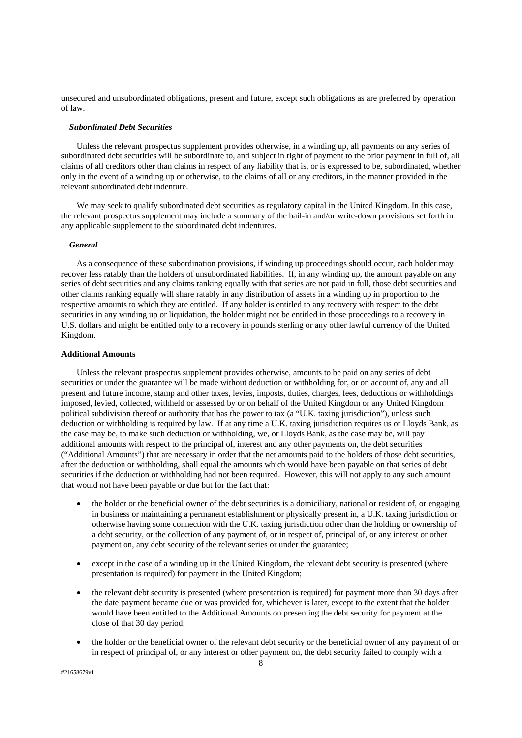unsecured and unsubordinated obligations, present and future, except such obligations as are preferred by operation of law.

***Subordinated Debt Securities***

Unless the relevant prospectus supplement provides otherwise, in a winding up, all payments on any series of subordinated debt securities will be subordinate to, and subject in right of payment to the prior payment in full of, all claims of all creditors other than claims in respect of any liability that is, or is expressed to be, subordinated, whether only in the event of a winding up or otherwise, to the claims of all or any creditors, in the manner provided in the relevant subordinated debt indenture.

We may seek to qualify subordinated debt securities as regulatory capital in the United Kingdom. In this case, the relevant prospectus supplement may include a summary of the bail-in and/or write-down provisions set forth in any applicable supplement to the subordinated debt indentures.

***General***

As a consequence of these subordination provisions, if winding up proceedings should occur, each holder may recover less ratably than the holders of unsubordinated liabilities. If, in any winding up, the amount payable on any series of debt securities and any claims ranking equally with that series are not paid in full, those debt securities and other claims ranking equally will share ratably in any distribution of assets in a winding up in proportion to the respective amounts to which they are entitled. If any holder is entitled to any recovery with respect to the debt securities in any winding up or liquidation, the holder might not be entitled in those proceedings to a recovery in U.S. dollars and might be entitled only to a recovery in pounds sterling or any other lawful currency of the United Kingdom.

**Additional Amounts**

Unless the relevant prospectus supplement provides otherwise, amounts to be paid on any series of debt securities or under the guarantee will be made without deduction or withholding for, or on account of, any and all present and future income, stamp and other taxes, levies, imposts, duties, charges, fees, deductions or withholdings imposed, levied, collected, withheld or assessed by or on behalf of the United Kingdom or any United Kingdom political subdivision thereof or authority that has the power to tax (a "U.K. taxing jurisdiction"), unless such deduction or withholding is required by law. If at any time a U.K. taxing jurisdiction requires us or Lloyds Bank, as the case may be, to make such deduction or withholding, we, or Lloyds Bank, as the case may be, will pay additional amounts with respect to the principal of, interest and any other payments on, the debt securities ("Additional Amounts") that are necessary in order that the net amounts paid to the holders of those debt securities, after the deduction or withholding, shall equal the amounts which would have been payable on that series of debt securities if the deduction or withholding had not been required. However, this will not apply to any such amount that would not have been payable or due but for the fact that:

- the holder or the beneficial owner of the debt securities is a domiciliary, national or resident of, or engaging in business or maintaining a permanent establishment or physically present in, a U.K. taxing jurisdiction or otherwise having some connection with the U.K. taxing jurisdiction other than the holding or ownership of a debt security, or the collection of any payment of, or in respect of, principal of, or any interest or other payment on, any debt security of the relevant series or under the guarantee;
- except in the case of a winding up in the United Kingdom, the relevant debt security is presented (where presentation is required) for payment in the United Kingdom;
- the relevant debt security is presented (where presentation is required) for payment more than 30 days after the date payment became due or was provided for, whichever is later, except to the extent that the holder would have been entitled to the Additional Amounts on presenting the debt security for payment at the close of that 30 day period;
- the holder or the beneficial owner of the relevant debt security or the beneficial owner of any payment of or in respect of principal of, or any interest or other payment on, the debt security failed to comply with a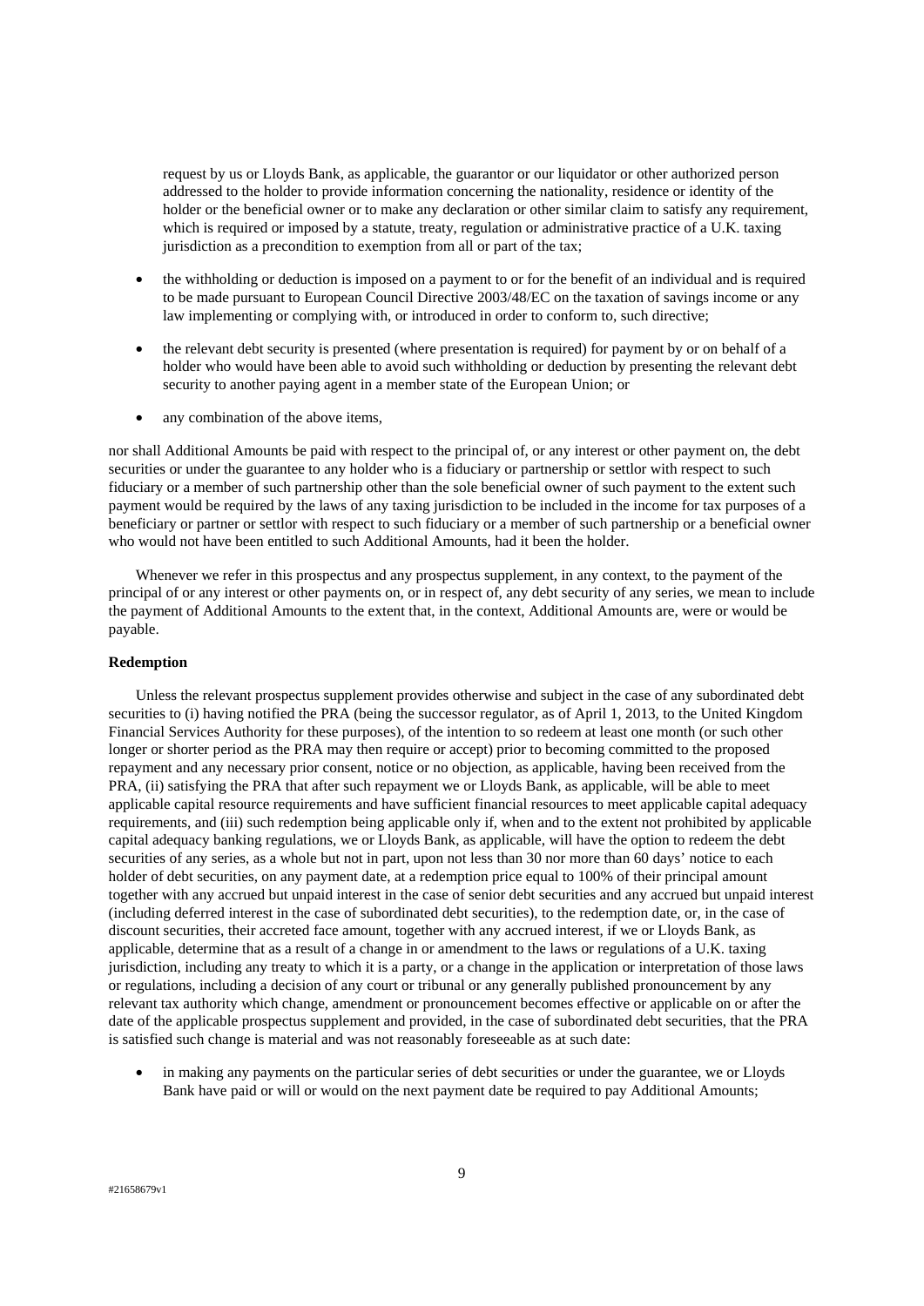request by us or Lloyds Bank, as applicable, the guarantor or our liquidator or other authorized person addressed to the holder to provide information concerning the nationality, residence or identity of the holder or the beneficial owner or to make any declaration or other similar claim to satisfy any requirement, which is required or imposed by a statute, treaty, regulation or administrative practice of a U.K. taxing jurisdiction as a precondition to exemption from all or part of the tax;

- the withholding or deduction is imposed on a payment to or for the benefit of an individual and is required to be made pursuant to European Council Directive 2003/48/EC on the taxation of savings income or any law implementing or complying with, or introduced in order to conform to, such directive;
- the relevant debt security is presented (where presentation is required) for payment by or on behalf of a holder who would have been able to avoid such withholding or deduction by presenting the relevant debt security to another paying agent in a member state of the European Union; or
- any combination of the above items,

nor shall Additional Amounts be paid with respect to the principal of, or any interest or other payment on, the debt securities or under the guarantee to any holder who is a fiduciary or partnership or settlor with respect to such fiduciary or a member of such partnership other than the sole beneficial owner of such payment to the extent such payment would be required by the laws of any taxing jurisdiction to be included in the income for tax purposes of a beneficiary or partner or settlor with respect to such fiduciary or a member of such partnership or a beneficial owner who would not have been entitled to such Additional Amounts, had it been the holder.

Whenever we refer in this prospectus and any prospectus supplement, in any context, to the payment of the principal of or any interest or other payments on, or in respect of, any debt security of any series, we mean to include the payment of Additional Amounts to the extent that, in the context, Additional Amounts are, were or would be payable.

**Redemption**

Unless the relevant prospectus supplement provides otherwise and subject in the case of any subordinated debt securities to (i) having notified the PRA (being the successor regulator, as of April 1, 2013, to the United Kingdom Financial Services Authority for these purposes), of the intention to so redeem at least one month (or such other longer or shorter period as the PRA may then require or accept) prior to becoming committed to the proposed repayment and any necessary prior consent, notice or no objection, as applicable, having been received from the PRA, (ii) satisfying the PRA that after such repayment we or Lloyds Bank, as applicable, will be able to meet applicable capital resource requirements and have sufficient financial resources to meet applicable capital adequacy requirements, and (iii) such redemption being applicable only if, when and to the extent not prohibited by applicable capital adequacy banking regulations, we or Lloyds Bank, as applicable, will have the option to redeem the debt securities of any series, as a whole but not in part, upon not less than 30 nor more than 60 days' notice to each holder of debt securities, on any payment date, at a redemption price equal to 100% of their principal amount together with any accrued but unpaid interest in the case of senior debt securities and any accrued but unpaid interest (including deferred interest in the case of subordinated debt securities), to the redemption date, or, in the case of discount securities, their accreted face amount, together with any accrued interest, if we or Lloyds Bank, as applicable, determine that as a result of a change in or amendment to the laws or regulations of a U.K. taxing jurisdiction, including any treaty to which it is a party, or a change in the application or interpretation of those laws or regulations, including a decision of any court or tribunal or any generally published pronouncement by any relevant tax authority which change, amendment or pronouncement becomes effective or applicable on or after the date of the applicable prospectus supplement and provided, in the case of subordinated debt securities, that the PRA is satisfied such change is material and was not reasonably foreseeable as at such date:

- in making any payments on the particular series of debt securities or under the guarantee, we or Lloyds Bank have paid or will or would on the next payment date be required to pay Additional Amounts;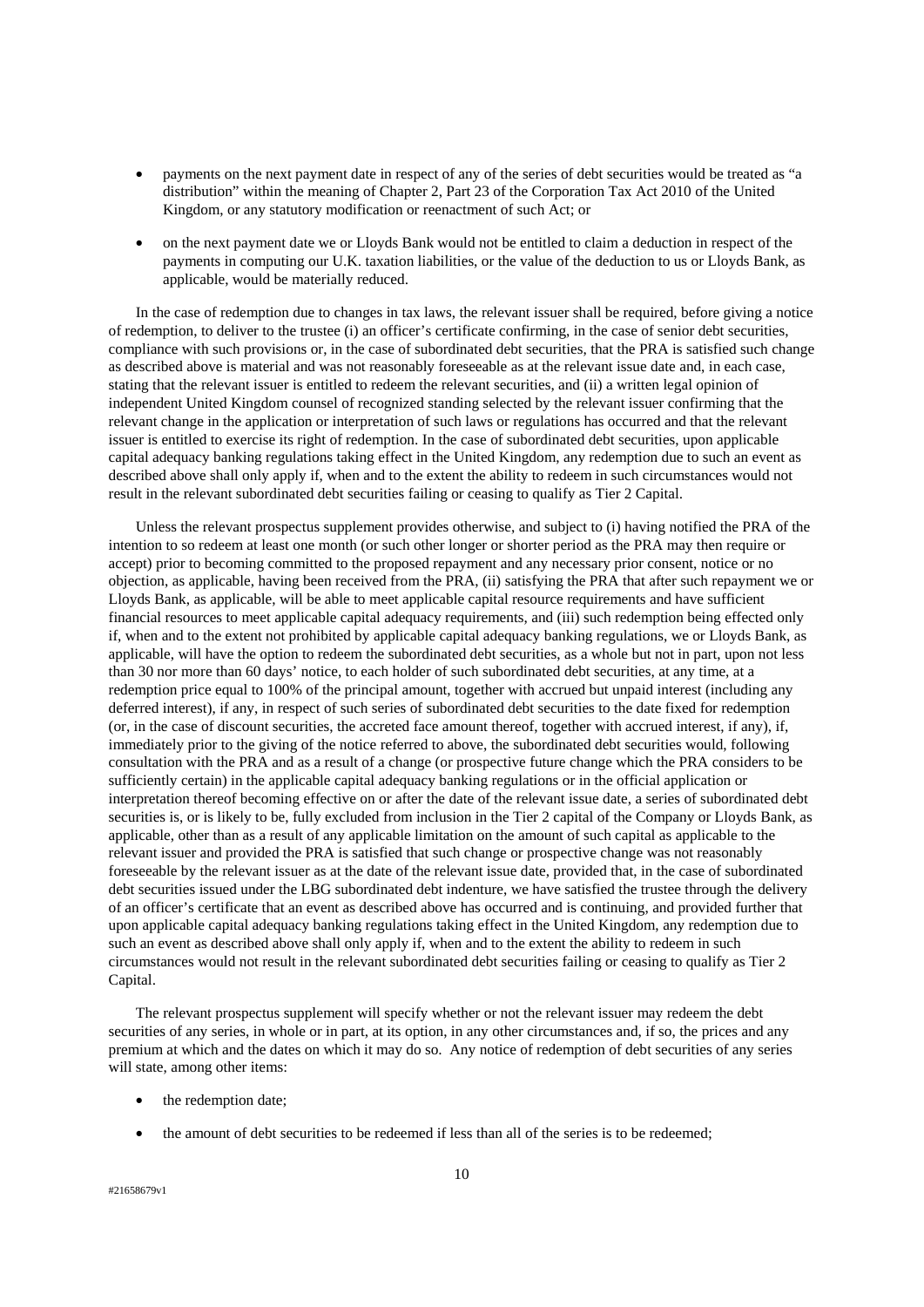- payments on the next payment date in respect of any of the series of debt securities would be treated as "a distribution" within the meaning of Chapter 2, Part 23 of the Corporation Tax Act 2010 of the United Kingdom, or any statutory modification or reenactment of such Act; or

- on the next payment date we or Lloyds Bank would not be entitled to claim a deduction in respect of the payments in computing our U.K. taxation liabilities, or the value of the deduction to us or Lloyds Bank, as applicable, would be materially reduced.

In the case of redemption due to changes in tax laws, the relevant issuer shall be required, before giving a notice of redemption, to deliver to the trustee (i) an officer's certificate confirming, in the case of senior debt securities, compliance with such provisions or, in the case of subordinated debt securities, that the PRA is satisfied such change as described above is material and was not reasonably foreseeable as at the relevant issue date and, in each case, stating that the relevant issuer is entitled to redeem the relevant securities, and (ii) a written legal opinion of independent United Kingdom counsel of recognized standing selected by the relevant issuer confirming that the relevant change in the application or interpretation of such laws or regulations has occurred and that the relevant issuer is entitled to exercise its right of redemption. In the case of subordinated debt securities, upon applicable capital adequacy banking regulations taking effect in the United Kingdom, any redemption due to such an event as described above shall only apply if, when and to the extent the ability to redeem in such circumstances would not result in the relevant subordinated debt securities failing or ceasing to qualify as Tier 2 Capital.

Unless the relevant prospectus supplement provides otherwise, and subject to (i) having notified the PRA of the intention to so redeem at least one month (or such other longer or shorter period as the PRA may then require or accept) prior to becoming committed to the proposed repayment and any necessary prior consent, notice or no objection, as applicable, having been received from the PRA, (ii) satisfying the PRA that after such repayment we or Lloyds Bank, as applicable, will be able to meet applicable capital resource requirements and have sufficient financial resources to meet applicable capital adequacy requirements, and (iii) such redemption being effected only if, when and to the extent not prohibited by applicable capital adequacy banking regulations, we or Lloyds Bank, as applicable, will have the option to redeem the subordinated debt securities, as a whole but not in part, upon not less than 30 nor more than 60 days' notice, to each holder of such subordinated debt securities, at any time, at a redemption price equal to 100% of the principal amount, together with accrued but unpaid interest (including any deferred interest), if any, in respect of such series of subordinated debt securities to the date fixed for redemption (or, in the case of discount securities, the accreted face amount thereof, together with accrued interest, if any), if, immediately prior to the giving of the notice referred to above, the subordinated debt securities would, following consultation with the PRA and as a result of a change (or prospective future change which the PRA considers to be sufficiently certain) in the applicable capital adequacy banking regulations or in the official application or interpretation thereof becoming effective on or after the date of the relevant issue date, a series of subordinated debt securities is, or is likely to be, fully excluded from inclusion in the Tier 2 capital of the Company or Lloyds Bank, as applicable, other than as a result of any applicable limitation on the amount of such capital as applicable to the relevant issuer and provided the PRA is satisfied that such change or prospective change was not reasonably foreseeable by the relevant issuer as at the date of the relevant issue date, provided that, in the case of subordinated debt securities issued under the LBG subordinated debt indenture, we have satisfied the trustee through the delivery of an officer's certificate that an event as described above has occurred and is continuing, and provided further that upon applicable capital adequacy banking regulations taking effect in the United Kingdom, any redemption due to such an event as described above shall only apply if, when and to the extent the ability to redeem in such circumstances would not result in the relevant subordinated debt securities failing or ceasing to qualify as Tier 2 Capital.

The relevant prospectus supplement will specify whether or not the relevant issuer may redeem the debt securities of any series, in whole or in part, at its option, in any other circumstances and, if so, the prices and any premium at which and the dates on which it may do so. Any notice of redemption of debt securities of any series will state, among other items:

- the redemption date;

- the amount of debt securities to be redeemed if less than all of the series is to be redeemed;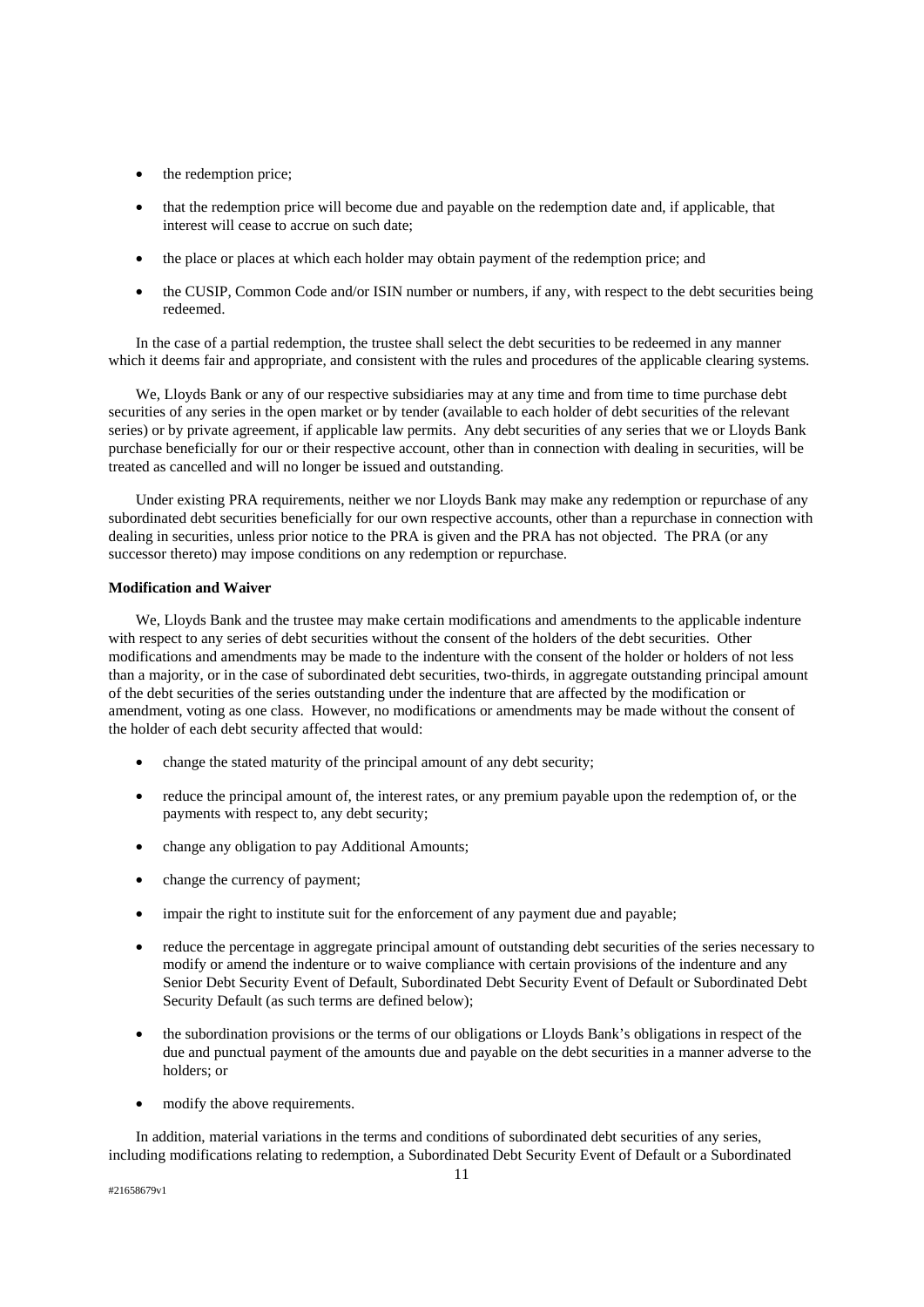- the redemption price;
- that the redemption price will become due and payable on the redemption date and, if applicable, that interest will cease to accrue on such date;
- the place or places at which each holder may obtain payment of the redemption price; and
- the CUSIP, Common Code and/or ISIN number or numbers, if any, with respect to the debt securities being redeemed.

In the case of a partial redemption, the trustee shall select the debt securities to be redeemed in any manner which it deems fair and appropriate, and consistent with the rules and procedures of the applicable clearing systems.

We, Lloyds Bank or any of our respective subsidiaries may at any time and from time to time purchase debt securities of any series in the open market or by tender (available to each holder of debt securities of the relevant series) or by private agreement, if applicable law permits. Any debt securities of any series that we or Lloyds Bank purchase beneficially for our or their respective account, other than in connection with dealing in securities, will be treated as cancelled and will no longer be issued and outstanding.

Under existing PRA requirements, neither we nor Lloyds Bank may make any redemption or repurchase of any subordinated debt securities beneficially for our own respective accounts, other than a repurchase in connection with dealing in securities, unless prior notice to the PRA is given and the PRA has not objected. The PRA (or any successor thereto) may impose conditions on any redemption or repurchase.

**Modification and Waiver**

We, Lloyds Bank and the trustee may make certain modifications and amendments to the applicable indenture with respect to any series of debt securities without the consent of the holders of the debt securities. Other modifications and amendments may be made to the indenture with the consent of the holder or holders of not less than a majority, or in the case of subordinated debt securities, two-thirds, in aggregate outstanding principal amount of the debt securities of the series outstanding under the indenture that are affected by the modification or amendment, voting as one class. However, no modifications or amendments may be made without the consent of the holder of each debt security affected that would:

- change the stated maturity of the principal amount of any debt security;
- reduce the principal amount of, the interest rates, or any premium payable upon the redemption of, or the payments with respect to, any debt security;
- change any obligation to pay Additional Amounts;
- change the currency of payment;
- impair the right to institute suit for the enforcement of any payment due and payable;
- reduce the percentage in aggregate principal amount of outstanding debt securities of the series necessary to modify or amend the indenture or to waive compliance with certain provisions of the indenture and any Senior Debt Security Event of Default, Subordinated Debt Security Event of Default or Subordinated Debt Security Default (as such terms are defined below);
- the subordination provisions or the terms of our obligations or Lloyds Bank's obligations in respect of the due and punctual payment of the amounts due and payable on the debt securities in a manner adverse to the holders; or
- modify the above requirements.

In addition, material variations in the terms and conditions of subordinated debt securities of any series, including modifications relating to redemption, a Subordinated Debt Security Event of Default or a Subordinated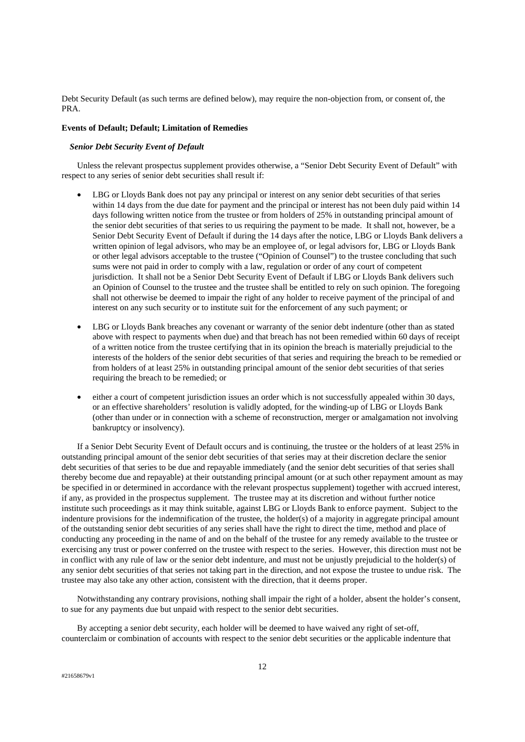Debt Security Default (as such terms are defined below), may require the non-objection from, or consent of, the PRA.

**Events of Default; Default; Limitation of Remedies**

***Senior Debt Security Event of Default***

Unless the relevant prospectus supplement provides otherwise, a "Senior Debt Security Event of Default" with respect to any series of senior debt securities shall result if:

- LBG or Lloyds Bank does not pay any principal or interest on any senior debt securities of that series within 14 days from the due date for payment and the principal or interest has not been duly paid within 14 days following written notice from the trustee or from holders of 25% in outstanding principal amount of the senior debt securities of that series to us requiring the payment to be made. It shall not, however, be a Senior Debt Security Event of Default if during the 14 days after the notice, LBG or Lloyds Bank delivers a written opinion of legal advisors, who may be an employee of, or legal advisors for, LBG or Lloyds Bank or other legal advisors acceptable to the trustee ("Opinion of Counsel") to the trustee concluding that such sums were not paid in order to comply with a law, regulation or order of any court of competent jurisdiction. It shall not be a Senior Debt Security Event of Default if LBG or Lloyds Bank delivers such an Opinion of Counsel to the trustee and the trustee shall be entitled to rely on such opinion. The foregoing shall not otherwise be deemed to impair the right of any holder to receive payment of the principal of and interest on any such security or to institute suit for the enforcement of any such payment; or

- LBG or Lloyds Bank breaches any covenant or warranty of the senior debt indenture (other than as stated above with respect to payments when due) and that breach has not been remedied within 60 days of receipt of a written notice from the trustee certifying that in its opinion the breach is materially prejudicial to the interests of the holders of the senior debt securities of that series and requiring the breach to be remedied or from holders of at least 25% in outstanding principal amount of the senior debt securities of that series requiring the breach to be remedied; or

- either a court of competent jurisdiction issues an order which is not successfully appealed within 30 days, or an effective shareholders' resolution is validly adopted, for the winding-up of LBG or Lloyds Bank (other than under or in connection with a scheme of reconstruction, merger or amalgamation not involving bankruptcy or insolvency).

If a Senior Debt Security Event of Default occurs and is continuing, the trustee or the holders of at least 25% in outstanding principal amount of the senior debt securities of that series may at their discretion declare the senior debt securities of that series to be due and repayable immediately (and the senior debt securities of that series shall thereby become due and repayable) at their outstanding principal amount (or at such other repayment amount as may be specified in or determined in accordance with the relevant prospectus supplement) together with accrued interest, if any, as provided in the prospectus supplement. The trustee may at its discretion and without further notice institute such proceedings as it may think suitable, against LBG or Lloyds Bank to enforce payment. Subject to the indenture provisions for the indemnification of the trustee, the holder(s) of a majority in aggregate principal amount of the outstanding senior debt securities of any series shall have the right to direct the time, method and place of conducting any proceeding in the name of and on the behalf of the trustee for any remedy available to the trustee or exercising any trust or power conferred on the trustee with respect to the series. However, this direction must not be in conflict with any rule of law or the senior debt indenture, and must not be unjustly prejudicial to the holder(s) of any senior debt securities of that series not taking part in the direction, and not expose the trustee to undue risk. The trustee may also take any other action, consistent with the direction, that it deems proper.

Notwithstanding any contrary provisions, nothing shall impair the right of a holder, absent the holder's consent, to sue for any payments due but unpaid with respect to the senior debt securities.

By accepting a senior debt security, each holder will be deemed to have waived any right of set-off, counterclaim or combination of accounts with respect to the senior debt securities or the applicable indenture that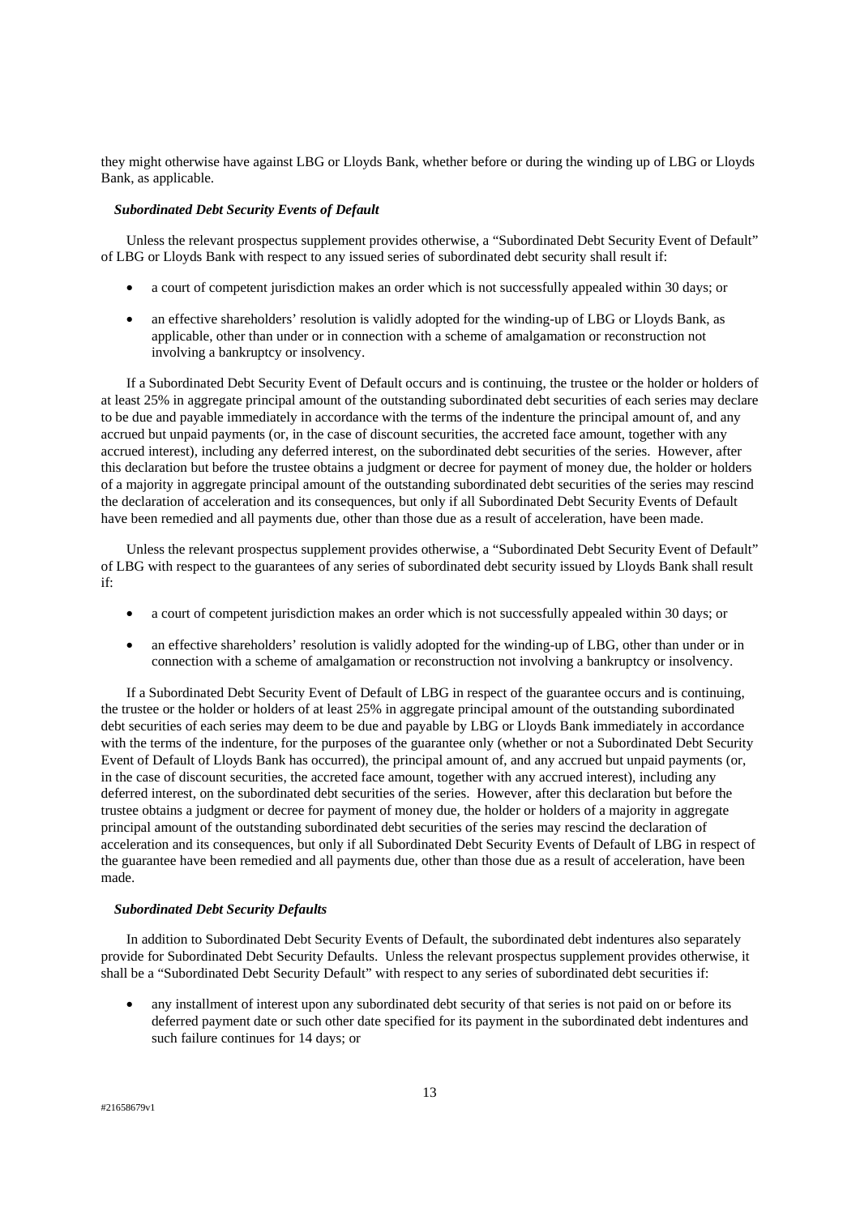they might otherwise have against LBG or Lloyds Bank, whether before or during the winding up of LBG or Lloyds Bank, as applicable.

***Subordinated Debt Security Events of Default***

Unless the relevant prospectus supplement provides otherwise, a "Subordinated Debt Security Event of Default" of LBG or Lloyds Bank with respect to any issued series of subordinated debt security shall result if:

- a court of competent jurisdiction makes an order which is not successfully appealed within 30 days; or
- an effective shareholders' resolution is validly adopted for the winding-up of LBG or Lloyds Bank, as applicable, other than under or in connection with a scheme of amalgamation or reconstruction not involving a bankruptcy or insolvency.

If a Subordinated Debt Security Event of Default occurs and is continuing, the trustee or the holder or holders of at least 25% in aggregate principal amount of the outstanding subordinated debt securities of each series may declare to be due and payable immediately in accordance with the terms of the indenture the principal amount of, and any accrued but unpaid payments (or, in the case of discount securities, the accreted face amount, together with any accrued interest), including any deferred interest, on the subordinated debt securities of the series. However, after this declaration but before the trustee obtains a judgment or decree for payment of money due, the holder or holders of a majority in aggregate principal amount of the outstanding subordinated debt securities of the series may rescind the declaration of acceleration and its consequences, but only if all Subordinated Debt Security Events of Default have been remedied and all payments due, other than those due as a result of acceleration, have been made.

Unless the relevant prospectus supplement provides otherwise, a "Subordinated Debt Security Event of Default" of LBG with respect to the guarantees of any series of subordinated debt security issued by Lloyds Bank shall result if:

- a court of competent jurisdiction makes an order which is not successfully appealed within 30 days; or
- an effective shareholders' resolution is validly adopted for the winding-up of LBG, other than under or in connection with a scheme of amalgamation or reconstruction not involving a bankruptcy or insolvency.

If a Subordinated Debt Security Event of Default of LBG in respect of the guarantee occurs and is continuing, the trustee or the holder or holders of at least 25% in aggregate principal amount of the outstanding subordinated debt securities of each series may deem to be due and payable by LBG or Lloyds Bank immediately in accordance with the terms of the indenture, for the purposes of the guarantee only (whether or not a Subordinated Debt Security Event of Default of Lloyds Bank has occurred), the principal amount of, and any accrued but unpaid payments (or, in the case of discount securities, the accreted face amount, together with any accrued interest), including any deferred interest, on the subordinated debt securities of the series. However, after this declaration but before the trustee obtains a judgment or decree for payment of money due, the holder or holders of a majority in aggregate principal amount of the outstanding subordinated debt securities of the series may rescind the declaration of acceleration and its consequences, but only if all Subordinated Debt Security Events of Default of LBG in respect of the guarantee have been remedied and all payments due, other than those due as a result of acceleration, have been made.

***Subordinated Debt Security Defaults***

In addition to Subordinated Debt Security Events of Default, the subordinated debt indentures also separately provide for Subordinated Debt Security Defaults. Unless the relevant prospectus supplement provides otherwise, it shall be a "Subordinated Debt Security Default" with respect to any series of subordinated debt securities if:

- any installment of interest upon any subordinated debt security of that series is not paid on or before its deferred payment date or such other date specified for its payment in the subordinated debt indentures and such failure continues for 14 days; or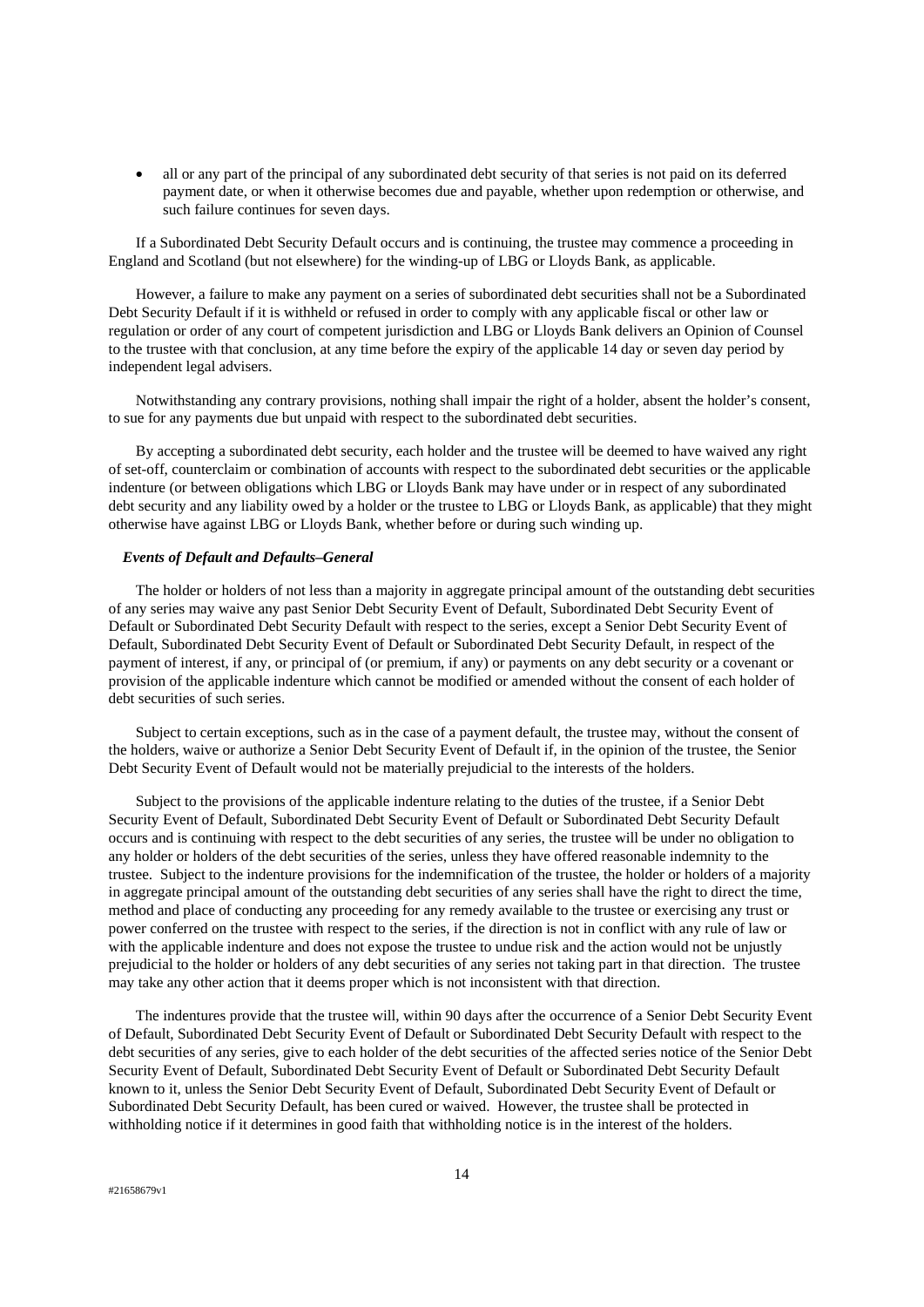- all or any part of the principal of any subordinated debt security of that series is not paid on its deferred payment date, or when it otherwise becomes due and payable, whether upon redemption or otherwise, and such failure continues for seven days.

If a Subordinated Debt Security Default occurs and is continuing, the trustee may commence a proceeding in England and Scotland (but not elsewhere) for the winding-up of LBG or Lloyds Bank, as applicable.

However, a failure to make any payment on a series of subordinated debt securities shall not be a Subordinated Debt Security Default if it is withheld or refused in order to comply with any applicable fiscal or other law or regulation or order of any court of competent jurisdiction and LBG or Lloyds Bank delivers an Opinion of Counsel to the trustee with that conclusion, at any time before the expiry of the applicable 14 day or seven day period by independent legal advisers.

Notwithstanding any contrary provisions, nothing shall impair the right of a holder, absent the holder's consent, to sue for any payments due but unpaid with respect to the subordinated debt securities.

By accepting a subordinated debt security, each holder and the trustee will be deemed to have waived any right of set-off, counterclaim or combination of accounts with respect to the subordinated debt securities or the applicable indenture (or between obligations which LBG or Lloyds Bank may have under or in respect of any subordinated debt security and any liability owed by a holder or the trustee to LBG or Lloyds Bank, as applicable) that they might otherwise have against LBG or Lloyds Bank, whether before or during such winding up.

***Events of Default and Defaults–General***

The holder or holders of not less than a majority in aggregate principal amount of the outstanding debt securities of any series may waive any past Senior Debt Security Event of Default, Subordinated Debt Security Event of Default or Subordinated Debt Security Default with respect to the series, except a Senior Debt Security Event of Default, Subordinated Debt Security Event of Default or Subordinated Debt Security Default, in respect of the payment of interest, if any, or principal of (or premium, if any) or payments on any debt security or a covenant or provision of the applicable indenture which cannot be modified or amended without the consent of each holder of debt securities of such series.

Subject to certain exceptions, such as in the case of a payment default, the trustee may, without the consent of the holders, waive or authorize a Senior Debt Security Event of Default if, in the opinion of the trustee, the Senior Debt Security Event of Default would not be materially prejudicial to the interests of the holders.

Subject to the provisions of the applicable indenture relating to the duties of the trustee, if a Senior Debt Security Event of Default, Subordinated Debt Security Event of Default or Subordinated Debt Security Default occurs and is continuing with respect to the debt securities of any series, the trustee will be under no obligation to any holder or holders of the debt securities of the series, unless they have offered reasonable indemnity to the trustee. Subject to the indenture provisions for the indemnification of the trustee, the holder or holders of a majority in aggregate principal amount of the outstanding debt securities of any series shall have the right to direct the time, method and place of conducting any proceeding for any remedy available to the trustee or exercising any trust or power conferred on the trustee with respect to the series, if the direction is not in conflict with any rule of law or with the applicable indenture and does not expose the trustee to undue risk and the action would not be unjustly prejudicial to the holder or holders of any debt securities of any series not taking part in that direction. The trustee may take any other action that it deems proper which is not inconsistent with that direction.

The indentures provide that the trustee will, within 90 days after the occurrence of a Senior Debt Security Event of Default, Subordinated Debt Security Event of Default or Subordinated Debt Security Default with respect to the debt securities of any series, give to each holder of the debt securities of the affected series notice of the Senior Debt Security Event of Default, Subordinated Debt Security Event of Default or Subordinated Debt Security Default known to it, unless the Senior Debt Security Event of Default, Subordinated Debt Security Event of Default or Subordinated Debt Security Default, has been cured or waived. However, the trustee shall be protected in withholding notice if it determines in good faith that withholding notice is in the interest of the holders.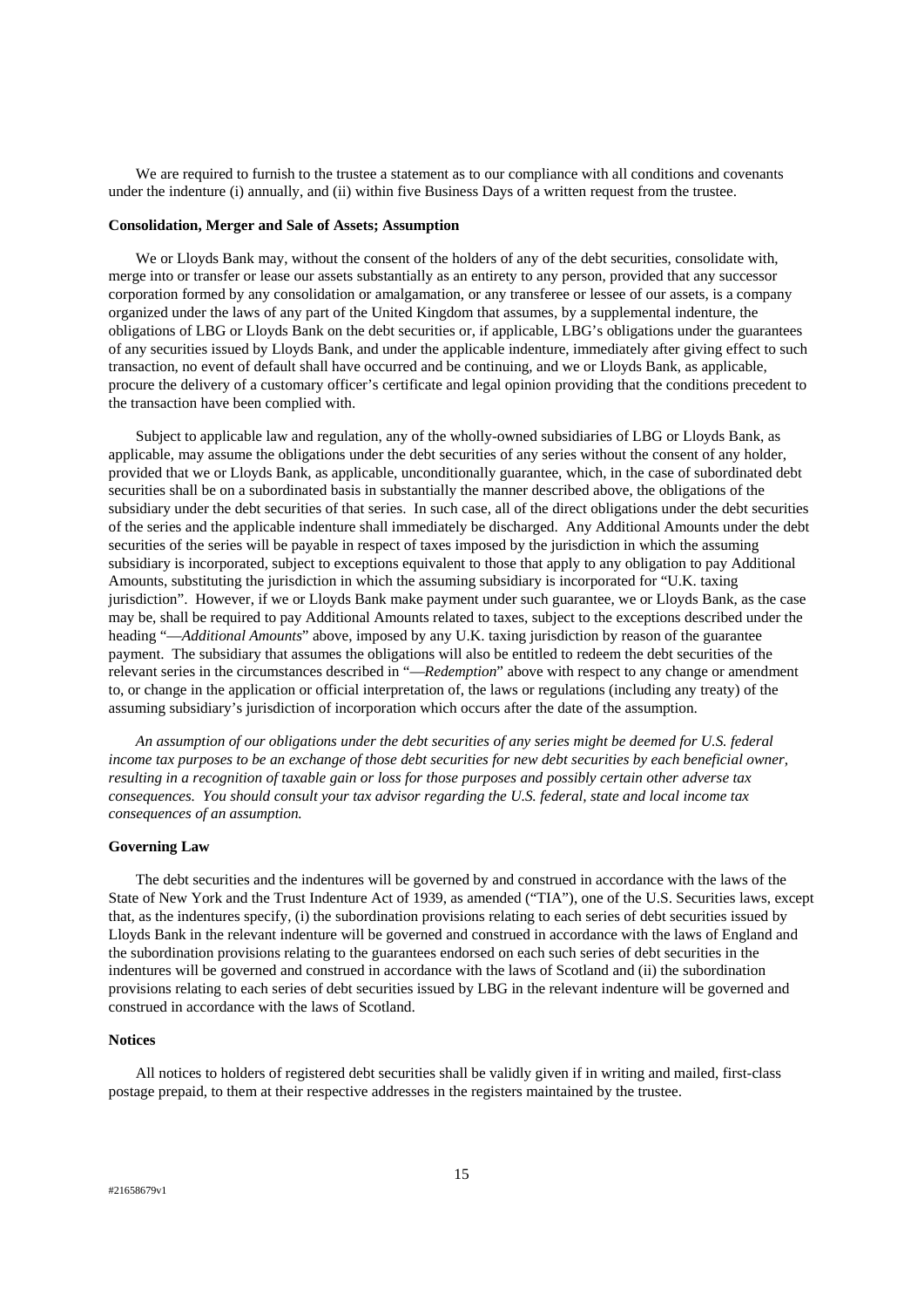We are required to furnish to the trustee a statement as to our compliance with all conditions and covenants under the indenture (i) annually, and (ii) within five Business Days of a written request from the trustee.

**Consolidation, Merger and Sale of Assets; Assumption**

We or Lloyds Bank may, without the consent of the holders of any of the debt securities, consolidate with, merge into or transfer or lease our assets substantially as an entirety to any person, provided that any successor corporation formed by any consolidation or amalgamation, or any transferee or lessee of our assets, is a company organized under the laws of any part of the United Kingdom that assumes, by a supplemental indenture, the obligations of LBG or Lloyds Bank on the debt securities or, if applicable, LBG's obligations under the guarantees of any securities issued by Lloyds Bank, and under the applicable indenture, immediately after giving effect to such transaction, no event of default shall have occurred and be continuing, and we or Lloyds Bank, as applicable, procure the delivery of a customary officer's certificate and legal opinion providing that the conditions precedent to the transaction have been complied with.

Subject to applicable law and regulation, any of the wholly-owned subsidiaries of LBG or Lloyds Bank, as applicable, may assume the obligations under the debt securities of any series without the consent of any holder, provided that we or Lloyds Bank, as applicable, unconditionally guarantee, which, in the case of subordinated debt securities shall be on a subordinated basis in substantially the manner described above, the obligations of the subsidiary under the debt securities of that series. In such case, all of the direct obligations under the debt securities of the series and the applicable indenture shall immediately be discharged. Any Additional Amounts under the debt securities of the series will be payable in respect of taxes imposed by the jurisdiction in which the assuming subsidiary is incorporated, subject to exceptions equivalent to those that apply to any obligation to pay Additional Amounts, substituting the jurisdiction in which the assuming subsidiary is incorporated for "U.K. taxing jurisdiction". However, if we or Lloyds Bank make payment under such guarantee, we or Lloyds Bank, as the case may be, shall be required to pay Additional Amounts related to taxes, subject to the exceptions described under the heading "—*Additional Amounts*" above, imposed by any U.K. taxing jurisdiction by reason of the guarantee payment. The subsidiary that assumes the obligations will also be entitled to redeem the debt securities of the relevant series in the circumstances described in "—*Redemption*" above with respect to any change or amendment to, or change in the application or official interpretation of, the laws or regulations (including any treaty) of the assuming subsidiary's jurisdiction of incorporation which occurs after the date of the assumption.

*An assumption of our obligations under the debt securities of any series might be deemed for U.S. federal income tax purposes to be an exchange of those debt securities for new debt securities by each beneficial owner, resulting in a recognition of taxable gain or loss for those purposes and possibly certain other adverse tax consequences. You should consult your tax advisor regarding the U.S. federal, state and local income tax consequences of an assumption.*

**Governing Law**

The debt securities and the indentures will be governed by and construed in accordance with the laws of the State of New York and the Trust Indenture Act of 1939, as amended ("TIA"), one of the U.S. Securities laws, except that, as the indentures specify, (i) the subordination provisions relating to each series of debt securities issued by Lloyds Bank in the relevant indenture will be governed and construed in accordance with the laws of England and the subordination provisions relating to the guarantees endorsed on each such series of debt securities in the indentures will be governed and construed in accordance with the laws of Scotland and (ii) the subordination provisions relating to each series of debt securities issued by LBG in the relevant indenture will be governed and construed in accordance with the laws of Scotland.

**Notices**

All notices to holders of registered debt securities shall be validly given if in writing and mailed, first-class postage prepaid, to them at their respective addresses in the registers maintained by the trustee.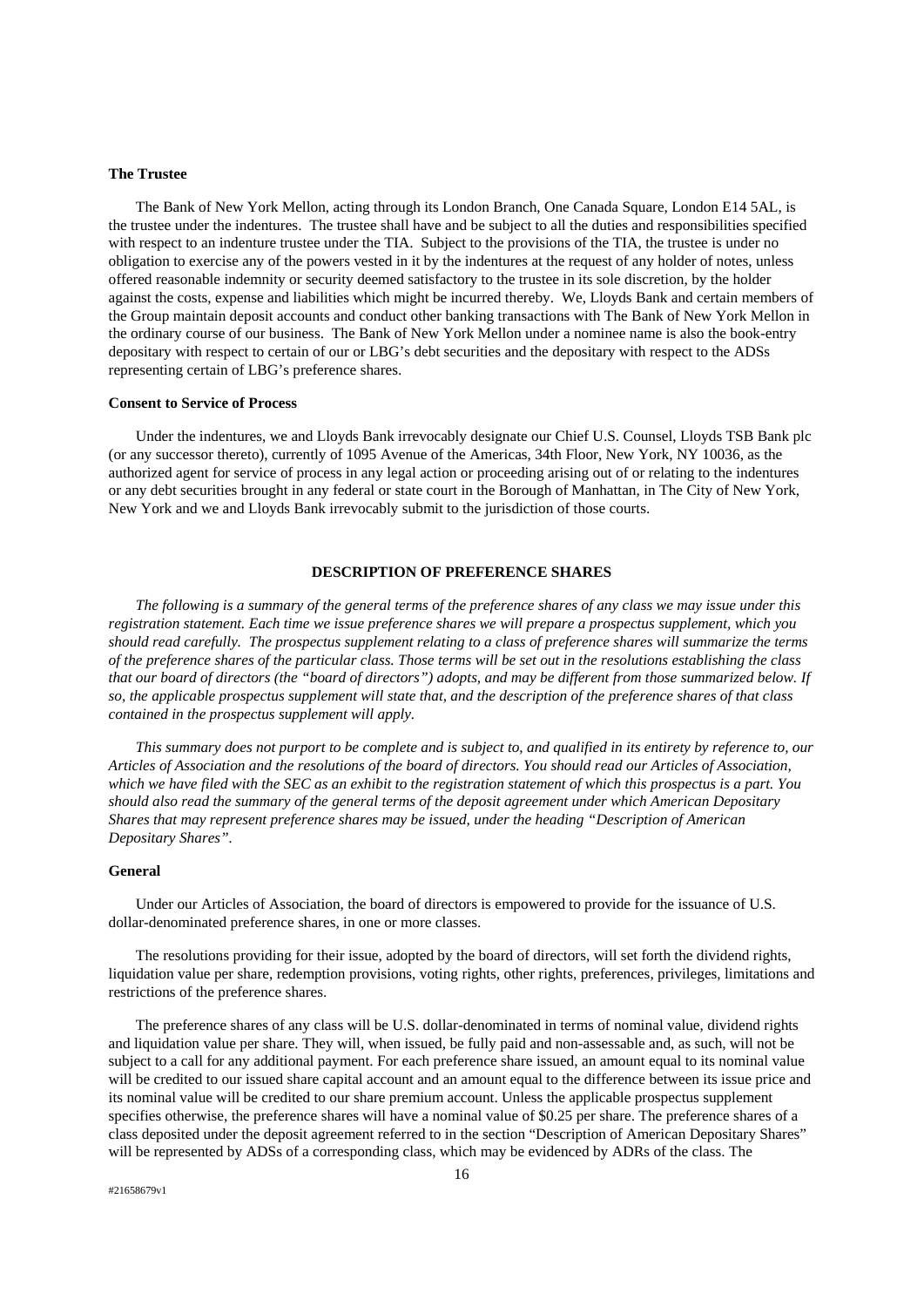**The Trustee**

The Bank of New York Mellon, acting through its London Branch, One Canada Square, London E14 5AL, is the trustee under the indentures. The trustee shall have and be subject to all the duties and responsibilities specified with respect to an indenture trustee under the TIA. Subject to the provisions of the TIA, the trustee is under no obligation to exercise any of the powers vested in it by the indentures at the request of any holder of notes, unless offered reasonable indemnity or security deemed satisfactory to the trustee in its sole discretion, by the holder against the costs, expense and liabilities which might be incurred thereby. We, Lloyds Bank and certain members of the Group maintain deposit accounts and conduct other banking transactions with The Bank of New York Mellon in the ordinary course of our business. The Bank of New York Mellon under a nominee name is also the book-entry depositary with respect to certain of our or LBG's debt securities and the depositary with respect to the ADSs representing certain of LBG's preference shares.

**Consent to Service of Process**

Under the indentures, we and Lloyds Bank irrevocably designate our Chief U.S. Counsel, Lloyds TSB Bank plc (or any successor thereto), currently of 1095 Avenue of the Americas, 34th Floor, New York, NY 10036, as the authorized agent for service of process in any legal action or proceeding arising out of or relating to the indentures or any debt securities brought in any federal or state court in the Borough of Manhattan, in The City of New York, New York and we and Lloyds Bank irrevocably submit to the jurisdiction of those courts.

## DESCRIPTION OF PREFERENCE SHARES

*The following is a summary of the general terms of the preference shares of any class we may issue under this registration statement. Each time we issue preference shares we will prepare a prospectus supplement, which you should read carefully. The prospectus supplement relating to a class of preference shares will summarize the terms of the preference shares of the particular class. Those terms will be set out in the resolutions establishing the class that our board of directors (the "board of directors") adopts, and may be different from those summarized below. If so, the applicable prospectus supplement will state that, and the description of the preference shares of that class contained in the prospectus supplement will apply.*

*This summary does not purport to be complete and is subject to, and qualified in its entirety by reference to, our Articles of Association and the resolutions of the board of directors. You should read our Articles of Association, which we have filed with the SEC as an exhibit to the registration statement of which this prospectus is a part. You should also read the summary of the general terms of the deposit agreement under which American Depositary Shares that may represent preference shares may be issued, under the heading "Description of American Depositary Shares".*

**General**

Under our Articles of Association, the board of directors is empowered to provide for the issuance of U.S. dollar-denominated preference shares, in one or more classes.

The resolutions providing for their issue, adopted by the board of directors, will set forth the dividend rights, liquidation value per share, redemption provisions, voting rights, other rights, preferences, privileges, limitations and restrictions of the preference shares.

The preference shares of any class will be U.S. dollar-denominated in terms of nominal value, dividend rights and liquidation value per share. They will, when issued, be fully paid and non-assessable and, as such, will not be subject to a call for any additional payment. For each preference share issued, an amount equal to its nominal value will be credited to our issued share capital account and an amount equal to the difference between its issue price and its nominal value will be credited to our share premium account. Unless the applicable prospectus supplement specifies otherwise, the preference shares will have a nominal value of $0.25 per share. The preference shares of a class deposited under the deposit agreement referred to in the section "Description of American Depositary Shares" will be represented by ADSs of a corresponding class, which may be evidenced by ADRs of the class. The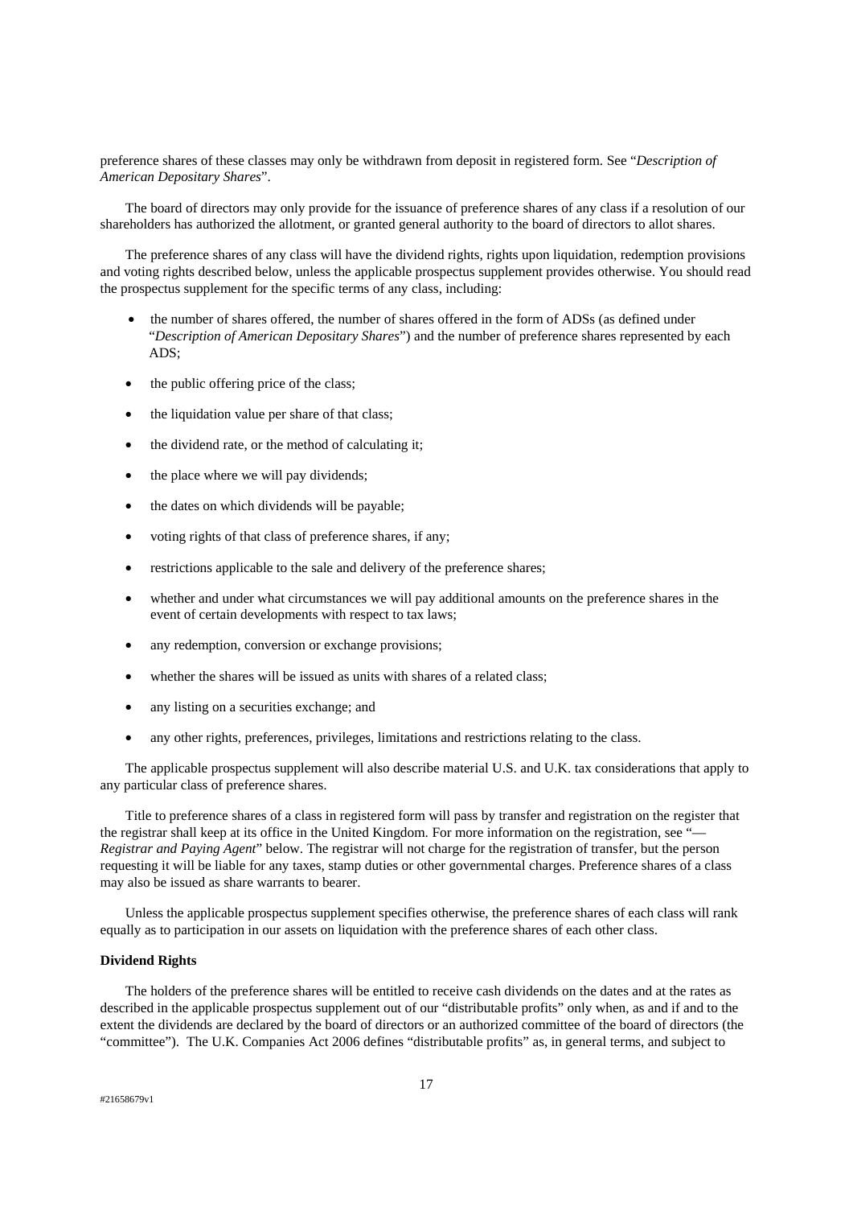preference shares of these classes may only be withdrawn from deposit in registered form. See "*Description of American Depositary Shares*".

The board of directors may only provide for the issuance of preference shares of any class if a resolution of our shareholders has authorized the allotment, or granted general authority to the board of directors to allot shares.

The preference shares of any class will have the dividend rights, rights upon liquidation, redemption provisions and voting rights described below, unless the applicable prospectus supplement provides otherwise. You should read the prospectus supplement for the specific terms of any class, including:

- the number of shares offered, the number of shares offered in the form of ADSs (as defined under "*Description of American Depositary Shares*") and the number of preference shares represented by each ADS;
- the public offering price of the class;
- the liquidation value per share of that class;
- the dividend rate, or the method of calculating it;
- the place where we will pay dividends;
- the dates on which dividends will be payable;
- voting rights of that class of preference shares, if any;
- restrictions applicable to the sale and delivery of the preference shares;
- whether and under what circumstances we will pay additional amounts on the preference shares in the event of certain developments with respect to tax laws;
- any redemption, conversion or exchange provisions;
- whether the shares will be issued as units with shares of a related class;
- any listing on a securities exchange; and
- any other rights, preferences, privileges, limitations and restrictions relating to the class.

The applicable prospectus supplement will also describe material U.S. and U.K. tax considerations that apply to any particular class of preference shares.

Title to preference shares of a class in registered form will pass by transfer and registration on the register that the registrar shall keep at its office in the United Kingdom. For more information on the registration, see "—*Registrar and Paying Agent*" below. The registrar will not charge for the registration of transfer, but the person requesting it will be liable for any taxes, stamp duties or other governmental charges. Preference shares of a class may also be issued as share warrants to bearer.

Unless the applicable prospectus supplement specifies otherwise, the preference shares of each class will rank equally as to participation in our assets on liquidation with the preference shares of each other class.

**Dividend Rights**

The holders of the preference shares will be entitled to receive cash dividends on the dates and at the rates as described in the applicable prospectus supplement out of our "distributable profits" only when, as and if and to the extent the dividends are declared by the board of directors or an authorized committee of the board of directors (the "committee"). The U.K. Companies Act 2006 defines "distributable profits" as, in general terms, and subject to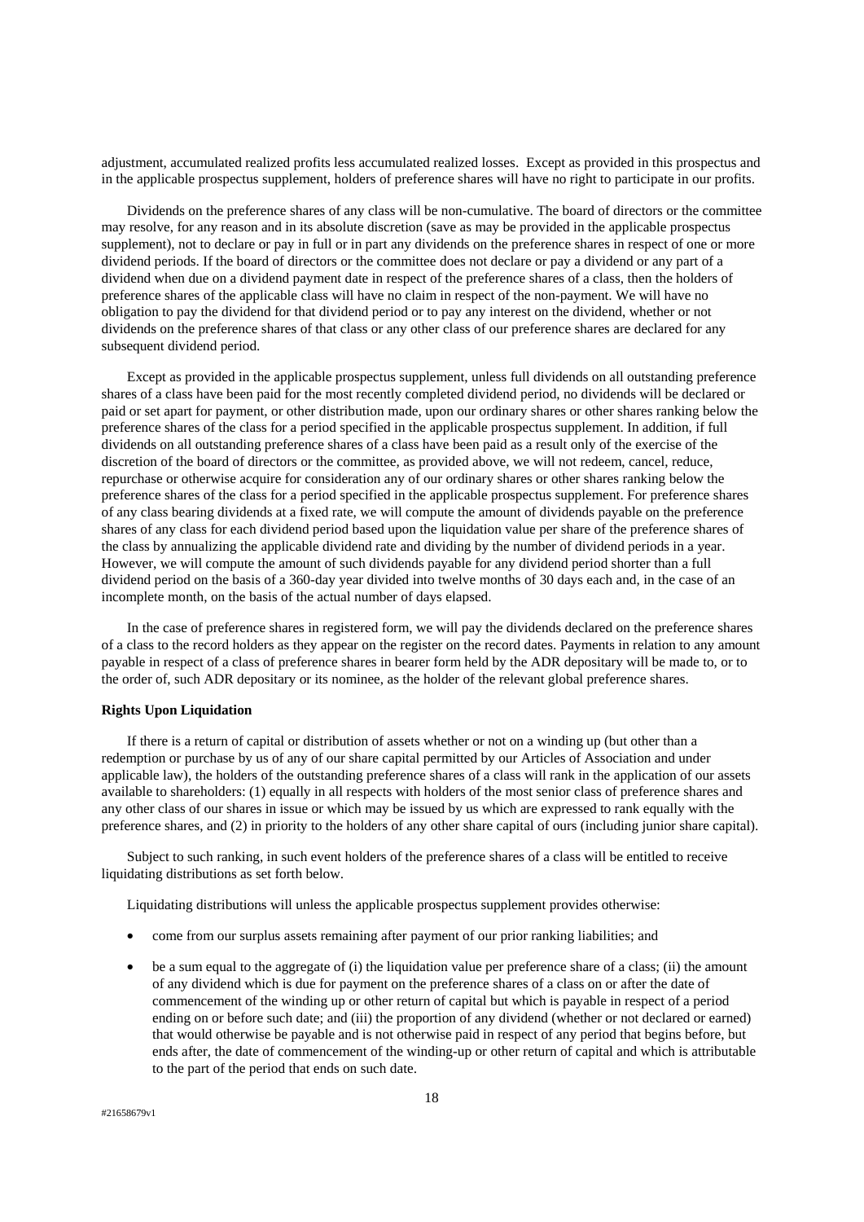adjustment, accumulated realized profits less accumulated realized losses. Except as provided in this prospectus and in the applicable prospectus supplement, holders of preference shares will have no right to participate in our profits.

Dividends on the preference shares of any class will be non-cumulative. The board of directors or the committee may resolve, for any reason and in its absolute discretion (save as may be provided in the applicable prospectus supplement), not to declare or pay in full or in part any dividends on the preference shares in respect of one or more dividend periods. If the board of directors or the committee does not declare or pay a dividend or any part of a dividend when due on a dividend payment date in respect of the preference shares of a class, then the holders of preference shares of the applicable class will have no claim in respect of the non-payment. We will have no obligation to pay the dividend for that dividend period or to pay any interest on the dividend, whether or not dividends on the preference shares of that class or any other class of our preference shares are declared for any subsequent dividend period.

Except as provided in the applicable prospectus supplement, unless full dividends on all outstanding preference shares of a class have been paid for the most recently completed dividend period, no dividends will be declared or paid or set apart for payment, or other distribution made, upon our ordinary shares or other shares ranking below the preference shares of the class for a period specified in the applicable prospectus supplement. In addition, if full dividends on all outstanding preference shares of a class have been paid as a result only of the exercise of the discretion of the board of directors or the committee, as provided above, we will not redeem, cancel, reduce, repurchase or otherwise acquire for consideration any of our ordinary shares or other shares ranking below the preference shares of the class for a period specified in the applicable prospectus supplement. For preference shares of any class bearing dividends at a fixed rate, we will compute the amount of dividends payable on the preference shares of any class for each dividend period based upon the liquidation value per share of the preference shares of the class by annualizing the applicable dividend rate and dividing by the number of dividend periods in a year. However, we will compute the amount of such dividends payable for any dividend period shorter than a full dividend period on the basis of a 360-day year divided into twelve months of 30 days each and, in the case of an incomplete month, on the basis of the actual number of days elapsed.

In the case of preference shares in registered form, we will pay the dividends declared on the preference shares of a class to the record holders as they appear on the register on the record dates. Payments in relation to any amount payable in respect of a class of preference shares in bearer form held by the ADR depositary will be made to, or to the order of, such ADR depositary or its nominee, as the holder of the relevant global preference shares.

**Rights Upon Liquidation**

If there is a return of capital or distribution of assets whether or not on a winding up (but other than a redemption or purchase by us of any of our share capital permitted by our Articles of Association and under applicable law), the holders of the outstanding preference shares of a class will rank in the application of our assets available to shareholders: (1) equally in all respects with holders of the most senior class of preference shares and any other class of our shares in issue or which may be issued by us which are expressed to rank equally with the preference shares, and (2) in priority to the holders of any other share capital of ours (including junior share capital).

Subject to such ranking, in such event holders of the preference shares of a class will be entitled to receive liquidating distributions as set forth below.

Liquidating distributions will unless the applicable prospectus supplement provides otherwise:

- come from our surplus assets remaining after payment of our prior ranking liabilities; and
- be a sum equal to the aggregate of (i) the liquidation value per preference share of a class; (ii) the amount of any dividend which is due for payment on the preference shares of a class on or after the date of commencement of the winding up or other return of capital but which is payable in respect of a period ending on or before such date; and (iii) the proportion of any dividend (whether or not declared or earned) that would otherwise be payable and is not otherwise paid in respect of any period that begins before, but ends after, the date of commencement of the winding-up or other return of capital and which is attributable to the part of the period that ends on such date.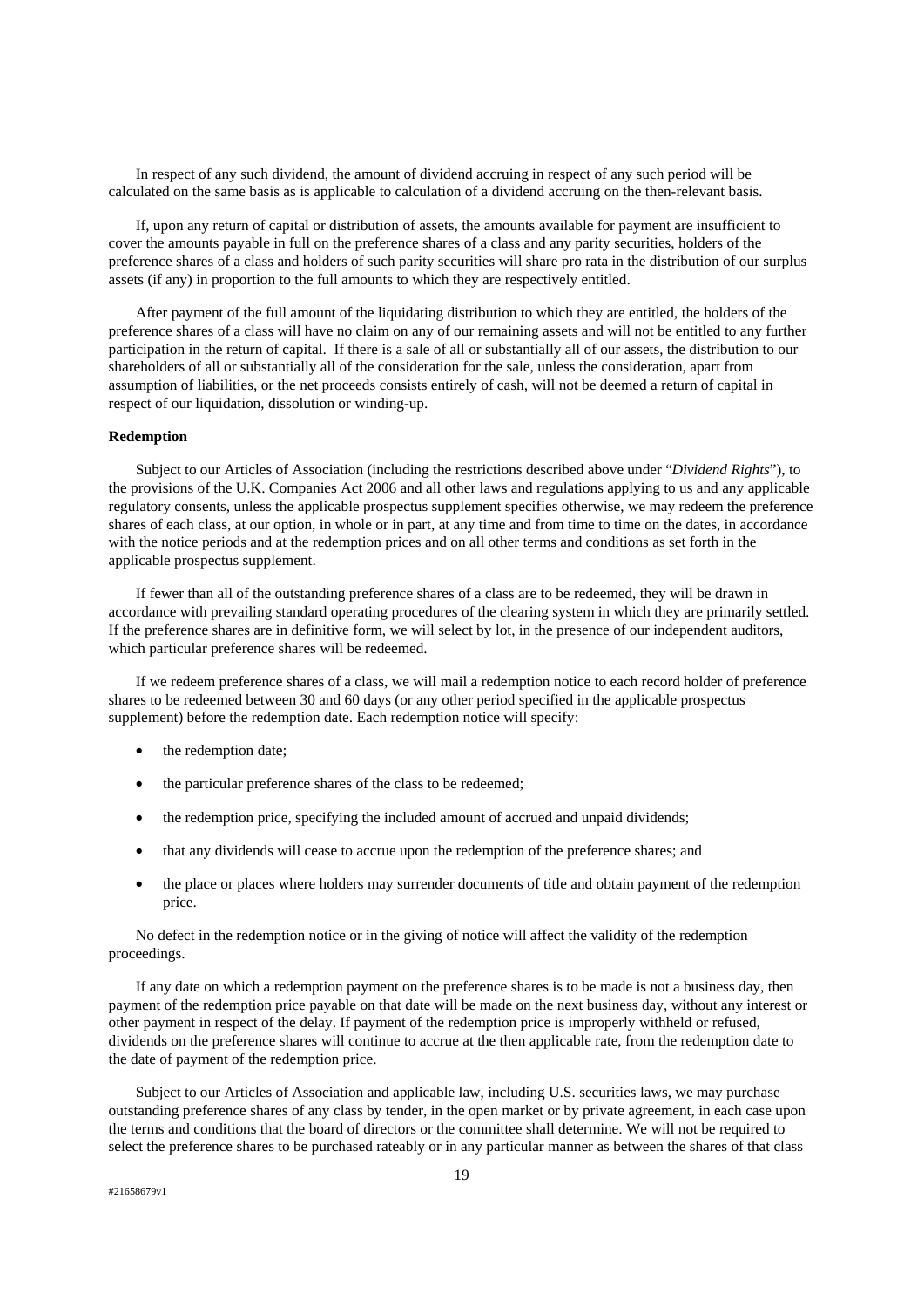In respect of any such dividend, the amount of dividend accruing in respect of any such period will be calculated on the same basis as is applicable to calculation of a dividend accruing on the then-relevant basis.

If, upon any return of capital or distribution of assets, the amounts available for payment are insufficient to cover the amounts payable in full on the preference shares of a class and any parity securities, holders of the preference shares of a class and holders of such parity securities will share pro rata in the distribution of our surplus assets (if any) in proportion to the full amounts to which they are respectively entitled.

After payment of the full amount of the liquidating distribution to which they are entitled, the holders of the preference shares of a class will have no claim on any of our remaining assets and will not be entitled to any further participation in the return of capital. If there is a sale of all or substantially all of our assets, the distribution to our shareholders of all or substantially all of the consideration for the sale, unless the consideration, apart from assumption of liabilities, or the net proceeds consists entirely of cash, will not be deemed a return of capital in respect of our liquidation, dissolution or winding-up.

**Redemption**

Subject to our Articles of Association (including the restrictions described above under "*Dividend Rights*"), to the provisions of the U.K. Companies Act 2006 and all other laws and regulations applying to us and any applicable regulatory consents, unless the applicable prospectus supplement specifies otherwise, we may redeem the preference shares of each class, at our option, in whole or in part, at any time and from time to time on the dates, in accordance with the notice periods and at the redemption prices and on all other terms and conditions as set forth in the applicable prospectus supplement.

If fewer than all of the outstanding preference shares of a class are to be redeemed, they will be drawn in accordance with prevailing standard operating procedures of the clearing system in which they are primarily settled. If the preference shares are in definitive form, we will select by lot, in the presence of our independent auditors, which particular preference shares will be redeemed.

If we redeem preference shares of a class, we will mail a redemption notice to each record holder of preference shares to be redeemed between 30 and 60 days (or any other period specified in the applicable prospectus supplement) before the redemption date. Each redemption notice will specify:

- the redemption date;
- the particular preference shares of the class to be redeemed;
- the redemption price, specifying the included amount of accrued and unpaid dividends;
- that any dividends will cease to accrue upon the redemption of the preference shares; and
- the place or places where holders may surrender documents of title and obtain payment of the redemption price.

No defect in the redemption notice or in the giving of notice will affect the validity of the redemption proceedings.

If any date on which a redemption payment on the preference shares is to be made is not a business day, then payment of the redemption price payable on that date will be made on the next business day, without any interest or other payment in respect of the delay. If payment of the redemption price is improperly withheld or refused, dividends on the preference shares will continue to accrue at the then applicable rate, from the redemption date to the date of payment of the redemption price.

Subject to our Articles of Association and applicable law, including U.S. securities laws, we may purchase outstanding preference shares of any class by tender, in the open market or by private agreement, in each case upon the terms and conditions that the board of directors or the committee shall determine. We will not be required to select the preference shares to be purchased rateably or in any particular manner as between the shares of that class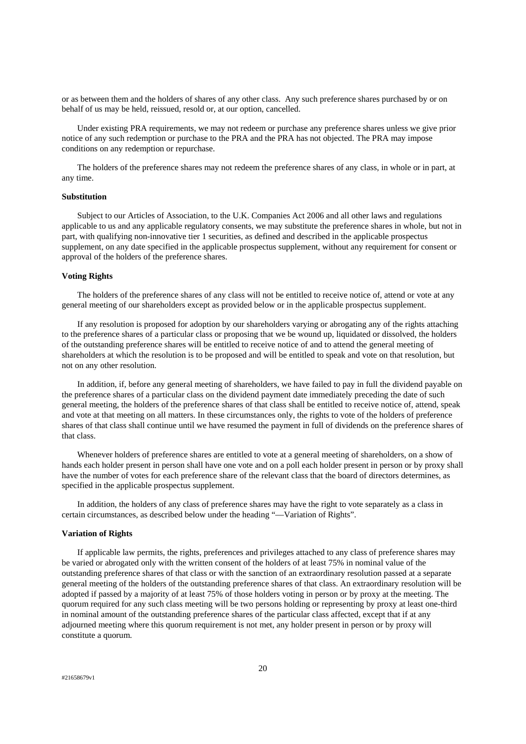or as between them and the holders of shares of any other class. Any such preference shares purchased by or on behalf of us may be held, reissued, resold or, at our option, cancelled.

Under existing PRA requirements, we may not redeem or purchase any preference shares unless we give prior notice of any such redemption or purchase to the PRA and the PRA has not objected. The PRA may impose conditions on any redemption or repurchase.

The holders of the preference shares may not redeem the preference shares of any class, in whole or in part, at any time.

**Substitution**

Subject to our Articles of Association, to the U.K. Companies Act 2006 and all other laws and regulations applicable to us and any applicable regulatory consents, we may substitute the preference shares in whole, but not in part, with qualifying non-innovative tier 1 securities, as defined and described in the applicable prospectus supplement, on any date specified in the applicable prospectus supplement, without any requirement for consent or approval of the holders of the preference shares.

**Voting Rights**

The holders of the preference shares of any class will not be entitled to receive notice of, attend or vote at any general meeting of our shareholders except as provided below or in the applicable prospectus supplement.

If any resolution is proposed for adoption by our shareholders varying or abrogating any of the rights attaching to the preference shares of a particular class or proposing that we be wound up, liquidated or dissolved, the holders of the outstanding preference shares will be entitled to receive notice of and to attend the general meeting of shareholders at which the resolution is to be proposed and will be entitled to speak and vote on that resolution, but not on any other resolution.

In addition, if, before any general meeting of shareholders, we have failed to pay in full the dividend payable on the preference shares of a particular class on the dividend payment date immediately preceding the date of such general meeting, the holders of the preference shares of that class shall be entitled to receive notice of, attend, speak and vote at that meeting on all matters. In these circumstances only, the rights to vote of the holders of preference shares of that class shall continue until we have resumed the payment in full of dividends on the preference shares of that class.

Whenever holders of preference shares are entitled to vote at a general meeting of shareholders, on a show of hands each holder present in person shall have one vote and on a poll each holder present in person or by proxy shall have the number of votes for each preference share of the relevant class that the board of directors determines, as specified in the applicable prospectus supplement.

In addition, the holders of any class of preference shares may have the right to vote separately as a class in certain circumstances, as described below under the heading "—Variation of Rights".

**Variation of Rights**

If applicable law permits, the rights, preferences and privileges attached to any class of preference shares may be varied or abrogated only with the written consent of the holders of at least 75% in nominal value of the outstanding preference shares of that class or with the sanction of an extraordinary resolution passed at a separate general meeting of the holders of the outstanding preference shares of that class. An extraordinary resolution will be adopted if passed by a majority of at least 75% of those holders voting in person or by proxy at the meeting. The quorum required for any such class meeting will be two persons holding or representing by proxy at least one-third in nominal amount of the outstanding preference shares of the particular class affected, except that if at any adjourned meeting where this quorum requirement is not met, any holder present in person or by proxy will constitute a quorum.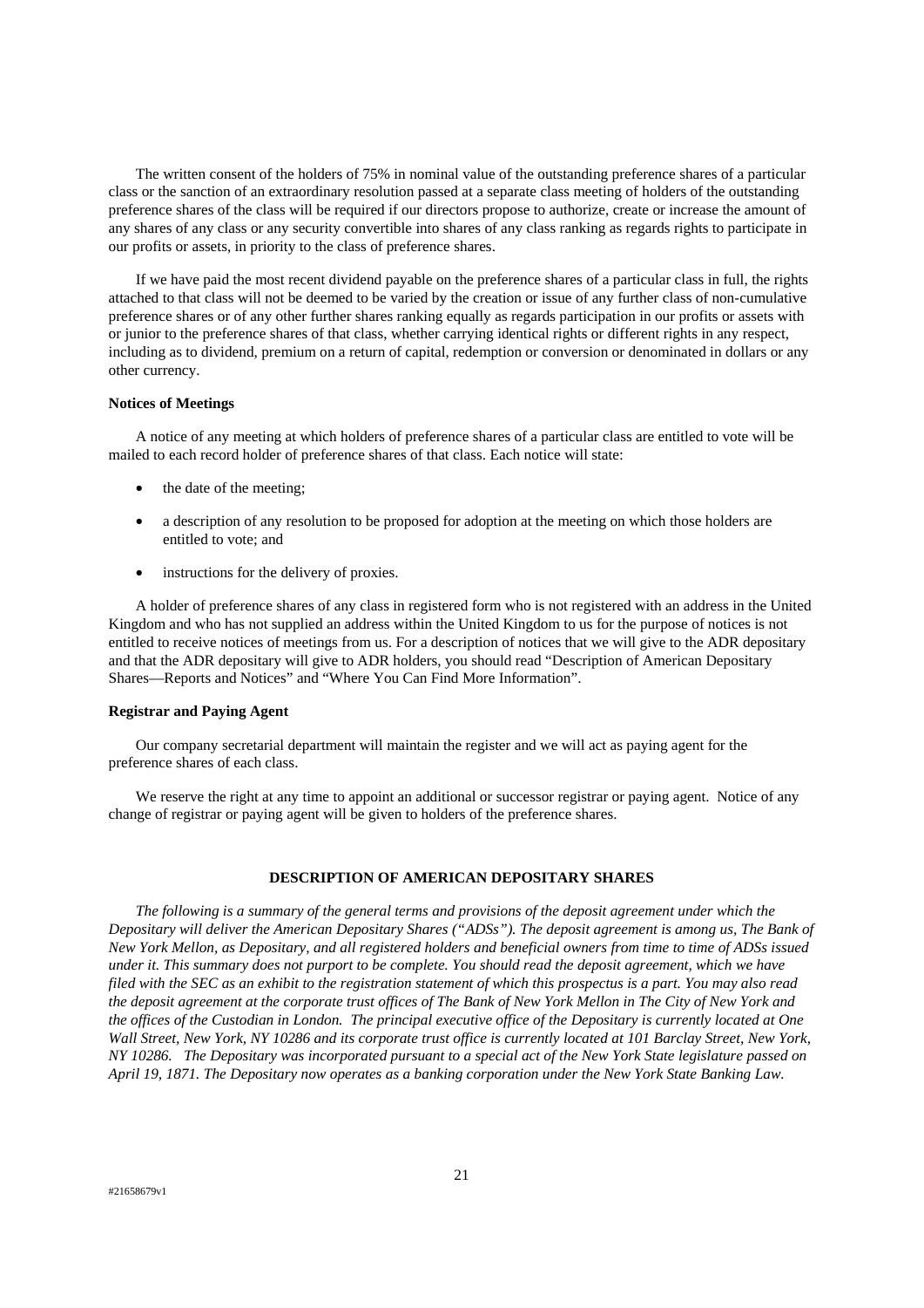The written consent of the holders of 75% in nominal value of the outstanding preference shares of a particular class or the sanction of an extraordinary resolution passed at a separate class meeting of holders of the outstanding preference shares of the class will be required if our directors propose to authorize, create or increase the amount of any shares of any class or any security convertible into shares of any class ranking as regards rights to participate in our profits or assets, in priority to the class of preference shares.

If we have paid the most recent dividend payable on the preference shares of a particular class in full, the rights attached to that class will not be deemed to be varied by the creation or issue of any further class of non-cumulative preference shares or of any other further shares ranking equally as regards participation in our profits or assets with or junior to the preference shares of that class, whether carrying identical rights or different rights in any respect, including as to dividend, premium on a return of capital, redemption or conversion or denominated in dollars or any other currency.

**Notices of Meetings**

A notice of any meeting at which holders of preference shares of a particular class are entitled to vote will be mailed to each record holder of preference shares of that class. Each notice will state:

- the date of the meeting;
- a description of any resolution to be proposed for adoption at the meeting on which those holders are entitled to vote; and
- instructions for the delivery of proxies.

A holder of preference shares of any class in registered form who is not registered with an address in the United Kingdom and who has not supplied an address within the United Kingdom to us for the purpose of notices is not entitled to receive notices of meetings from us. For a description of notices that we will give to the ADR depositary and that the ADR depositary will give to ADR holders, you should read "Description of American Depositary Shares—Reports and Notices" and "Where You Can Find More Information".

**Registrar and Paying Agent**

Our company secretarial department will maintain the register and we will act as paying agent for the preference shares of each class.

We reserve the right at any time to appoint an additional or successor registrar or paying agent. Notice of any change of registrar or paying agent will be given to holders of the preference shares.

## DESCRIPTION OF AMERICAN DEPOSITARY SHARES

*The following is a summary of the general terms and provisions of the deposit agreement under which the Depositary will deliver the American Depositary Shares ("ADSs"). The deposit agreement is among us, The Bank of New York Mellon, as Depositary, and all registered holders and beneficial owners from time to time of ADSs issued under it. This summary does not purport to be complete. You should read the deposit agreement, which we have filed with the SEC as an exhibit to the registration statement of which this prospectus is a part. You may also read the deposit agreement at the corporate trust offices of The Bank of New York Mellon in The City of New York and the offices of the Custodian in London. The principal executive office of the Depositary is currently located at One Wall Street, New York, NY 10286 and its corporate trust office is currently located at 101 Barclay Street, New York, NY 10286. The Depositary was incorporated pursuant to a special act of the New York State legislature passed on April 19, 1871. The Depositary now operates as a banking corporation under the New York State Banking Law.*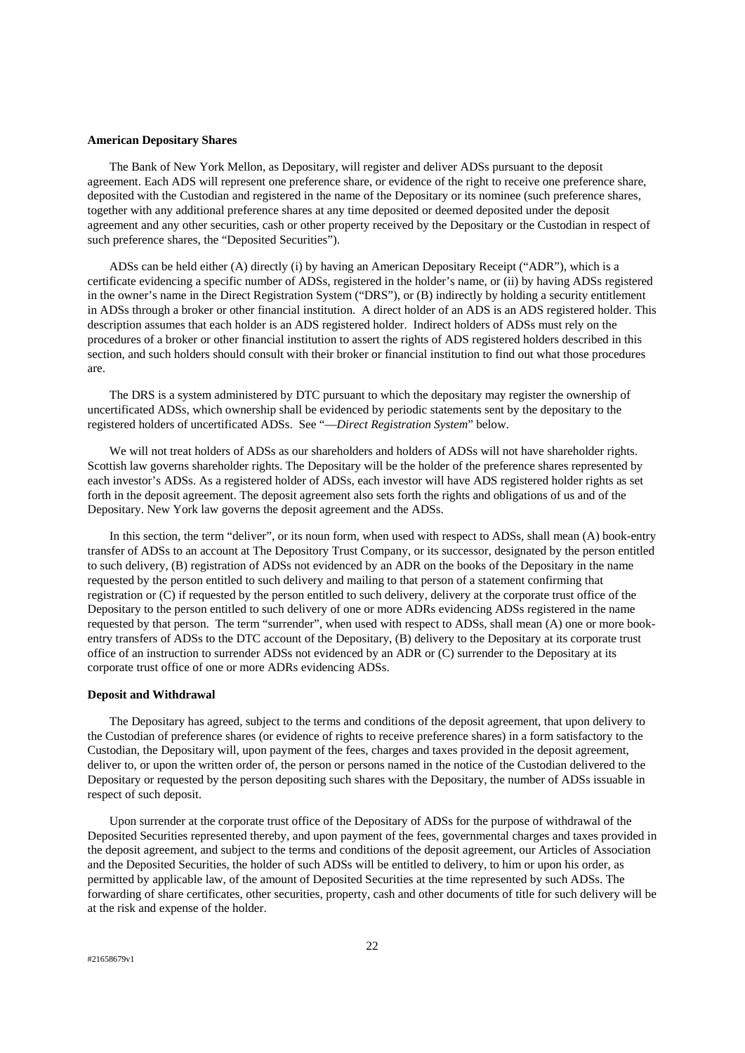**American Depositary Shares**

The Bank of New York Mellon, as Depositary, will register and deliver ADSs pursuant to the deposit agreement. Each ADS will represent one preference share, or evidence of the right to receive one preference share, deposited with the Custodian and registered in the name of the Depositary or its nominee (such preference shares, together with any additional preference shares at any time deposited or deemed deposited under the deposit agreement and any other securities, cash or other property received by the Depositary or the Custodian in respect of such preference shares, the "Deposited Securities").

ADSs can be held either (A) directly (i) by having an American Depositary Receipt ("ADR"), which is a certificate evidencing a specific number of ADSs, registered in the holder's name, or (ii) by having ADSs registered in the owner's name in the Direct Registration System ("DRS"), or (B) indirectly by holding a security entitlement in ADSs through a broker or other financial institution. A direct holder of an ADS is an ADS registered holder. This description assumes that each holder is an ADS registered holder. Indirect holders of ADSs must rely on the procedures of a broker or other financial institution to assert the rights of ADS registered holders described in this section, and such holders should consult with their broker or financial institution to find out what those procedures are.

The DRS is a system administered by DTC pursuant to which the depositary may register the ownership of uncertificated ADSs, which ownership shall be evidenced by periodic statements sent by the depositary to the registered holders of uncertificated ADSs. See "—*Direct Registration System*" below.

We will not treat holders of ADSs as our shareholders and holders of ADSs will not have shareholder rights. Scottish law governs shareholder rights. The Depositary will be the holder of the preference shares represented by each investor's ADSs. As a registered holder of ADSs, each investor will have ADS registered holder rights as set forth in the deposit agreement. The deposit agreement also sets forth the rights and obligations of us and of the Depositary. New York law governs the deposit agreement and the ADSs.

In this section, the term "deliver", or its noun form, when used with respect to ADSs, shall mean (A) book-entry transfer of ADSs to an account at The Depository Trust Company, or its successor, designated by the person entitled to such delivery, (B) registration of ADSs not evidenced by an ADR on the books of the Depositary in the name requested by the person entitled to such delivery and mailing to that person of a statement confirming that registration or (C) if requested by the person entitled to such delivery, delivery at the corporate trust office of the Depositary to the person entitled to such delivery of one or more ADRs evidencing ADSs registered in the name requested by that person. The term "surrender", when used with respect to ADSs, shall mean (A) one or more book-entry transfers of ADSs to the DTC account of the Depositary, (B) delivery to the Depositary at its corporate trust office of an instruction to surrender ADSs not evidenced by an ADR or (C) surrender to the Depositary at its corporate trust office of one or more ADRs evidencing ADSs.

**Deposit and Withdrawal**

The Depositary has agreed, subject to the terms and conditions of the deposit agreement, that upon delivery to the Custodian of preference shares (or evidence of rights to receive preference shares) in a form satisfactory to the Custodian, the Depositary will, upon payment of the fees, charges and taxes provided in the deposit agreement, deliver to, or upon the written order of, the person or persons named in the notice of the Custodian delivered to the Depositary or requested by the person depositing such shares with the Depositary, the number of ADSs issuable in respect of such deposit.

Upon surrender at the corporate trust office of the Depositary of ADSs for the purpose of withdrawal of the Deposited Securities represented thereby, and upon payment of the fees, governmental charges and taxes provided in the deposit agreement, and subject to the terms and conditions of the deposit agreement, our Articles of Association and the Deposited Securities, the holder of such ADSs will be entitled to delivery, to him or upon his order, as permitted by applicable law, of the amount of Deposited Securities at the time represented by such ADSs. The forwarding of share certificates, other securities, property, cash and other documents of title for such delivery will be at the risk and expense of the holder.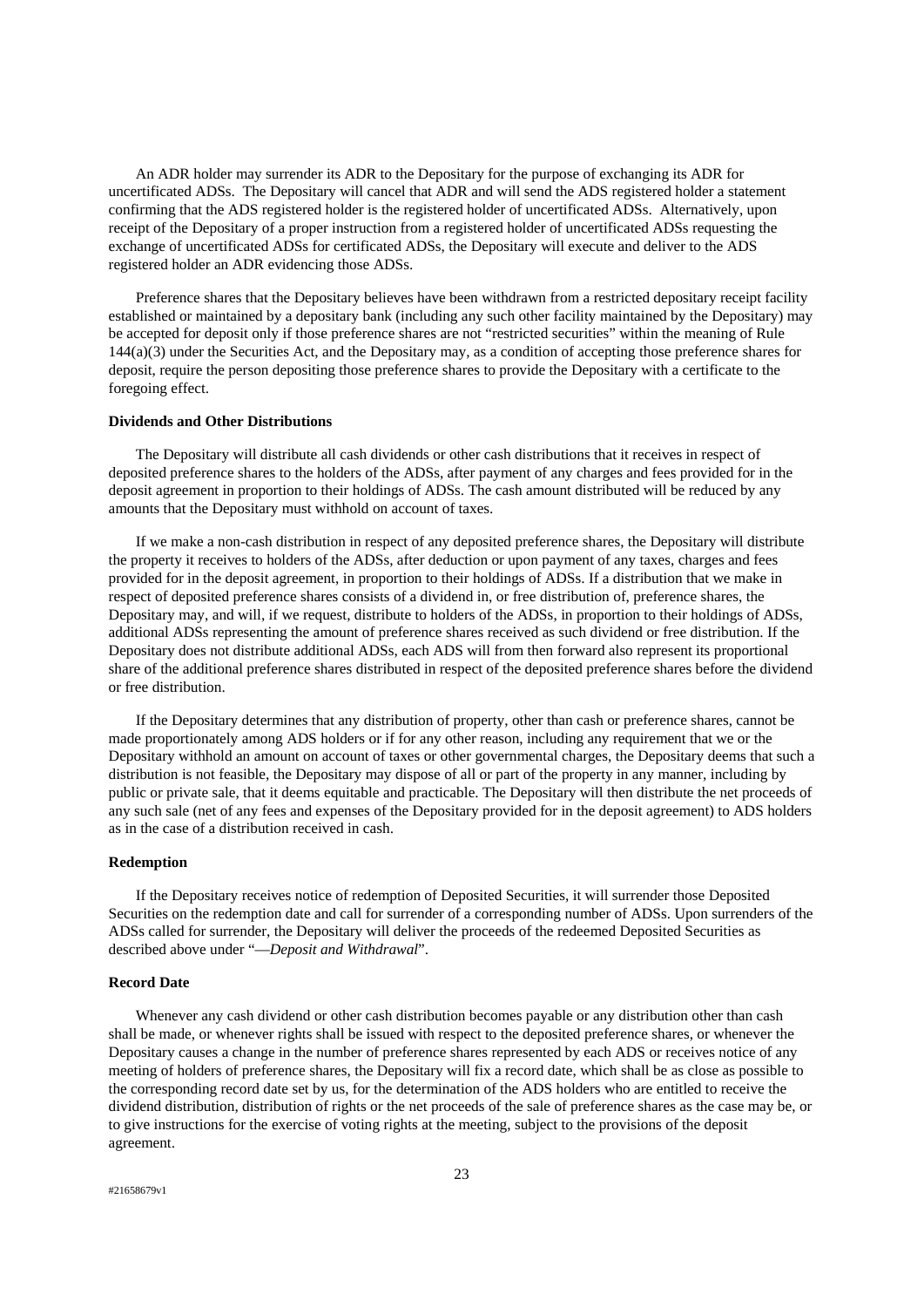An ADR holder may surrender its ADR to the Depositary for the purpose of exchanging its ADR for uncertificated ADSs. The Depositary will cancel that ADR and will send the ADS registered holder a statement confirming that the ADS registered holder is the registered holder of uncertificated ADSs. Alternatively, upon receipt of the Depositary of a proper instruction from a registered holder of uncertificated ADSs requesting the exchange of uncertificated ADSs for certificated ADSs, the Depositary will execute and deliver to the ADS registered holder an ADR evidencing those ADSs.

Preference shares that the Depositary believes have been withdrawn from a restricted depositary receipt facility established or maintained by a depositary bank (including any such other facility maintained by the Depositary) may be accepted for deposit only if those preference shares are not "restricted securities" within the meaning of Rule 144(a)(3) under the Securities Act, and the Depositary may, as a condition of accepting those preference shares for deposit, require the person depositing those preference shares to provide the Depositary with a certificate to the foregoing effect.

**Dividends and Other Distributions**

The Depositary will distribute all cash dividends or other cash distributions that it receives in respect of deposited preference shares to the holders of the ADSs, after payment of any charges and fees provided for in the deposit agreement in proportion to their holdings of ADSs. The cash amount distributed will be reduced by any amounts that the Depositary must withhold on account of taxes.

If we make a non-cash distribution in respect of any deposited preference shares, the Depositary will distribute the property it receives to holders of the ADSs, after deduction or upon payment of any taxes, charges and fees provided for in the deposit agreement, in proportion to their holdings of ADSs. If a distribution that we make in respect of deposited preference shares consists of a dividend in, or free distribution of, preference shares, the Depositary may, and will, if we request, distribute to holders of the ADSs, in proportion to their holdings of ADSs, additional ADSs representing the amount of preference shares received as such dividend or free distribution. If the Depositary does not distribute additional ADSs, each ADS will from then forward also represent its proportional share of the additional preference shares distributed in respect of the deposited preference shares before the dividend or free distribution.

If the Depositary determines that any distribution of property, other than cash or preference shares, cannot be made proportionately among ADS holders or if for any other reason, including any requirement that we or the Depositary withhold an amount on account of taxes or other governmental charges, the Depositary deems that such a distribution is not feasible, the Depositary may dispose of all or part of the property in any manner, including by public or private sale, that it deems equitable and practicable. The Depositary will then distribute the net proceeds of any such sale (net of any fees and expenses of the Depositary provided for in the deposit agreement) to ADS holders as in the case of a distribution received in cash.

**Redemption**

If the Depositary receives notice of redemption of Deposited Securities, it will surrender those Deposited Securities on the redemption date and call for surrender of a corresponding number of ADSs. Upon surrenders of the ADSs called for surrender, the Depositary will deliver the proceeds of the redeemed Deposited Securities as described above under "—*Deposit and Withdrawal*".

**Record Date**

Whenever any cash dividend or other cash distribution becomes payable or any distribution other than cash shall be made, or whenever rights shall be issued with respect to the deposited preference shares, or whenever the Depositary causes a change in the number of preference shares represented by each ADS or receives notice of any meeting of holders of preference shares, the Depositary will fix a record date, which shall be as close as possible to the corresponding record date set by us, for the determination of the ADS holders who are entitled to receive the dividend distribution, distribution of rights or the net proceeds of the sale of preference shares as the case may be, or to give instructions for the exercise of voting rights at the meeting, subject to the provisions of the deposit agreement.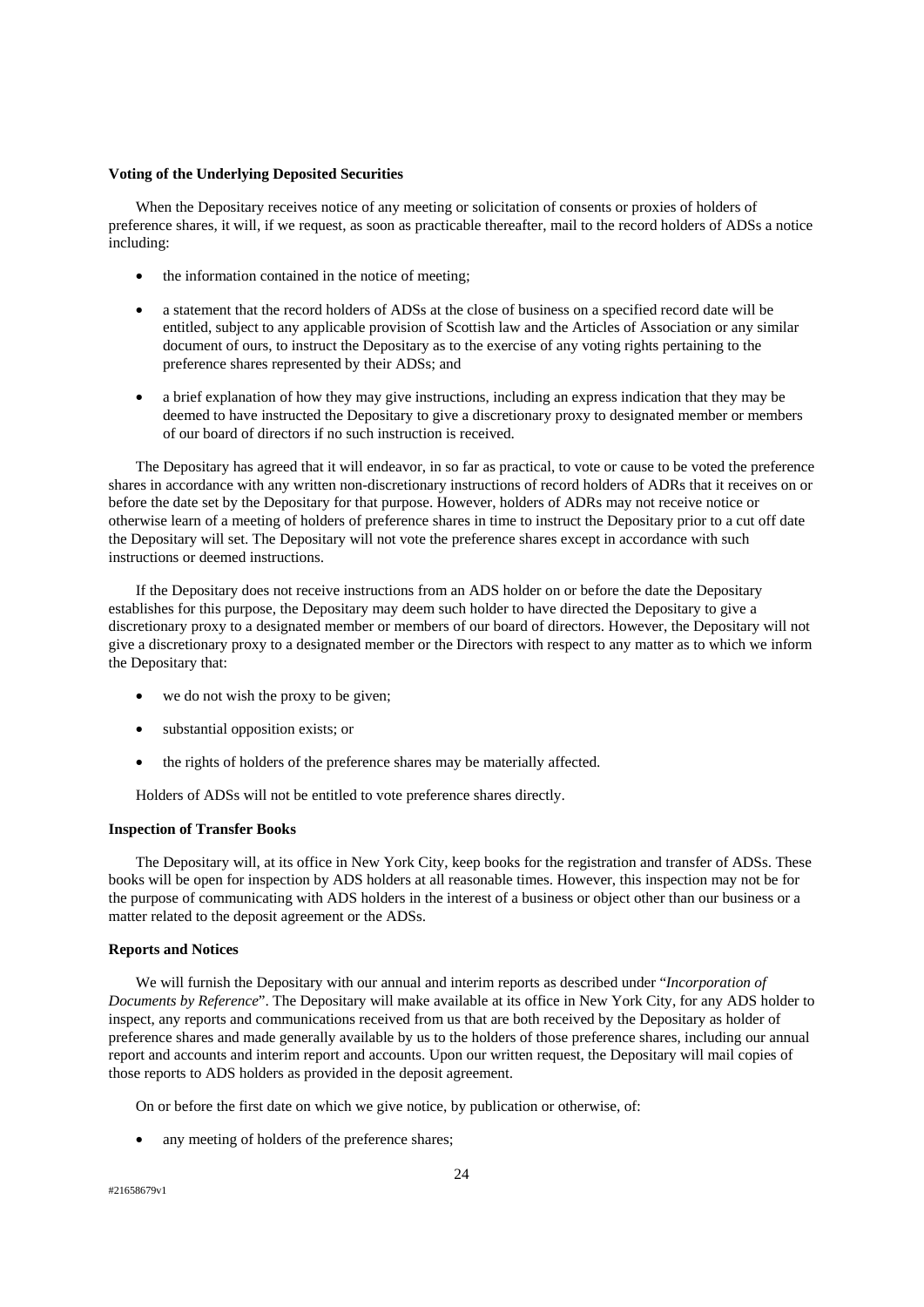**Voting of the Underlying Deposited Securities**

When the Depositary receives notice of any meeting or solicitation of consents or proxies of holders of preference shares, it will, if we request, as soon as practicable thereafter, mail to the record holders of ADSs a notice including:

- the information contained in the notice of meeting;
- a statement that the record holders of ADSs at the close of business on a specified record date will be entitled, subject to any applicable provision of Scottish law and the Articles of Association or any similar document of ours, to instruct the Depositary as to the exercise of any voting rights pertaining to the preference shares represented by their ADSs; and
- a brief explanation of how they may give instructions, including an express indication that they may be deemed to have instructed the Depositary to give a discretionary proxy to designated member or members of our board of directors if no such instruction is received.

The Depositary has agreed that it will endeavor, in so far as practical, to vote or cause to be voted the preference shares in accordance with any written non-discretionary instructions of record holders of ADRs that it receives on or before the date set by the Depositary for that purpose. However, holders of ADRs may not receive notice or otherwise learn of a meeting of holders of preference shares in time to instruct the Depositary prior to a cut off date the Depositary will set. The Depositary will not vote the preference shares except in accordance with such instructions or deemed instructions.

If the Depositary does not receive instructions from an ADS holder on or before the date the Depositary establishes for this purpose, the Depositary may deem such holder to have directed the Depositary to give a discretionary proxy to a designated member or members of our board of directors. However, the Depositary will not give a discretionary proxy to a designated member or the Directors with respect to any matter as to which we inform the Depositary that:

- we do not wish the proxy to be given;
- substantial opposition exists; or
- the rights of holders of the preference shares may be materially affected.

Holders of ADSs will not be entitled to vote preference shares directly.

**Inspection of Transfer Books**

The Depositary will, at its office in New York City, keep books for the registration and transfer of ADSs. These books will be open for inspection by ADS holders at all reasonable times. However, this inspection may not be for the purpose of communicating with ADS holders in the interest of a business or object other than our business or a matter related to the deposit agreement or the ADSs.

**Reports and Notices**

We will furnish the Depositary with our annual and interim reports as described under "*Incorporation of Documents by Reference*". The Depositary will make available at its office in New York City, for any ADS holder to inspect, any reports and communications received from us that are both received by the Depositary as holder of preference shares and made generally available by us to the holders of those preference shares, including our annual report and accounts and interim report and accounts. Upon our written request, the Depositary will mail copies of those reports to ADS holders as provided in the deposit agreement.

On or before the first date on which we give notice, by publication or otherwise, of:

- any meeting of holders of the preference shares;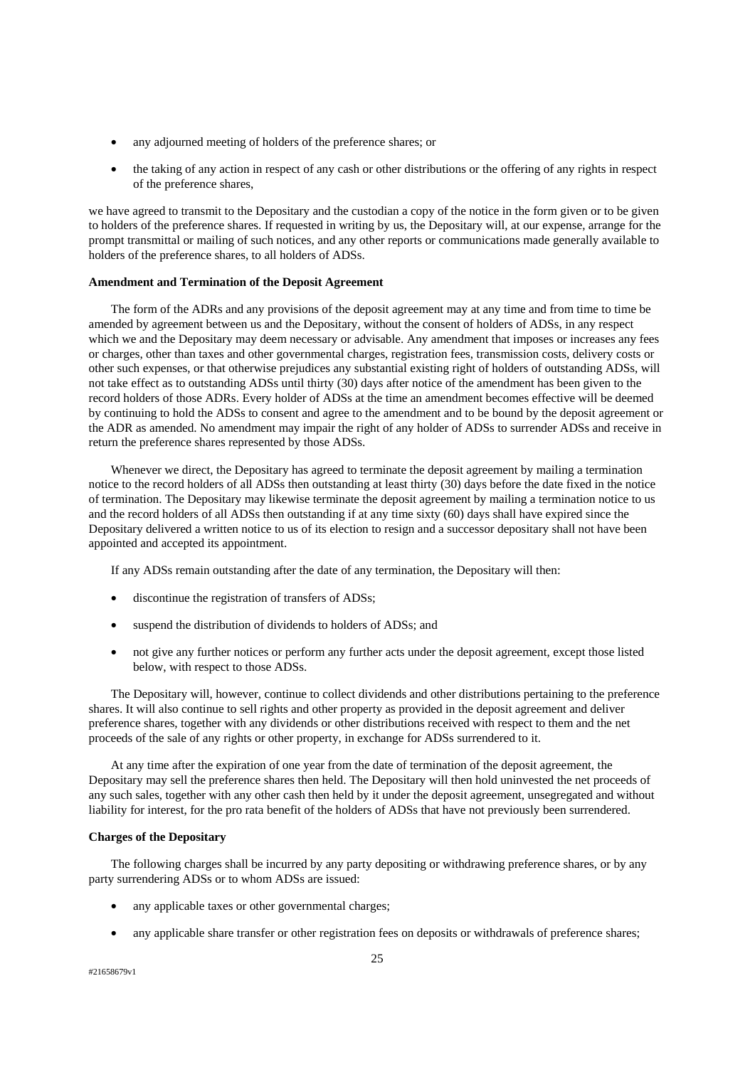- any adjourned meeting of holders of the preference shares; or
- the taking of any action in respect of any cash or other distributions or the offering of any rights in respect of the preference shares,

we have agreed to transmit to the Depositary and the custodian a copy of the notice in the form given or to be given to holders of the preference shares. If requested in writing by us, the Depositary will, at our expense, arrange for the prompt transmittal or mailing of such notices, and any other reports or communications made generally available to holders of the preference shares, to all holders of ADSs.

**Amendment and Termination of the Deposit Agreement**

The form of the ADRs and any provisions of the deposit agreement may at any time and from time to time be amended by agreement between us and the Depositary, without the consent of holders of ADSs, in any respect which we and the Depositary may deem necessary or advisable. Any amendment that imposes or increases any fees or charges, other than taxes and other governmental charges, registration fees, transmission costs, delivery costs or other such expenses, or that otherwise prejudices any substantial existing right of holders of outstanding ADSs, will not take effect as to outstanding ADSs until thirty (30) days after notice of the amendment has been given to the record holders of those ADRs. Every holder of ADSs at the time an amendment becomes effective will be deemed by continuing to hold the ADSs to consent and agree to the amendment and to be bound by the deposit agreement or the ADR as amended. No amendment may impair the right of any holder of ADSs to surrender ADSs and receive in return the preference shares represented by those ADSs.

Whenever we direct, the Depositary has agreed to terminate the deposit agreement by mailing a termination notice to the record holders of all ADSs then outstanding at least thirty (30) days before the date fixed in the notice of termination. The Depositary may likewise terminate the deposit agreement by mailing a termination notice to us and the record holders of all ADSs then outstanding if at any time sixty (60) days shall have expired since the Depositary delivered a written notice to us of its election to resign and a successor depositary shall not have been appointed and accepted its appointment.

If any ADSs remain outstanding after the date of any termination, the Depositary will then:

- discontinue the registration of transfers of ADSs;
- suspend the distribution of dividends to holders of ADSs; and
- not give any further notices or perform any further acts under the deposit agreement, except those listed below, with respect to those ADSs.

The Depositary will, however, continue to collect dividends and other distributions pertaining to the preference shares. It will also continue to sell rights and other property as provided in the deposit agreement and deliver preference shares, together with any dividends or other distributions received with respect to them and the net proceeds of the sale of any rights or other property, in exchange for ADSs surrendered to it.

At any time after the expiration of one year from the date of termination of the deposit agreement, the Depositary may sell the preference shares then held. The Depositary will then hold uninvested the net proceeds of any such sales, together with any other cash then held by it under the deposit agreement, unsegregated and without liability for interest, for the pro rata benefit of the holders of ADSs that have not previously been surrendered.

**Charges of the Depositary**

The following charges shall be incurred by any party depositing or withdrawing preference shares, or by any party surrendering ADSs or to whom ADSs are issued:

- any applicable taxes or other governmental charges;
- any applicable share transfer or other registration fees on deposits or withdrawals of preference shares;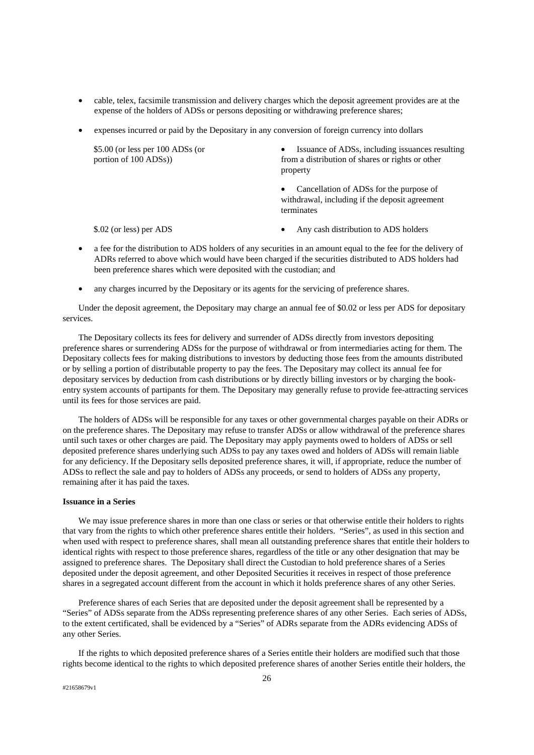- cable, telex, facsimile transmission and delivery charges which the deposit agreement provides are at the expense of the holders of ADSs or persons depositing or withdrawing preference shares;
- expenses incurred or paid by the Depositary in any conversion of foreign currency into dollars

| | |
|---|---|
| \$5.00 (or less per 100 ADSs (or portion of 100 ADSs)) | • Issuance of ADSs, including issuances resulting from a distribution of shares or rights or other property<br>• Cancellation of ADSs for the purpose of withdrawal, including if the deposit agreement terminates |
| \$.02 (or less) per ADS | • Any cash distribution to ADS holders |

- a fee for the distribution to ADS holders of any securities in an amount equal to the fee for the delivery of ADRs referred to above which would have been charged if the securities distributed to ADS holders had been preference shares which were deposited with the custodian; and
- any charges incurred by the Depositary or its agents for the servicing of preference shares.

Under the deposit agreement, the Depositary may charge an annual fee of \$0.02 or less per ADS for depositary services.

The Depositary collects its fees for delivery and surrender of ADSs directly from investors depositing preference shares or surrendering ADSs for the purpose of withdrawal or from intermediaries acting for them. The Depositary collects fees for making distributions to investors by deducting those fees from the amounts distributed or by selling a portion of distributable property to pay the fees. The Depositary may collect its annual fee for depositary services by deduction from cash distributions or by directly billing investors or by charging the book-entry system accounts of partipants for them. The Depositary may generally refuse to provide fee-attracting services until its fees for those services are paid.

The holders of ADSs will be responsible for any taxes or other governmental charges payable on their ADRs or on the preference shares. The Depositary may refuse to transfer ADSs or allow withdrawal of the preference shares until such taxes or other charges are paid. The Depositary may apply payments owed to holders of ADSs or sell deposited preference shares underlying such ADSs to pay any taxes owed and holders of ADSs will remain liable for any deficiency. If the Depositary sells deposited preference shares, it will, if appropriate, reduce the number of ADSs to reflect the sale and pay to holders of ADSs any proceeds, or send to holders of ADSs any property, remaining after it has paid the taxes.

**Issuance in a Series**

We may issue preference shares in more than one class or series or that otherwise entitle their holders to rights that vary from the rights to which other preference shares entitle their holders. "Series", as used in this section and when used with respect to preference shares, shall mean all outstanding preference shares that entitle their holders to identical rights with respect to those preference shares, regardless of the title or any other designation that may be assigned to preference shares. The Depositary shall direct the Custodian to hold preference shares of a Series deposited under the deposit agreement, and other Deposited Securities it receives in respect of those preference shares in a segregated account different from the account in which it holds preference shares of any other Series.

Preference shares of each Series that are deposited under the deposit agreement shall be represented by a "Series" of ADSs separate from the ADSs representing preference shares of any other Series. Each series of ADSs, to the extent certificated, shall be evidenced by a "Series" of ADRs separate from the ADRs evidencing ADSs of any other Series.

If the rights to which deposited preference shares of a Series entitle their holders are modified such that those rights become identical to the rights to which deposited preference shares of another Series entitle their holders, the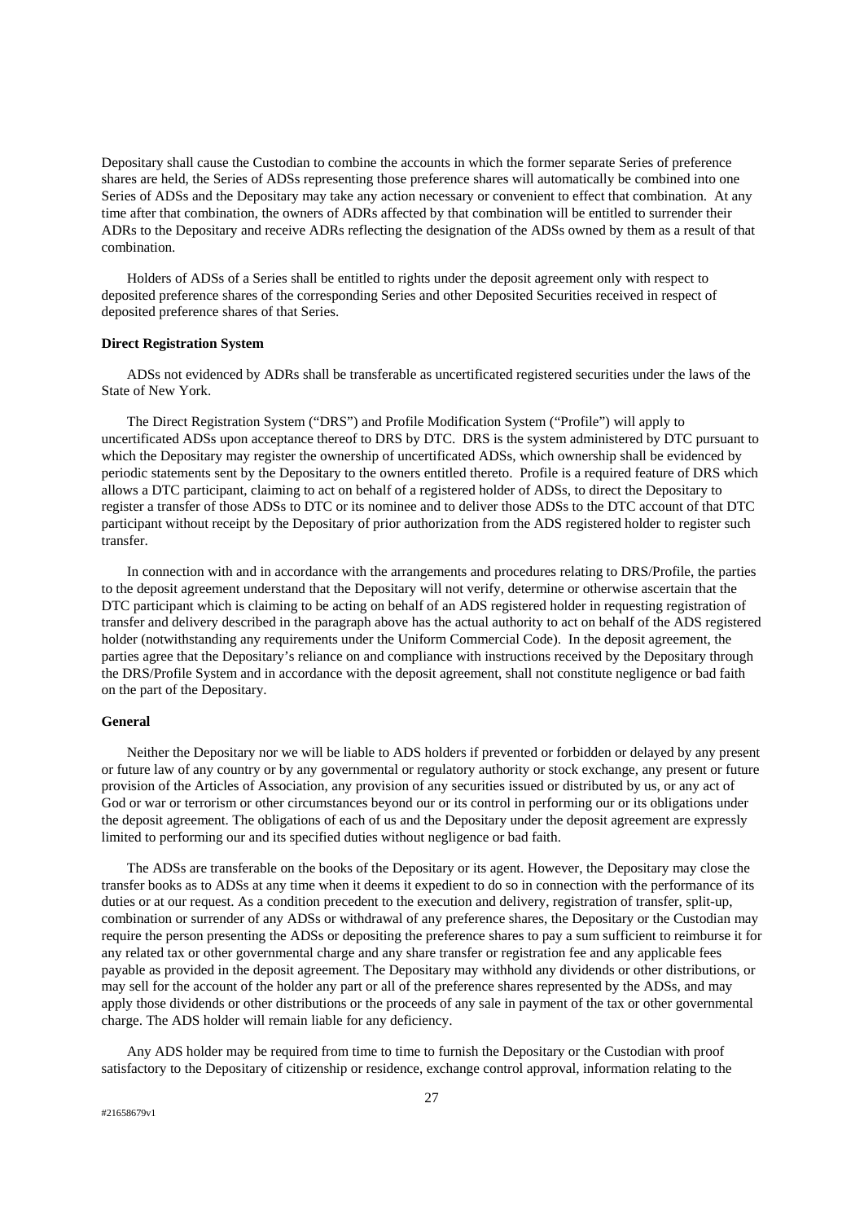Depositary shall cause the Custodian to combine the accounts in which the former separate Series of preference shares are held, the Series of ADSs representing those preference shares will automatically be combined into one Series of ADSs and the Depositary may take any action necessary or convenient to effect that combination. At any time after that combination, the owners of ADRs affected by that combination will be entitled to surrender their ADRs to the Depositary and receive ADRs reflecting the designation of the ADSs owned by them as a result of that combination.

Holders of ADSs of a Series shall be entitled to rights under the deposit agreement only with respect to deposited preference shares of the corresponding Series and other Deposited Securities received in respect of deposited preference shares of that Series.

**Direct Registration System**

ADSs not evidenced by ADRs shall be transferable as uncertificated registered securities under the laws of the State of New York.

The Direct Registration System ("DRS") and Profile Modification System ("Profile") will apply to uncertificated ADSs upon acceptance thereof to DRS by DTC. DRS is the system administered by DTC pursuant to which the Depositary may register the ownership of uncertificated ADSs, which ownership shall be evidenced by periodic statements sent by the Depositary to the owners entitled thereto. Profile is a required feature of DRS which allows a DTC participant, claiming to act on behalf of a registered holder of ADSs, to direct the Depositary to register a transfer of those ADSs to DTC or its nominee and to deliver those ADSs to the DTC account of that DTC participant without receipt by the Depositary of prior authorization from the ADS registered holder to register such transfer.

In connection with and in accordance with the arrangements and procedures relating to DRS/Profile, the parties to the deposit agreement understand that the Depositary will not verify, determine or otherwise ascertain that the DTC participant which is claiming to be acting on behalf of an ADS registered holder in requesting registration of transfer and delivery described in the paragraph above has the actual authority to act on behalf of the ADS registered holder (notwithstanding any requirements under the Uniform Commercial Code). In the deposit agreement, the parties agree that the Depositary's reliance on and compliance with instructions received by the Depositary through the DRS/Profile System and in accordance with the deposit agreement, shall not constitute negligence or bad faith on the part of the Depositary.

**General**

Neither the Depositary nor we will be liable to ADS holders if prevented or forbidden or delayed by any present or future law of any country or by any governmental or regulatory authority or stock exchange, any present or future provision of the Articles of Association, any provision of any securities issued or distributed by us, or any act of God or war or terrorism or other circumstances beyond our or its control in performing our or its obligations under the deposit agreement. The obligations of each of us and the Depositary under the deposit agreement are expressly limited to performing our and its specified duties without negligence or bad faith.

The ADSs are transferable on the books of the Depositary or its agent. However, the Depositary may close the transfer books as to ADSs at any time when it deems it expedient to do so in connection with the performance of its duties or at our request. As a condition precedent to the execution and delivery, registration of transfer, split-up, combination or surrender of any ADSs or withdrawal of any preference shares, the Depositary or the Custodian may require the person presenting the ADSs or depositing the preference shares to pay a sum sufficient to reimburse it for any related tax or other governmental charge and any share transfer or registration fee and any applicable fees payable as provided in the deposit agreement. The Depositary may withhold any dividends or other distributions, or may sell for the account of the holder any part or all of the preference shares represented by the ADSs, and may apply those dividends or other distributions or the proceeds of any sale in payment of the tax or other governmental charge. The ADS holder will remain liable for any deficiency.

Any ADS holder may be required from time to time to furnish the Depositary or the Custodian with proof satisfactory to the Depositary of citizenship or residence, exchange control approval, information relating to the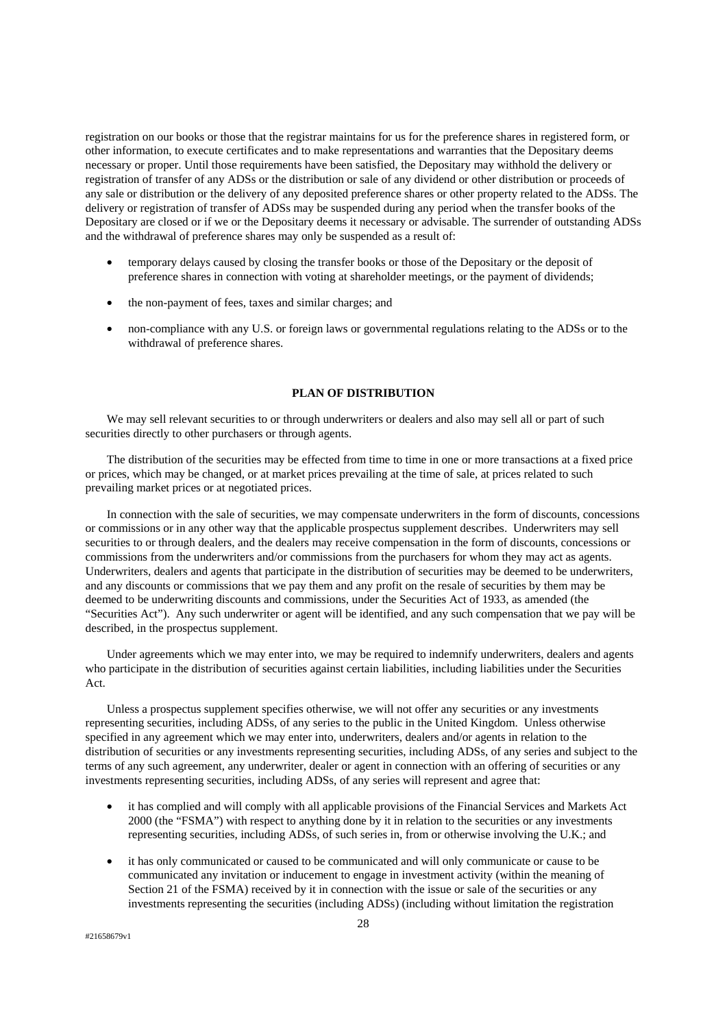registration on our books or those that the registrar maintains for us for the preference shares in registered form, or other information, to execute certificates and to make representations and warranties that the Depositary deems necessary or proper. Until those requirements have been satisfied, the Depositary may withhold the delivery or registration of transfer of any ADSs or the distribution or sale of any dividend or other distribution or proceeds of any sale or distribution or the delivery of any deposited preference shares or other property related to the ADSs. The delivery or registration of transfer of ADSs may be suspended during any period when the transfer books of the Depositary are closed or if we or the Depositary deems it necessary or advisable. The surrender of outstanding ADSs and the withdrawal of preference shares may only be suspended as a result of:

- temporary delays caused by closing the transfer books or those of the Depositary or the deposit of preference shares in connection with voting at shareholder meetings, or the payment of dividends;
- the non-payment of fees, taxes and similar charges; and
- non-compliance with any U.S. or foreign laws or governmental regulations relating to the ADSs or to the withdrawal of preference shares.

## PLAN OF DISTRIBUTION

We may sell relevant securities to or through underwriters or dealers and also may sell all or part of such securities directly to other purchasers or through agents.

The distribution of the securities may be effected from time to time in one or more transactions at a fixed price or prices, which may be changed, or at market prices prevailing at the time of sale, at prices related to such prevailing market prices or at negotiated prices.

In connection with the sale of securities, we may compensate underwriters in the form of discounts, concessions or commissions or in any other way that the applicable prospectus supplement describes. Underwriters may sell securities to or through dealers, and the dealers may receive compensation in the form of discounts, concessions or commissions from the underwriters and/or commissions from the purchasers for whom they may act as agents. Underwriters, dealers and agents that participate in the distribution of securities may be deemed to be underwriters, and any discounts or commissions that we pay them and any profit on the resale of securities by them may be deemed to be underwriting discounts and commissions, under the Securities Act of 1933, as amended (the "Securities Act"). Any such underwriter or agent will be identified, and any such compensation that we pay will be described, in the prospectus supplement.

Under agreements which we may enter into, we may be required to indemnify underwriters, dealers and agents who participate in the distribution of securities against certain liabilities, including liabilities under the Securities Act.

Unless a prospectus supplement specifies otherwise, we will not offer any securities or any investments representing securities, including ADSs, of any series to the public in the United Kingdom. Unless otherwise specified in any agreement which we may enter into, underwriters, dealers and/or agents in relation to the distribution of securities or any investments representing securities, including ADSs, of any series and subject to the terms of any such agreement, any underwriter, dealer or agent in connection with an offering of securities or any investments representing securities, including ADSs, of any series will represent and agree that:

- it has complied and will comply with all applicable provisions of the Financial Services and Markets Act 2000 (the "FSMA") with respect to anything done by it in relation to the securities or any investments representing securities, including ADSs, of such series in, from or otherwise involving the U.K.; and
- it has only communicated or caused to be communicated and will only communicate or cause to be communicated any invitation or inducement to engage in investment activity (within the meaning of Section 21 of the FSMA) received by it in connection with the issue or sale of the securities or any investments representing the securities (including ADSs) (including without limitation the registration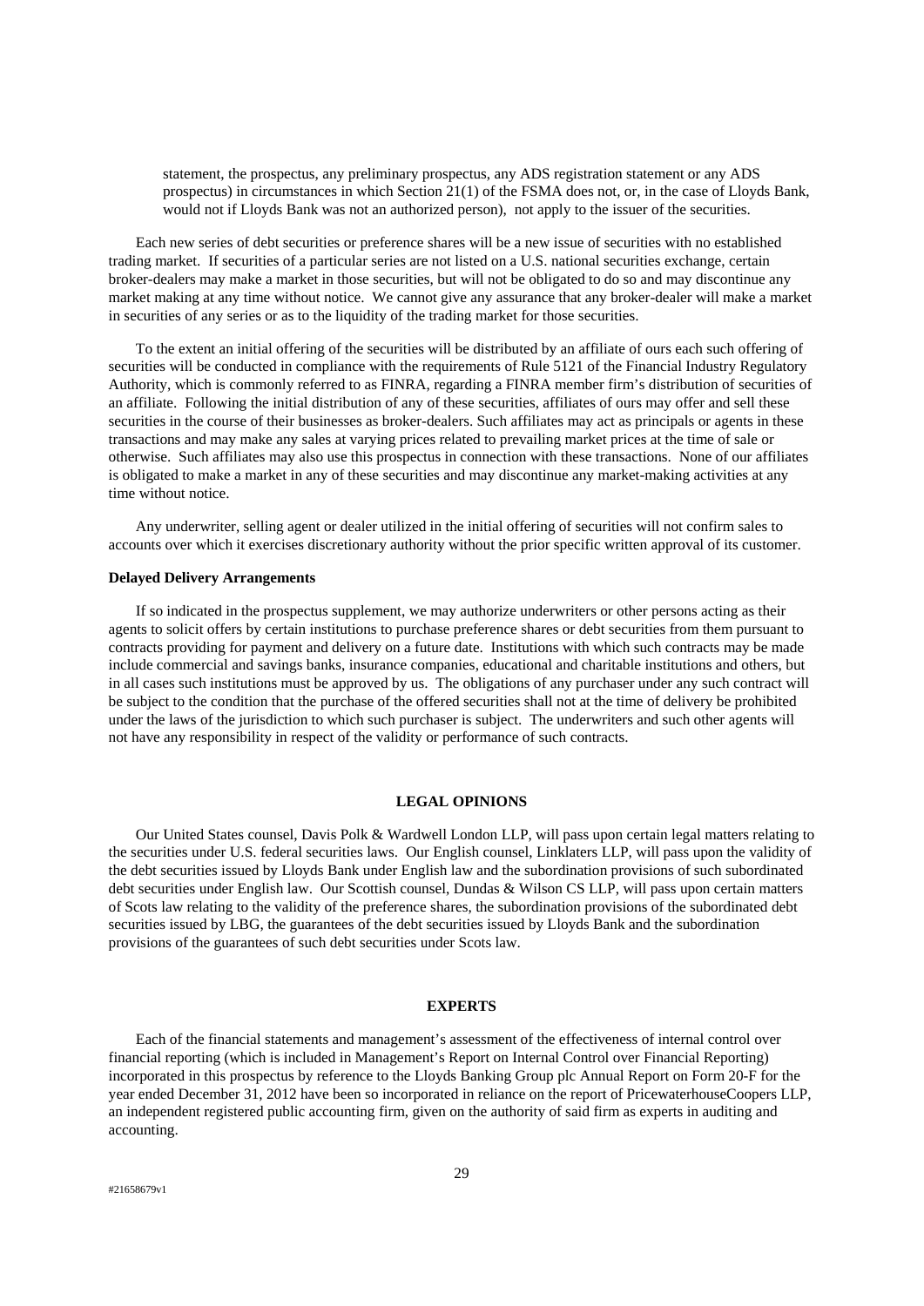statement, the prospectus, any preliminary prospectus, any ADS registration statement or any ADS prospectus) in circumstances in which Section 21(1) of the FSMA does not, or, in the case of Lloyds Bank, would not if Lloyds Bank was not an authorized person), not apply to the issuer of the securities.

Each new series of debt securities or preference shares will be a new issue of securities with no established trading market. If securities of a particular series are not listed on a U.S. national securities exchange, certain broker-dealers may make a market in those securities, but will not be obligated to do so and may discontinue any market making at any time without notice. We cannot give any assurance that any broker-dealer will make a market in securities of any series or as to the liquidity of the trading market for those securities.

To the extent an initial offering of the securities will be distributed by an affiliate of ours each such offering of securities will be conducted in compliance with the requirements of Rule 5121 of the Financial Industry Regulatory Authority, which is commonly referred to as FINRA, regarding a FINRA member firm's distribution of securities of an affiliate. Following the initial distribution of any of these securities, affiliates of ours may offer and sell these securities in the course of their businesses as broker-dealers. Such affiliates may act as principals or agents in these transactions and may make any sales at varying prices related to prevailing market prices at the time of sale or otherwise. Such affiliates may also use this prospectus in connection with these transactions. None of our affiliates is obligated to make a market in any of these securities and may discontinue any market-making activities at any time without notice.

Any underwriter, selling agent or dealer utilized in the initial offering of securities will not confirm sales to accounts over which it exercises discretionary authority without the prior specific written approval of its customer.

**Delayed Delivery Arrangements**

If so indicated in the prospectus supplement, we may authorize underwriters or other persons acting as their agents to solicit offers by certain institutions to purchase preference shares or debt securities from them pursuant to contracts providing for payment and delivery on a future date. Institutions with which such contracts may be made include commercial and savings banks, insurance companies, educational and charitable institutions and others, but in all cases such institutions must be approved by us. The obligations of any purchaser under any such contract will be subject to the condition that the purchase of the offered securities shall not at the time of delivery be prohibited under the laws of the jurisdiction to which such purchaser is subject. The underwriters and such other agents will not have any responsibility in respect of the validity or performance of such contracts.

## LEGAL OPINIONS

Our United States counsel, Davis Polk & Wardwell London LLP, will pass upon certain legal matters relating to the securities under U.S. federal securities laws. Our English counsel, Linklaters LLP, will pass upon the validity of the debt securities issued by Lloyds Bank under English law and the subordination provisions of such subordinated debt securities under English law. Our Scottish counsel, Dundas & Wilson CS LLP, will pass upon certain matters of Scots law relating to the validity of the preference shares, the subordination provisions of the subordinated debt securities issued by LBG, the guarantees of the debt securities issued by Lloyds Bank and the subordination provisions of the guarantees of such debt securities under Scots law.

## EXPERTS

Each of the financial statements and management's assessment of the effectiveness of internal control over financial reporting (which is included in Management's Report on Internal Control over Financial Reporting) incorporated in this prospectus by reference to the Lloyds Banking Group plc Annual Report on Form 20-F for the year ended December 31, 2012 have been so incorporated in reliance on the report of PricewaterhouseCoopers LLP, an independent registered public accounting firm, given on the authority of said firm as experts in auditing and accounting.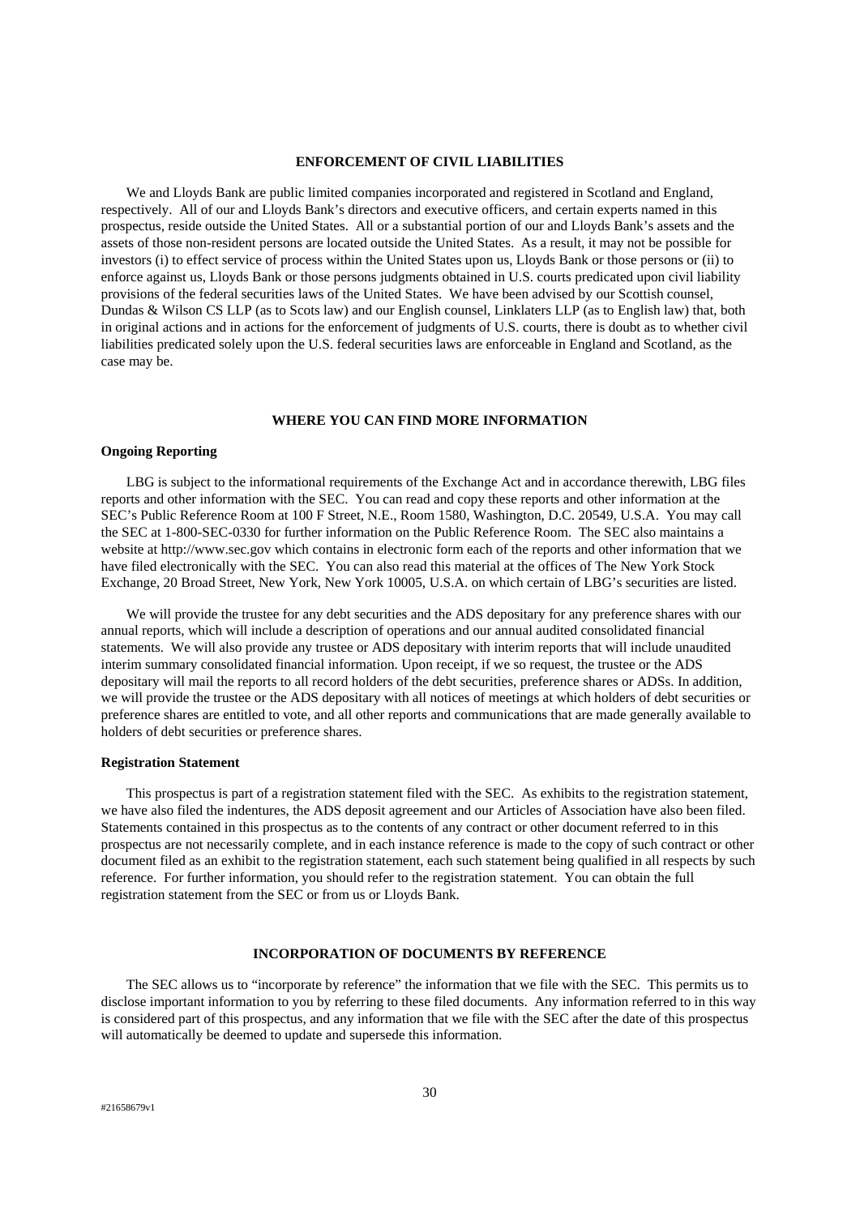## ENFORCEMENT OF CIVIL LIABILITIES

We and Lloyds Bank are public limited companies incorporated and registered in Scotland and England, respectively. All of our and Lloyds Bank's directors and executive officers, and certain experts named in this prospectus, reside outside the United States. All or a substantial portion of our and Lloyds Bank's assets and the assets of those non-resident persons are located outside the United States. As a result, it may not be possible for investors (i) to effect service of process within the United States upon us, Lloyds Bank or those persons or (ii) to enforce against us, Lloyds Bank or those persons judgments obtained in U.S. courts predicated upon civil liability provisions of the federal securities laws of the United States. We have been advised by our Scottish counsel, Dundas & Wilson CS LLP (as to Scots law) and our English counsel, Linklaters LLP (as to English law) that, both in original actions and in actions for the enforcement of judgments of U.S. courts, there is doubt as to whether civil liabilities predicated solely upon the U.S. federal securities laws are enforceable in England and Scotland, as the case may be.

## WHERE YOU CAN FIND MORE INFORMATION

### Ongoing Reporting

LBG is subject to the informational requirements of the Exchange Act and in accordance therewith, LBG files reports and other information with the SEC. You can read and copy these reports and other information at the SEC's Public Reference Room at 100 F Street, N.E., Room 1580, Washington, D.C. 20549, U.S.A. You may call the SEC at 1-800-SEC-0330 for further information on the Public Reference Room. The SEC also maintains a website at http://www.sec.gov which contains in electronic form each of the reports and other information that we have filed electronically with the SEC. You can also read this material at the offices of The New York Stock Exchange, 20 Broad Street, New York, New York 10005, U.S.A. on which certain of LBG's securities are listed.

We will provide the trustee for any debt securities and the ADS depositary for any preference shares with our annual reports, which will include a description of operations and our annual audited consolidated financial statements. We will also provide any trustee or ADS depositary with interim reports that will include unaudited interim summary consolidated financial information. Upon receipt, if we so request, the trustee or the ADS depositary will mail the reports to all record holders of the debt securities, preference shares or ADSs. In addition, we will provide the trustee or the ADS depositary with all notices of meetings at which holders of debt securities or preference shares are entitled to vote, and all other reports and communications that are made generally available to holders of debt securities or preference shares.

### Registration Statement

This prospectus is part of a registration statement filed with the SEC. As exhibits to the registration statement, we have also filed the indentures, the ADS deposit agreement and our Articles of Association have also been filed. Statements contained in this prospectus as to the contents of any contract or other document referred to in this prospectus are not necessarily complete, and in each instance reference is made to the copy of such contract or other document filed as an exhibit to the registration statement, each such statement being qualified in all respects by such reference. For further information, you should refer to the registration statement. You can obtain the full registration statement from the SEC or from us or Lloyds Bank.

## INCORPORATION OF DOCUMENTS BY REFERENCE

The SEC allows us to "incorporate by reference" the information that we file with the SEC. This permits us to disclose important information to you by referring to these filed documents. Any information referred to in this way is considered part of this prospectus, and any information that we file with the SEC after the date of this prospectus will automatically be deemed to update and supersede this information.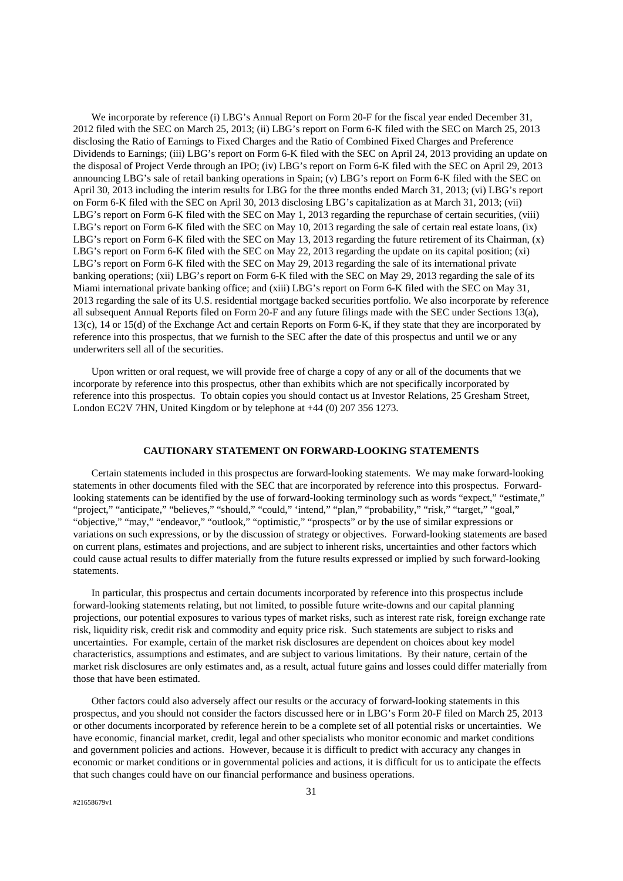We incorporate by reference (i) LBG's Annual Report on Form 20-F for the fiscal year ended December 31, 2012 filed with the SEC on March 25, 2013; (ii) LBG's report on Form 6-K filed with the SEC on March 25, 2013 disclosing the Ratio of Earnings to Fixed Charges and the Ratio of Combined Fixed Charges and Preference Dividends to Earnings; (iii) LBG's report on Form 6-K filed with the SEC on April 24, 2013 providing an update on the disposal of Project Verde through an IPO; (iv) LBG's report on Form 6-K filed with the SEC on April 29, 2013 announcing LBG's sale of retail banking operations in Spain; (v) LBG's report on Form 6-K filed with the SEC on April 30, 2013 including the interim results for LBG for the three months ended March 31, 2013; (vi) LBG's report on Form 6-K filed with the SEC on April 30, 2013 disclosing LBG's capitalization as at March 31, 2013; (vii) LBG's report on Form 6-K filed with the SEC on May 1, 2013 regarding the repurchase of certain securities, (viii) LBG's report on Form 6-K filed with the SEC on May 10, 2013 regarding the sale of certain real estate loans, (ix) LBG's report on Form 6-K filed with the SEC on May 13, 2013 regarding the future retirement of its Chairman, (x) LBG's report on Form 6-K filed with the SEC on May 22, 2013 regarding the update on its capital position; (xi) LBG's report on Form 6-K filed with the SEC on May 29, 2013 regarding the sale of its international private banking operations; (xii) LBG's report on Form 6-K filed with the SEC on May 29, 2013 regarding the sale of its Miami international private banking office; and (xiii) LBG's report on Form 6-K filed with the SEC on May 31, 2013 regarding the sale of its U.S. residential mortgage backed securities portfolio. We also incorporate by reference all subsequent Annual Reports filed on Form 20-F and any future filings made with the SEC under Sections 13(a), 13(c), 14 or 15(d) of the Exchange Act and certain Reports on Form 6-K, if they state that they are incorporated by reference into this prospectus, that we furnish to the SEC after the date of this prospectus and until we or any underwriters sell all of the securities.

Upon written or oral request, we will provide free of charge a copy of any or all of the documents that we incorporate by reference into this prospectus, other than exhibits which are not specifically incorporated by reference into this prospectus. To obtain copies you should contact us at Investor Relations, 25 Gresham Street, London EC2V 7HN, United Kingdom or by telephone at +44 (0) 207 356 1273.

## CAUTIONARY STATEMENT ON FORWARD-LOOKING STATEMENTS

Certain statements included in this prospectus are forward-looking statements. We may make forward-looking statements in other documents filed with the SEC that are incorporated by reference into this prospectus. Forward-looking statements can be identified by the use of forward-looking terminology such as words "expect," "estimate," "project," "anticipate," "believes," "should," "could," 'intend," "plan," "probability," "risk," "target," "goal," "objective," "may," "endeavor," "outlook," "optimistic," "prospects" or by the use of similar expressions or variations on such expressions, or by the discussion of strategy or objectives. Forward-looking statements are based on current plans, estimates and projections, and are subject to inherent risks, uncertainties and other factors which could cause actual results to differ materially from the future results expressed or implied by such forward-looking statements.

In particular, this prospectus and certain documents incorporated by reference into this prospectus include forward-looking statements relating, but not limited, to possible future write-downs and our capital planning projections, our potential exposures to various types of market risks, such as interest rate risk, foreign exchange rate risk, liquidity risk, credit risk and commodity and equity price risk. Such statements are subject to risks and uncertainties. For example, certain of the market risk disclosures are dependent on choices about key model characteristics, assumptions and estimates, and are subject to various limitations. By their nature, certain of the market risk disclosures are only estimates and, as a result, actual future gains and losses could differ materially from those that have been estimated.

Other factors could also adversely affect our results or the accuracy of forward-looking statements in this prospectus, and you should not consider the factors discussed here or in LBG's Form 20-F filed on March 25, 2013 or other documents incorporated by reference herein to be a complete set of all potential risks or uncertainties. We have economic, financial market, credit, legal and other specialists who monitor economic and market conditions and government policies and actions. However, because it is difficult to predict with accuracy any changes in economic or market conditions or in governmental policies and actions, it is difficult for us to anticipate the effects that such changes could have on our financial performance and business operations.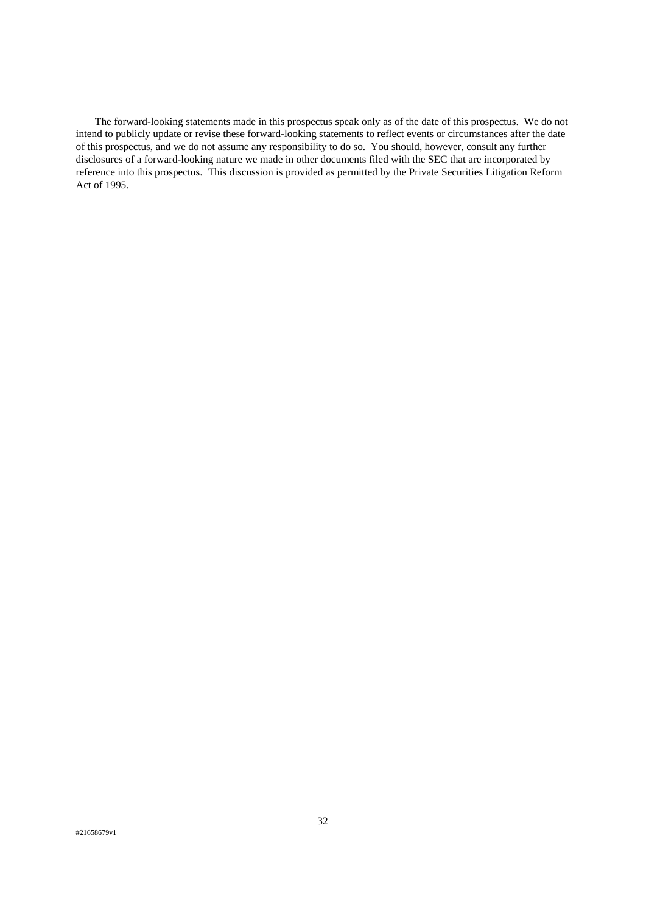The forward-looking statements made in this prospectus speak only as of the date of this prospectus. We do not intend to publicly update or revise these forward-looking statements to reflect events or circumstances after the date of this prospectus, and we do not assume any responsibility to do so. You should, however, consult any further disclosures of a forward-looking nature we made in other documents filed with the SEC that are incorporated by reference into this prospectus. This discussion is provided as permitted by the Private Securities Litigation Reform Act of 1995.